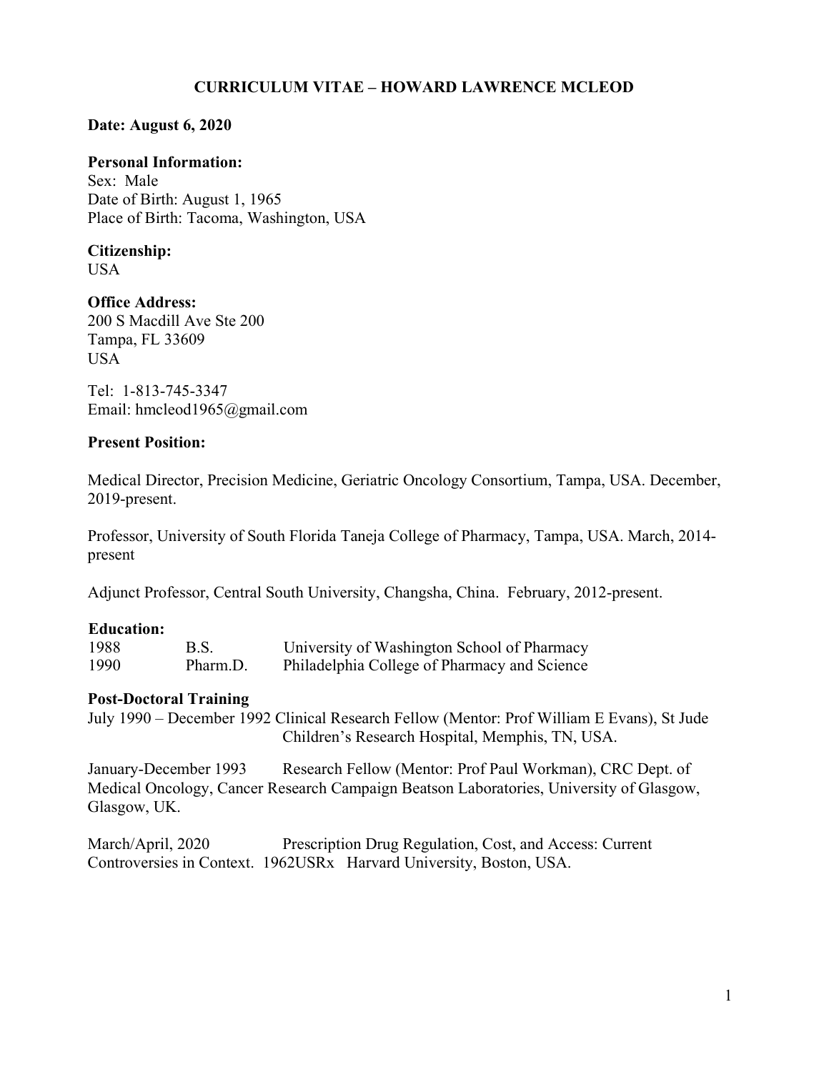# CURRICULUM VITAE – HOWARD LAWRENCE MCLEOD

**Date: August 6, 2020**

**Personal Information:**
Sex: Male
Date of Birth: August 1, 1965
Place of Birth: Tacoma, Washington, USA

**Citizenship:**
USA

**Office Address:**
200 S Macdill Ave Ste 200
Tampa, FL 33609
USA

Tel: 1-813-745-3347
Email: hmcleod1965@gmail.com

**Present Position:**

Medical Director, Precision Medicine, Geriatric Oncology Consortium, Tampa, USA. December, 2019-present.

Professor, University of South Florida Taneja College of Pharmacy, Tampa, USA. March, 2014-present

Adjunct Professor, Central South University, Changsha, China. February, 2012-present.

**Education:**

| | | |
|---|---|---|
| 1988 | B.S. | University of Washington School of Pharmacy |
| 1990 | Pharm.D. | Philadelphia College of Pharmacy and Science |

**Post-Doctoral Training**

July 1990 – December 1992 Clinical Research Fellow (Mentor: Prof William E Evans), St Jude Children's Research Hospital, Memphis, TN, USA.

January-December 1993 Research Fellow (Mentor: Prof Paul Workman), CRC Dept. of Medical Oncology, Cancer Research Campaign Beatson Laboratories, University of Glasgow, Glasgow, UK.

March/April, 2020 Prescription Drug Regulation, Cost, and Access: Current Controversies in Context. 1962USRx Harvard University, Boston, USA.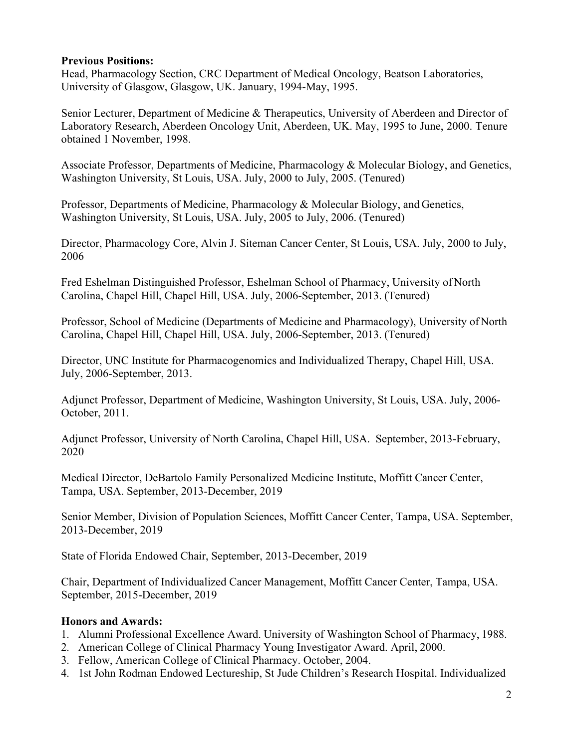**Previous Positions:**

Head, Pharmacology Section, CRC Department of Medical Oncology, Beatson Laboratories, University of Glasgow, Glasgow, UK. January, 1994-May, 1995.

Senior Lecturer, Department of Medicine & Therapeutics, University of Aberdeen and Director of Laboratory Research, Aberdeen Oncology Unit, Aberdeen, UK. May, 1995 to June, 2000. Tenure obtained 1 November, 1998.

Associate Professor, Departments of Medicine, Pharmacology & Molecular Biology, and Genetics, Washington University, St Louis, USA. July, 2000 to July, 2005. (Tenured)

Professor, Departments of Medicine, Pharmacology & Molecular Biology, and Genetics, Washington University, St Louis, USA. July, 2005 to July, 2006. (Tenured)

Director, Pharmacology Core, Alvin J. Siteman Cancer Center, St Louis, USA. July, 2000 to July, 2006

Fred Eshelman Distinguished Professor, Eshelman School of Pharmacy, University of North Carolina, Chapel Hill, Chapel Hill, USA. July, 2006-September, 2013. (Tenured)

Professor, School of Medicine (Departments of Medicine and Pharmacology), University of North Carolina, Chapel Hill, Chapel Hill, USA. July, 2006-September, 2013. (Tenured)

Director, UNC Institute for Pharmacogenomics and Individualized Therapy, Chapel Hill, USA. July, 2006-September, 2013.

Adjunct Professor, Department of Medicine, Washington University, St Louis, USA. July, 2006-October, 2011.

Adjunct Professor, University of North Carolina, Chapel Hill, USA. September, 2013-February, 2020

Medical Director, DeBartolo Family Personalized Medicine Institute, Moffitt Cancer Center, Tampa, USA. September, 2013-December, 2019

Senior Member, Division of Population Sciences, Moffitt Cancer Center, Tampa, USA. September, 2013-December, 2019

State of Florida Endowed Chair, September, 2013-December, 2019

Chair, Department of Individualized Cancer Management, Moffitt Cancer Center, Tampa, USA. September, 2015-December, 2019

**Honors and Awards:**

1. Alumni Professional Excellence Award. University of Washington School of Pharmacy, 1988.
2. American College of Clinical Pharmacy Young Investigator Award. April, 2000.
3. Fellow, American College of Clinical Pharmacy. October, 2004.
4. 1st John Rodman Endowed Lectureship, St Jude Children's Research Hospital. Individualized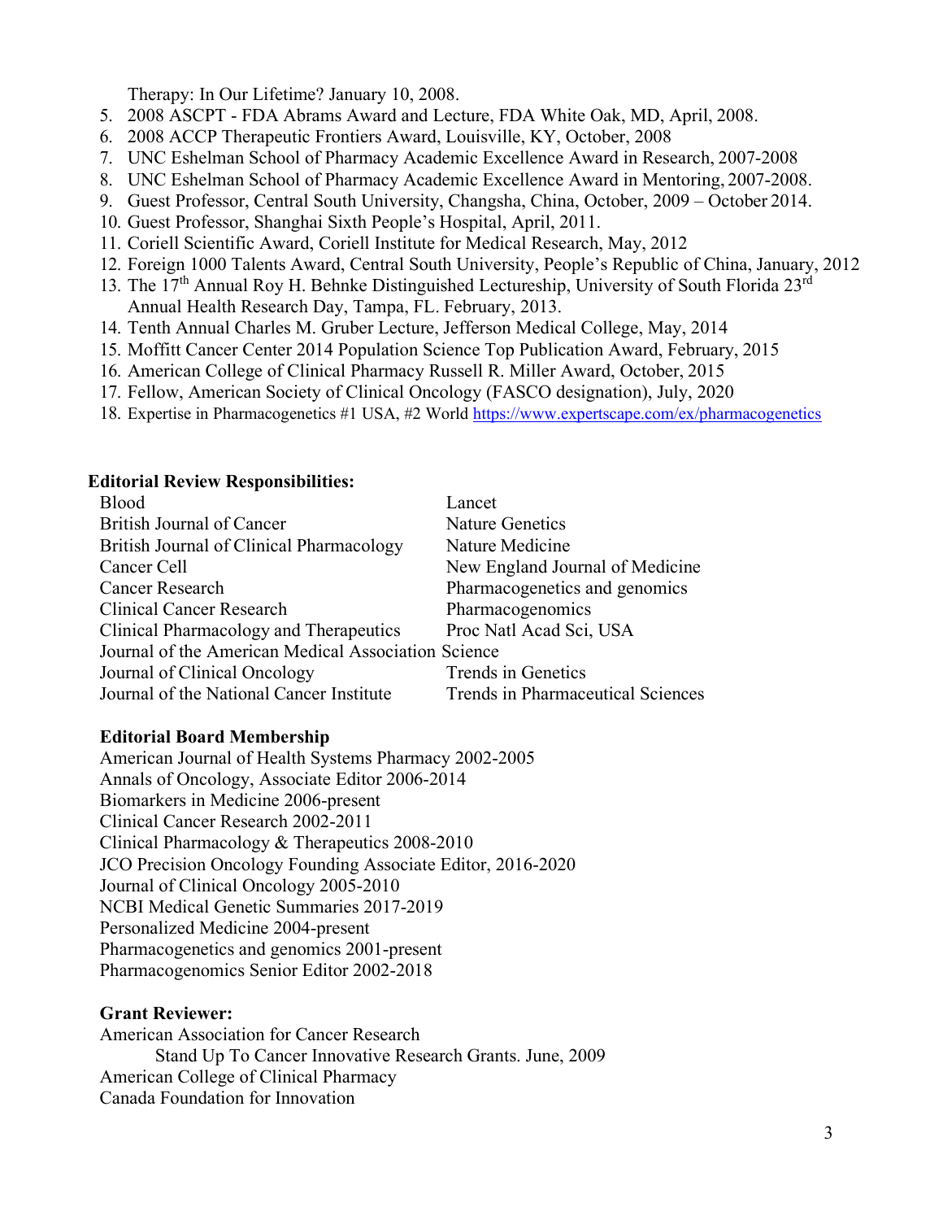Therapy: In Our Lifetime? January 10, 2008.

5. 2008 ASCPT - FDA Abrams Award and Lecture, FDA White Oak, MD, April, 2008.
6. 2008 ACCP Therapeutic Frontiers Award, Louisville, KY, October, 2008
7. UNC Eshelman School of Pharmacy Academic Excellence Award in Research, 2007-2008
8. UNC Eshelman School of Pharmacy Academic Excellence Award in Mentoring, 2007-2008.
9. Guest Professor, Central South University, Changsha, China, October, 2009 – October 2014.
10. Guest Professor, Shanghai Sixth People's Hospital, April, 2011.
11. Coriell Scientific Award, Coriell Institute for Medical Research, May, 2012
12. Foreign 1000 Talents Award, Central South University, People's Republic of China, January, 2012
13. The 17th Annual Roy H. Behnke Distinguished Lectureship, University of South Florida 23rd Annual Health Research Day, Tampa, FL. February, 2013.
14. Tenth Annual Charles M. Gruber Lecture, Jefferson Medical College, May, 2014
15. Moffitt Cancer Center 2014 Population Science Top Publication Award, February, 2015
16. American College of Clinical Pharmacy Russell R. Miller Award, October, 2015
17. Fellow, American Society of Clinical Oncology (FASCO designation), July, 2020
18. Expertise in Pharmacogenetics #1 USA, #2 World https://www.expertscape.com/ex/pharmacogenetics

**Editorial Review Responsibilities:**

Blood
British Journal of Cancer
British Journal of Clinical Pharmacology
Cancer Cell
Cancer Research
Clinical Cancer Research
Clinical Pharmacology and Therapeutics
Journal of the American Medical Association
Journal of Clinical Oncology
Journal of the National Cancer Institute
Lancet
Nature Genetics
Nature Medicine
New England Journal of Medicine
Pharmacogenetics and genomics
Pharmacogenomics
Proc Natl Acad Sci, USA
Science
Trends in Genetics
Trends in Pharmaceutical Sciences

**Editorial Board Membership**

American Journal of Health Systems Pharmacy 2002-2005
Annals of Oncology, Associate Editor 2006-2014
Biomarkers in Medicine 2006-present
Clinical Cancer Research 2002-2011
Clinical Pharmacology & Therapeutics 2008-2010
JCO Precision Oncology Founding Associate Editor, 2016-2020
Journal of Clinical Oncology 2005-2010
NCBI Medical Genetic Summaries 2017-2019
Personalized Medicine 2004-present
Pharmacogenetics and genomics 2001-present
Pharmacogenomics Senior Editor 2002-2018

**Grant Reviewer:**

American Association for Cancer Research
    Stand Up To Cancer Innovative Research Grants. June, 2009
American College of Clinical Pharmacy
Canada Foundation for Innovation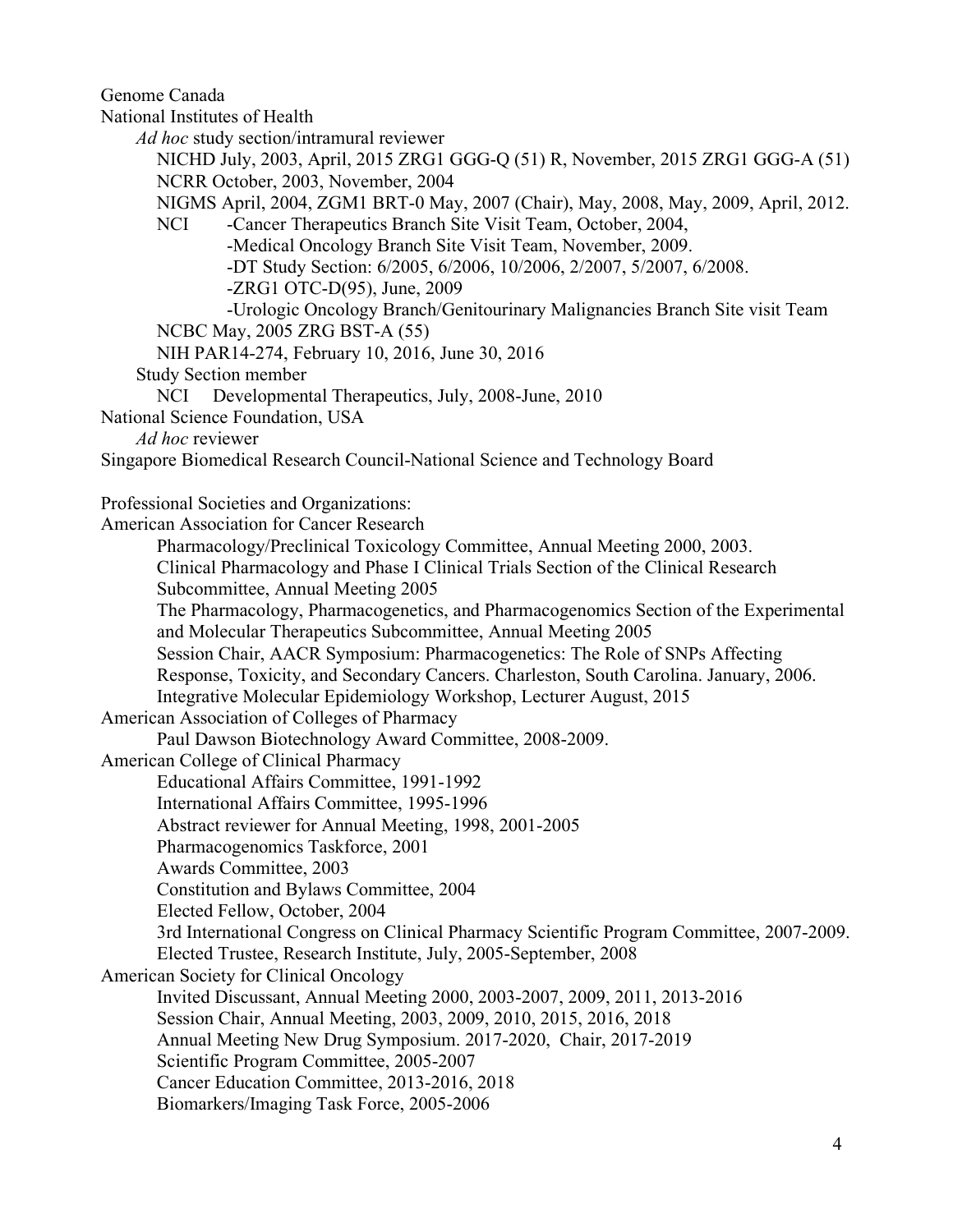Genome Canada

National Institutes of Health

*Ad hoc* study section/intramural reviewer

NICHD July, 2003, April, 2015 ZRG1 GGG-Q (51) R, November, 2015 ZRG1 GGG-A (51)

NCRR October, 2003, November, 2004

NIGMS April, 2004, ZGM1 BRT-0 May, 2007 (Chair), May, 2008, May, 2009, April, 2012.

NCI -Cancer Therapeutics Branch Site Visit Team, October, 2004,

-Medical Oncology Branch Site Visit Team, November, 2009.

-DT Study Section: 6/2005, 6/2006, 10/2006, 2/2007, 5/2007, 6/2008.

-ZRG1 OTC-D(95), June, 2009

-Urologic Oncology Branch/Genitourinary Malignancies Branch Site visit Team

NCBC May, 2005 ZRG BST-A (55)

NIH PAR14-274, February 10, 2016, June 30, 2016

Study Section member

NCI Developmental Therapeutics, July, 2008-June, 2010

National Science Foundation, USA

*Ad hoc* reviewer

Singapore Biomedical Research Council-National Science and Technology Board

Professional Societies and Organizations:

American Association for Cancer Research

Pharmacology/Preclinical Toxicology Committee, Annual Meeting 2000, 2003.

Clinical Pharmacology and Phase I Clinical Trials Section of the Clinical Research Subcommittee, Annual Meeting 2005

The Pharmacology, Pharmacogenetics, and Pharmacogenomics Section of the Experimental and Molecular Therapeutics Subcommittee, Annual Meeting 2005

Session Chair, AACR Symposium: Pharmacogenetics: The Role of SNPs Affecting Response, Toxicity, and Secondary Cancers. Charleston, South Carolina. January, 2006.

Integrative Molecular Epidemiology Workshop, Lecturer August, 2015

American Association of Colleges of Pharmacy

Paul Dawson Biotechnology Award Committee, 2008-2009.

American College of Clinical Pharmacy

Educational Affairs Committee, 1991-1992

International Affairs Committee, 1995-1996

Abstract reviewer for Annual Meeting, 1998, 2001-2005

Pharmacogenomics Taskforce, 2001

Awards Committee, 2003

Constitution and Bylaws Committee, 2004

Elected Fellow, October, 2004

3rd International Congress on Clinical Pharmacy Scientific Program Committee, 2007-2009.

Elected Trustee, Research Institute, July, 2005-September, 2008

American Society for Clinical Oncology

Invited Discussant, Annual Meeting 2000, 2003-2007, 2009, 2011, 2013-2016

Session Chair, Annual Meeting, 2003, 2009, 2010, 2015, 2016, 2018

Annual Meeting New Drug Symposium. 2017-2020, Chair, 2017-2019

Scientific Program Committee, 2005-2007

Cancer Education Committee, 2013-2016, 2018

Biomarkers/Imaging Task Force, 2005-2006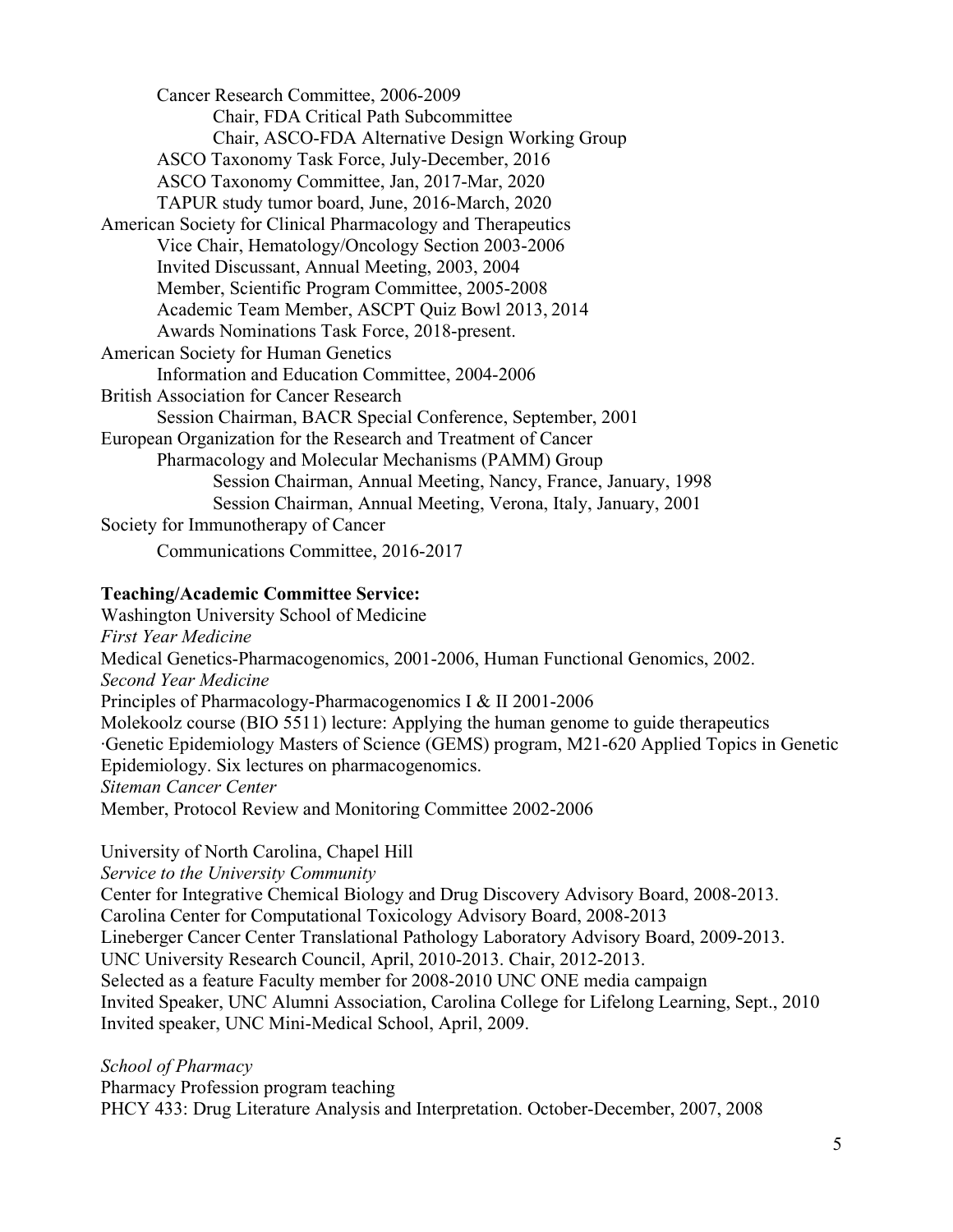Cancer Research Committee, 2006-2009

Chair, FDA Critical Path Subcommittee

Chair, ASCO-FDA Alternative Design Working Group

ASCO Taxonomy Task Force, July-December, 2016

ASCO Taxonomy Committee, Jan, 2017-Mar, 2020

TAPUR study tumor board, June, 2016-March, 2020

American Society for Clinical Pharmacology and Therapeutics

Vice Chair, Hematology/Oncology Section 2003-2006

Invited Discussant, Annual Meeting, 2003, 2004

Member, Scientific Program Committee, 2005-2008

Academic Team Member, ASCPT Quiz Bowl 2013, 2014

Awards Nominations Task Force, 2018-present.

American Society for Human Genetics

Information and Education Committee, 2004-2006

British Association for Cancer Research

Session Chairman, BACR Special Conference, September, 2001

European Organization for the Research and Treatment of Cancer

Pharmacology and Molecular Mechanisms (PAMM) Group

Session Chairman, Annual Meeting, Nancy, France, January, 1998

Session Chairman, Annual Meeting, Verona, Italy, January, 2001

Society for Immunotherapy of Cancer

Communications Committee, 2016-2017

**Teaching/Academic Committee Service:**

Washington University School of Medicine

*First Year Medicine*

Medical Genetics-Pharmacogenomics, 2001-2006, Human Functional Genomics, 2002.

*Second Year Medicine*

Principles of Pharmacology-Pharmacogenomics I & II 2001-2006

Molekoolz course (BIO 5511) lecture: Applying the human genome to guide therapeutics

·Genetic Epidemiology Masters of Science (GEMS) program, M21-620 Applied Topics in Genetic Epidemiology. Six lectures on pharmacogenomics.

*Siteman Cancer Center*

Member, Protocol Review and Monitoring Committee 2002-2006

University of North Carolina, Chapel Hill

*Service to the University Community*

Center for Integrative Chemical Biology and Drug Discovery Advisory Board, 2008-2013.

Carolina Center for Computational Toxicology Advisory Board, 2008-2013

Lineberger Cancer Center Translational Pathology Laboratory Advisory Board, 2009-2013.

UNC University Research Council, April, 2010-2013. Chair, 2012-2013.

Selected as a feature Faculty member for 2008-2010 UNC ONE media campaign

Invited Speaker, UNC Alumni Association, Carolina College for Lifelong Learning, Sept., 2010

Invited speaker, UNC Mini-Medical School, April, 2009.

*School of Pharmacy*

Pharmacy Profession program teaching

PHCY 433: Drug Literature Analysis and Interpretation. October-December, 2007, 2008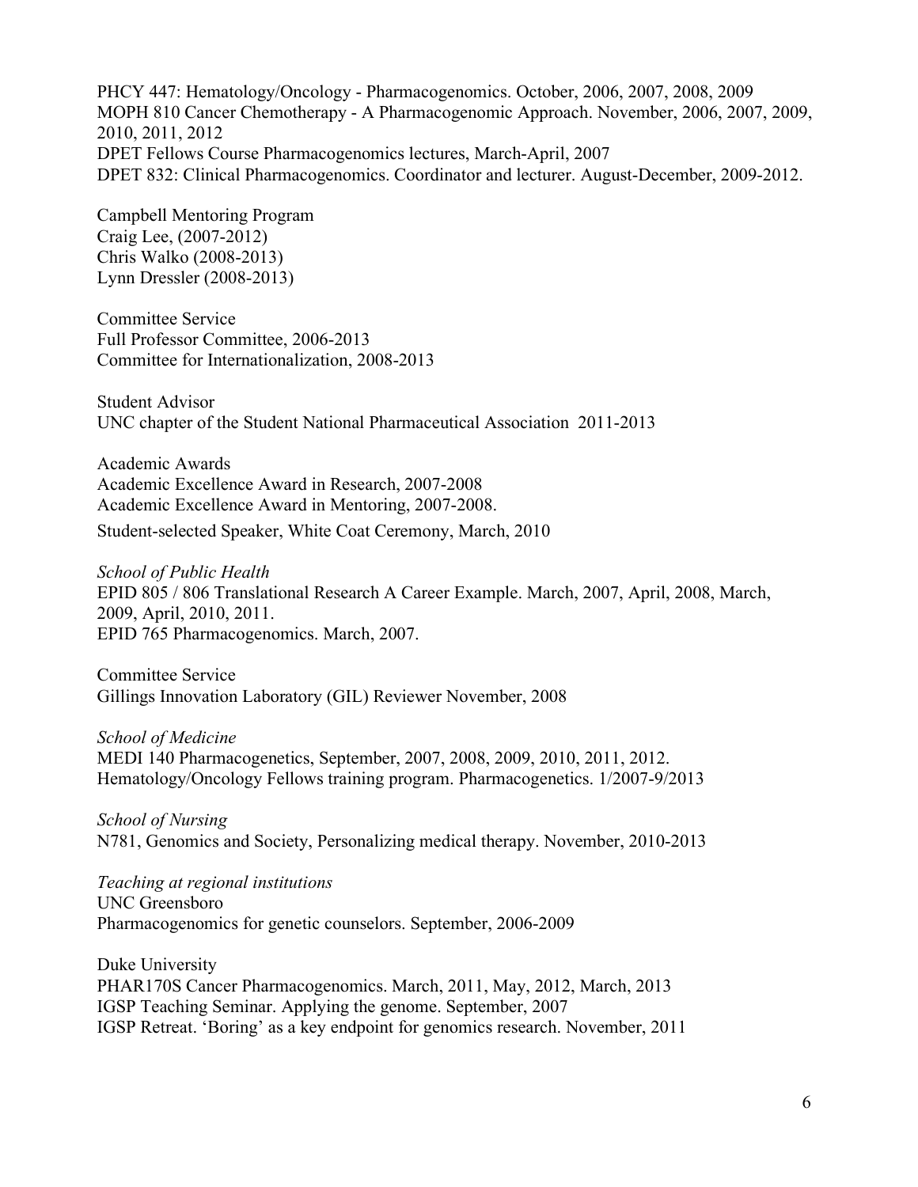PHCY 447: Hematology/Oncology - Pharmacogenomics. October, 2006, 2007, 2008, 2009
MOPH 810 Cancer Chemotherapy - A Pharmacogenomic Approach. November, 2006, 2007, 2009, 2010, 2011, 2012
DPET Fellows Course Pharmacogenomics lectures, March-April, 2007
DPET 832: Clinical Pharmacogenomics. Coordinator and lecturer. August-December, 2009-2012.

Campbell Mentoring Program
Craig Lee, (2007-2012)
Chris Walko (2008-2013)
Lynn Dressler (2008-2013)

Committee Service
Full Professor Committee, 2006-2013
Committee for Internationalization, 2008-2013

Student Advisor
UNC chapter of the Student National Pharmaceutical Association 2011-2013

Academic Awards
Academic Excellence Award in Research, 2007-2008
Academic Excellence Award in Mentoring, 2007-2008.
Student-selected Speaker, White Coat Ceremony, March, 2010

*School of Public Health*
EPID 805 / 806 Translational Research A Career Example. March, 2007, April, 2008, March, 2009, April, 2010, 2011.
EPID 765 Pharmacogenomics. March, 2007.

Committee Service
Gillings Innovation Laboratory (GIL) Reviewer November, 2008

*School of Medicine*
MEDI 140 Pharmacogenetics, September, 2007, 2008, 2009, 2010, 2011, 2012.
Hematology/Oncology Fellows training program. Pharmacogenetics. 1/2007-9/2013

*School of Nursing*
N781, Genomics and Society, Personalizing medical therapy. November, 2010-2013

*Teaching at regional institutions*
UNC Greensboro
Pharmacogenomics for genetic counselors. September, 2006-2009

Duke University
PHAR170S Cancer Pharmacogenomics. March, 2011, May, 2012, March, 2013
IGSP Teaching Seminar. Applying the genome. September, 2007
IGSP Retreat. 'Boring' as a key endpoint for genomics research. November, 2011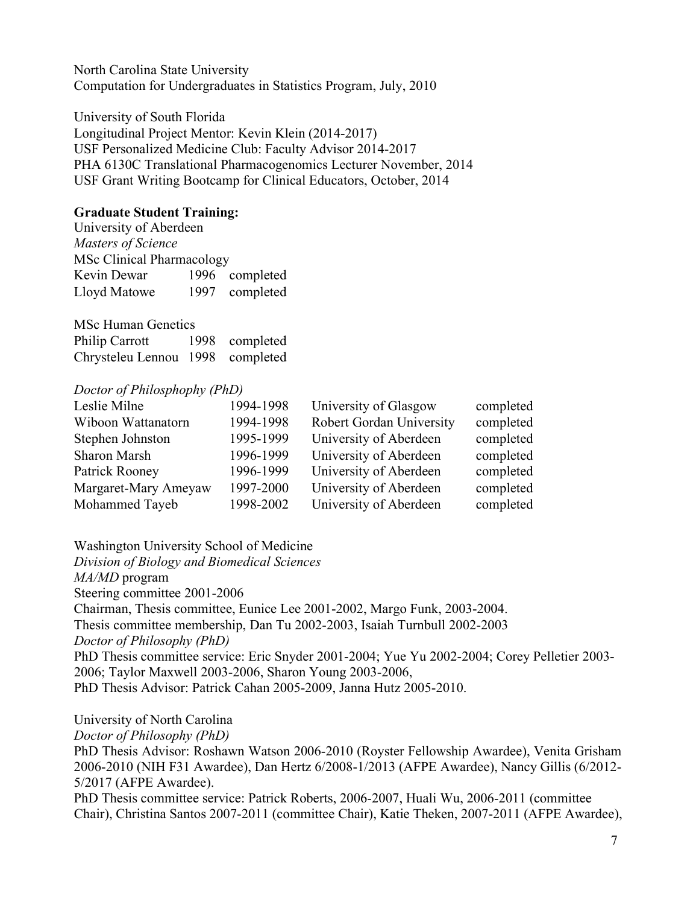North Carolina State University
Computation for Undergraduates in Statistics Program, July, 2010

University of South Florida
Longitudinal Project Mentor: Kevin Klein (2014-2017)
USF Personalized Medicine Club: Faculty Advisor 2014-2017
PHA 6130C Translational Pharmacogenomics Lecturer November, 2014
USF Grant Writing Bootcamp for Clinical Educators, October, 2014

**Graduate Student Training:**
University of Aberdeen
*Masters of Science*
MSc Clinical Pharmacology

| | | |
|---|---|---|
| Kevin Dewar | 1996 | completed |
| Lloyd Matowe | 1997 | completed |

MSc Human Genetics

| | | |
|---|---|---|
| Philip Carrott | 1998 | completed |
| Chrysteleu Lennou | 1998 | completed |

*Doctor of Philosphophy (PhD)*

| | | | |
|---|---|---|---|
| Leslie Milne | 1994-1998 | University of Glasgow | completed |
| Wiboon Wattanatorn | 1994-1998 | Robert Gordan University | completed |
| Stephen Johnston | 1995-1999 | University of Aberdeen | completed |
| Sharon Marsh | 1996-1999 | University of Aberdeen | completed |
| Patrick Rooney | 1996-1999 | University of Aberdeen | completed |
| Margaret-Mary Ameyaw | 1997-2000 | University of Aberdeen | completed |
| Mohammed Tayeb | 1998-2002 | University of Aberdeen | completed |

Washington University School of Medicine
*Division of Biology and Biomedical Sciences*
*MA/MD* program
Steering committee 2001-2006
Chairman, Thesis committee, Eunice Lee 2001-2002, Margo Funk, 2003-2004.
Thesis committee membership, Dan Tu 2002-2003, Isaiah Turnbull 2002-2003
*Doctor of Philosophy (PhD)*
PhD Thesis committee service: Eric Snyder 2001-2004; Yue Yu 2002-2004; Corey Pelletier 2003-2006; Taylor Maxwell 2003-2006, Sharon Young 2003-2006,
PhD Thesis Advisor: Patrick Cahan 2005-2009, Janna Hutz 2005-2010.

University of North Carolina
*Doctor of Philosophy (PhD)*
PhD Thesis Advisor: Roshawn Watson 2006-2010 (Royster Fellowship Awardee), Venita Grisham 2006-2010 (NIH F31 Awardee), Dan Hertz 6/2008-1/2013 (AFPE Awardee), Nancy Gillis (6/2012-5/2017 (AFPE Awardee).
PhD Thesis committee service: Patrick Roberts, 2006-2007, Huali Wu, 2006-2011 (committee Chair), Christina Santos 2007-2011 (committee Chair), Katie Theken, 2007-2011 (AFPE Awardee),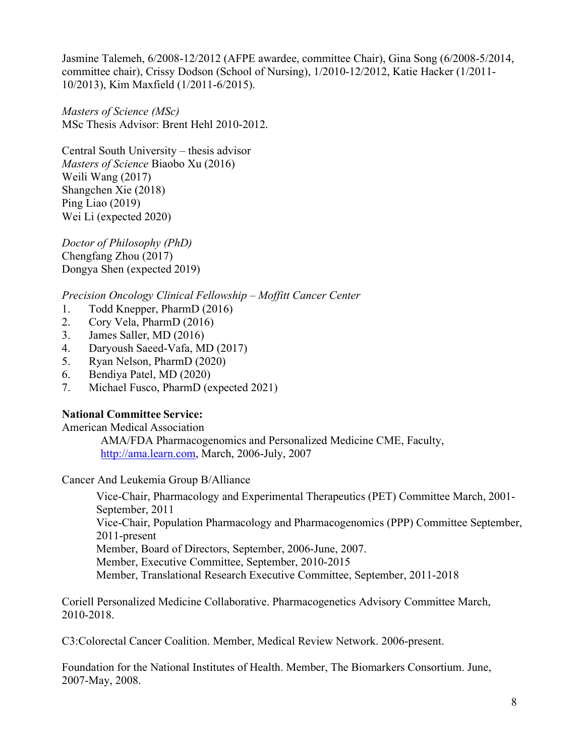Jasmine Talemeh, 6/2008-12/2012 (AFPE awardee, committee Chair), Gina Song (6/2008-5/2014, committee chair), Crissy Dodson (School of Nursing), 1/2010-12/2012, Katie Hacker (1/2011-10/2013), Kim Maxfield (1/2011-6/2015).

*Masters of Science (MSc)*
MSc Thesis Advisor: Brent Hehl 2010-2012.

Central South University – thesis advisor
*Masters of Science* Biaobo Xu (2016)
Weili Wang (2017)
Shangchen Xie (2018)
Ping Liao (2019)
Wei Li (expected 2020)

*Doctor of Philosophy (PhD)*
Chengfang Zhou (2017)
Dongya Shen (expected 2019)

*Precision Oncology Clinical Fellowship – Moffitt Cancer Center*

1. Todd Knepper, PharmD (2016)
2. Cory Vela, PharmD (2016)
3. James Saller, MD (2016)
4. Daryoush Saeed-Vafa, MD (2017)
5. Ryan Nelson, PharmD (2020)
6. Bendiya Patel, MD (2020)
7. Michael Fusco, PharmD (expected 2021)

**National Committee Service:**

American Medical Association

AMA/FDA Pharmacogenomics and Personalized Medicine CME, Faculty, [http://ama.learn.com](http://ama.learn.com), March, 2006-July, 2007

Cancer And Leukemia Group B/Alliance

Vice-Chair, Pharmacology and Experimental Therapeutics (PET) Committee March, 2001-September, 2011
Vice-Chair, Population Pharmacology and Pharmacogenomics (PPP) Committee September, 2011-present
Member, Board of Directors, September, 2006-June, 2007.
Member, Executive Committee, September, 2010-2015
Member, Translational Research Executive Committee, September, 2011-2018

Coriell Personalized Medicine Collaborative. Pharmacogenetics Advisory Committee March, 2010-2018.

C3:Colorectal Cancer Coalition. Member, Medical Review Network. 2006-present.

Foundation for the National Institutes of Health. Member, The Biomarkers Consortium. June, 2007-May, 2008.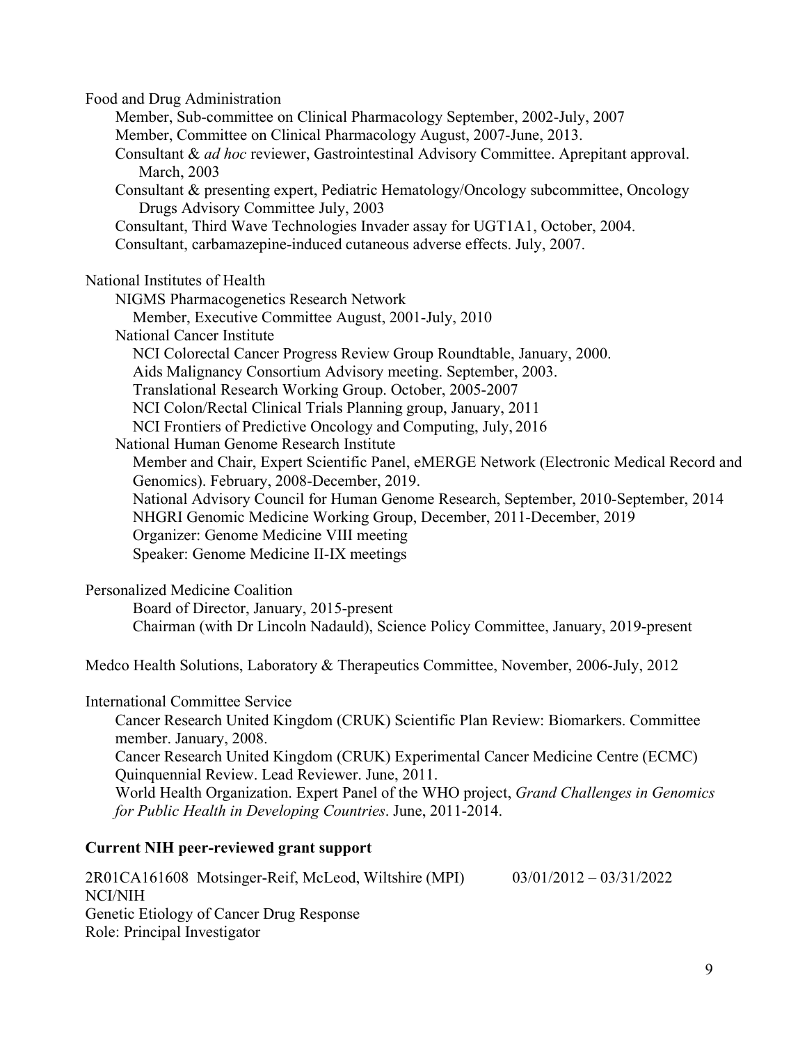Food and Drug Administration

- Member, Sub-committee on Clinical Pharmacology September, 2002-July, 2007
- Member, Committee on Clinical Pharmacology August, 2007-June, 2013.
- Consultant & *ad hoc* reviewer, Gastrointestinal Advisory Committee. Aprepitant approval. March, 2003
- Consultant & presenting expert, Pediatric Hematology/Oncology subcommittee, Oncology Drugs Advisory Committee July, 2003
- Consultant, Third Wave Technologies Invader assay for UGT1A1, October, 2004.
- Consultant, carbamazepine-induced cutaneous adverse effects. July, 2007.

National Institutes of Health

- NIGMS Pharmacogenetics Research Network
  - Member, Executive Committee August, 2001-July, 2010
- National Cancer Institute
  - NCI Colorectal Cancer Progress Review Group Roundtable, January, 2000.
  - Aids Malignancy Consortium Advisory meeting. September, 2003.
  - Translational Research Working Group. October, 2005-2007
  - NCI Colon/Rectal Clinical Trials Planning group, January, 2011
  - NCI Frontiers of Predictive Oncology and Computing, July, 2016
- National Human Genome Research Institute
  - Member and Chair, Expert Scientific Panel, eMERGE Network (Electronic Medical Record and Genomics). February, 2008-December, 2019.
  - National Advisory Council for Human Genome Research, September, 2010-September, 2014
  - NHGRI Genomic Medicine Working Group, December, 2011-December, 2019
  - Organizer: Genome Medicine VIII meeting
  - Speaker: Genome Medicine II-IX meetings

Personalized Medicine Coalition

- Board of Director, January, 2015-present
- Chairman (with Dr Lincoln Nadauld), Science Policy Committee, January, 2019-present

Medco Health Solutions, Laboratory & Therapeutics Committee, November, 2006-July, 2012

International Committee Service

- Cancer Research United Kingdom (CRUK) Scientific Plan Review: Biomarkers. Committee member. January, 2008.
- Cancer Research United Kingdom (CRUK) Experimental Cancer Medicine Centre (ECMC) Quinquennial Review. Lead Reviewer. June, 2011.
- World Health Organization. Expert Panel of the WHO project, *Grand Challenges in Genomics for Public Health in Developing Countries*. June, 2011-2014.

**Current NIH peer-reviewed grant support**

2R01CA161608 Motsinger-Reif, McLeod, Wiltshire (MPI) 03/01/2012 – 03/31/2022
NCI/NIH
Genetic Etiology of Cancer Drug Response
Role: Principal Investigator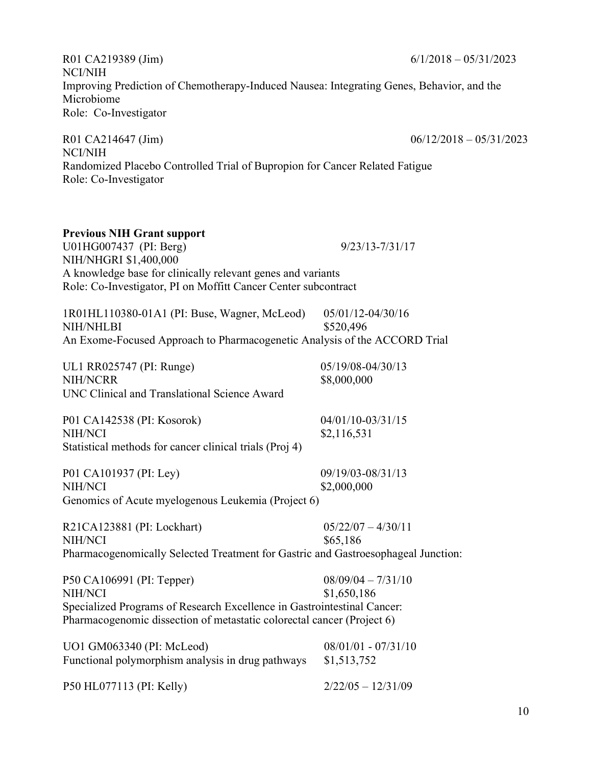R01 CA219389 (Jim) 6/1/2018 – 05/31/2023
NCI/NIH
Improving Prediction of Chemotherapy-Induced Nausea: Integrating Genes, Behavior, and the Microbiome
Role: Co-Investigator

R01 CA214647 (Jim) 06/12/2018 – 05/31/2023
NCI/NIH
Randomized Placebo Controlled Trial of Bupropion for Cancer Related Fatigue
Role: Co-Investigator

**Previous NIH Grant support**

U01HG007437 (PI: Berg) 9/23/13-7/31/17
NIH/NHGRI $1,400,000
A knowledge base for clinically relevant genes and variants
Role: Co-Investigator, PI on Moffitt Cancer Center subcontract

1R01HL110380-01A1 (PI: Buse, Wagner, McLeod) 05/01/12-04/30/16
NIH/NHLBI $520,496
An Exome-Focused Approach to Pharmacogenetic Analysis of the ACCORD Trial

UL1 RR025747 (PI: Runge) 05/19/08-04/30/13
NIH/NCRR $8,000,000
UNC Clinical and Translational Science Award

P01 CA142538 (PI: Kosorok) 04/01/10-03/31/15
NIH/NCI $2,116,531
Statistical methods for cancer clinical trials (Proj 4)

P01 CA101937 (PI: Ley) 09/19/03-08/31/13
NIH/NCI $2,000,000
Genomics of Acute myelogenous Leukemia (Project 6)

R21CA123881 (PI: Lockhart) 05/22/07 – 4/30/11
NIH/NCI $65,186
Pharmacogenomically Selected Treatment for Gastric and Gastroesophageal Junction:

P50 CA106991 (PI: Tepper) 08/09/04 – 7/31/10
NIH/NCI $1,650,186
Specialized Programs of Research Excellence in Gastrointestinal Cancer:
Pharmacogenomic dissection of metastatic colorectal cancer (Project 6)

UO1 GM063340 (PI: McLeod) 08/01/01 - 07/31/10
Functional polymorphism analysis in drug pathways $1,513,752

P50 HL077113 (PI: Kelly) 2/22/05 – 12/31/09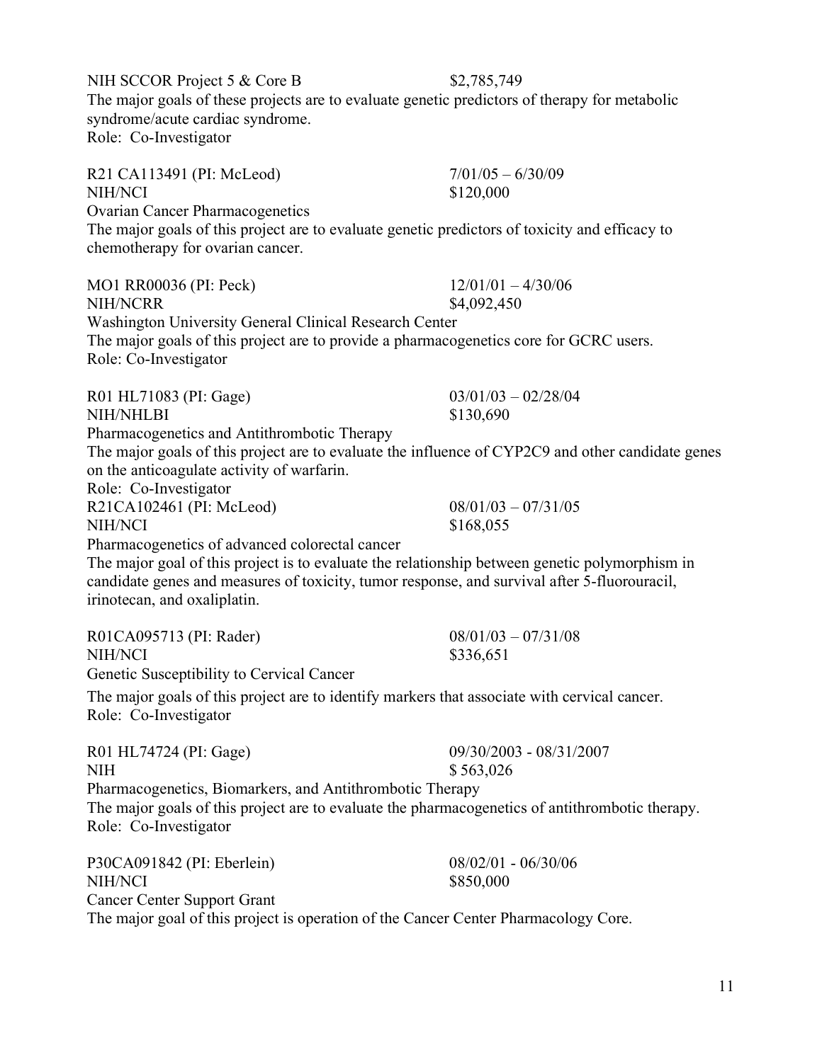NIH SCCOR Project 5 & Core B $2,785,749
The major goals of these projects are to evaluate genetic predictors of therapy for metabolic syndrome/acute cardiac syndrome.
Role: Co-Investigator

R21 CA113491 (PI: McLeod) 7/01/05 – 6/30/09
NIH/NCI $120,000
Ovarian Cancer Pharmacogenetics
The major goals of this project are to evaluate genetic predictors of toxicity and efficacy to chemotherapy for ovarian cancer.

MO1 RR00036 (PI: Peck) 12/01/01 – 4/30/06
NIH/NCRR $4,092,450
Washington University General Clinical Research Center
The major goals of this project are to provide a pharmacogenetics core for GCRC users.
Role: Co-Investigator

R01 HL71083 (PI: Gage) 03/01/03 – 02/28/04
NIH/NHLBI $130,690
Pharmacogenetics and Antithrombotic Therapy
The major goals of this project are to evaluate the influence of CYP2C9 and other candidate genes on the anticoagulate activity of warfarin.
Role: Co-Investigator

R21CA102461 (PI: McLeod) 08/01/03 – 07/31/05
NIH/NCI $168,055
Pharmacogenetics of advanced colorectal cancer
The major goal of this project is to evaluate the relationship between genetic polymorphism in candidate genes and measures of toxicity, tumor response, and survival after 5-fluorouracil, irinotecan, and oxaliplatin.

R01CA095713 (PI: Rader) 08/01/03 – 07/31/08
NIH/NCI $336,651
Genetic Susceptibility to Cervical Cancer
The major goals of this project are to identify markers that associate with cervical cancer.
Role: Co-Investigator

R01 HL74724 (PI: Gage) 09/30/2003 - 08/31/2007
NIH $ 563,026
Pharmacogenetics, Biomarkers, and Antithrombotic Therapy
The major goals of this project are to evaluate the pharmacogenetics of antithrombotic therapy.
Role: Co-Investigator

P30CA091842 (PI: Eberlein) 08/02/01 - 06/30/06
NIH/NCI $850,000
Cancer Center Support Grant
The major goal of this project is operation of the Cancer Center Pharmacology Core.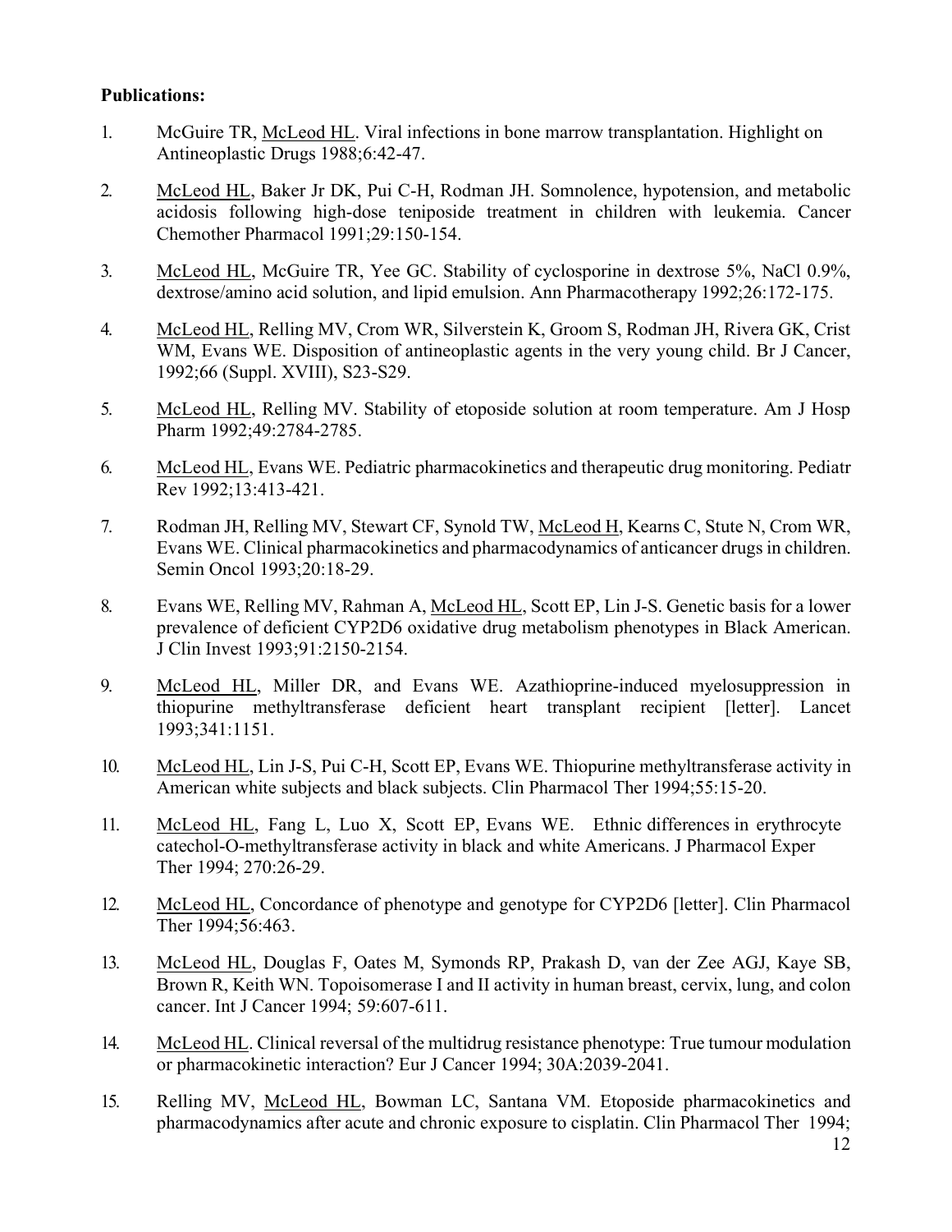**Publications:**

1. McGuire TR, McLeod HL. Viral infections in bone marrow transplantation. Highlight on Antineoplastic Drugs 1988;6:42-47.

2. McLeod HL, Baker Jr DK, Pui C-H, Rodman JH. Somnolence, hypotension, and metabolic acidosis following high-dose teniposide treatment in children with leukemia. Cancer Chemother Pharmacol 1991;29:150-154.

3. McLeod HL, McGuire TR, Yee GC. Stability of cyclosporine in dextrose 5%, NaCl 0.9%, dextrose/amino acid solution, and lipid emulsion. Ann Pharmacotherapy 1992;26:172-175.

4. McLeod HL, Relling MV, Crom WR, Silverstein K, Groom S, Rodman JH, Rivera GK, Crist WM, Evans WE. Disposition of antineoplastic agents in the very young child. Br J Cancer, 1992;66 (Suppl. XVIII), S23-S29.

5. McLeod HL, Relling MV. Stability of etoposide solution at room temperature. Am J Hosp Pharm 1992;49:2784-2785.

6. McLeod HL, Evans WE. Pediatric pharmacokinetics and therapeutic drug monitoring. Pediatr Rev 1992;13:413-421.

7. Rodman JH, Relling MV, Stewart CF, Synold TW, McLeod H, Kearns C, Stute N, Crom WR, Evans WE. Clinical pharmacokinetics and pharmacodynamics of anticancer drugs in children. Semin Oncol 1993;20:18-29.

8. Evans WE, Relling MV, Rahman A, McLeod HL, Scott EP, Lin J-S. Genetic basis for a lower prevalence of deficient CYP2D6 oxidative drug metabolism phenotypes in Black American. J Clin Invest 1993;91:2150-2154.

9. McLeod HL, Miller DR, and Evans WE. Azathioprine-induced myelosuppression in thiopurine methyltransferase deficient heart transplant recipient [letter]. Lancet 1993;341:1151.

10. McLeod HL, Lin J-S, Pui C-H, Scott EP, Evans WE. Thiopurine methyltransferase activity in American white subjects and black subjects. Clin Pharmacol Ther 1994;55:15-20.

11. McLeod HL, Fang L, Luo X, Scott EP, Evans WE. Ethnic differences in erythrocyte catechol-O-methyltransferase activity in black and white Americans. J Pharmacol Exper Ther 1994; 270:26-29.

12. McLeod HL, Concordance of phenotype and genotype for CYP2D6 [letter]. Clin Pharmacol Ther 1994;56:463.

13. McLeod HL, Douglas F, Oates M, Symonds RP, Prakash D, van der Zee AGJ, Kaye SB, Brown R, Keith WN. Topoisomerase I and II activity in human breast, cervix, lung, and colon cancer. Int J Cancer 1994; 59:607-611.

14. McLeod HL. Clinical reversal of the multidrug resistance phenotype: True tumour modulation or pharmacokinetic interaction? Eur J Cancer 1994; 30A:2039-2041.

15. Relling MV, McLeod HL, Bowman LC, Santana VM. Etoposide pharmacokinetics and pharmacodynamics after acute and chronic exposure to cisplatin. Clin Pharmacol Ther 1994;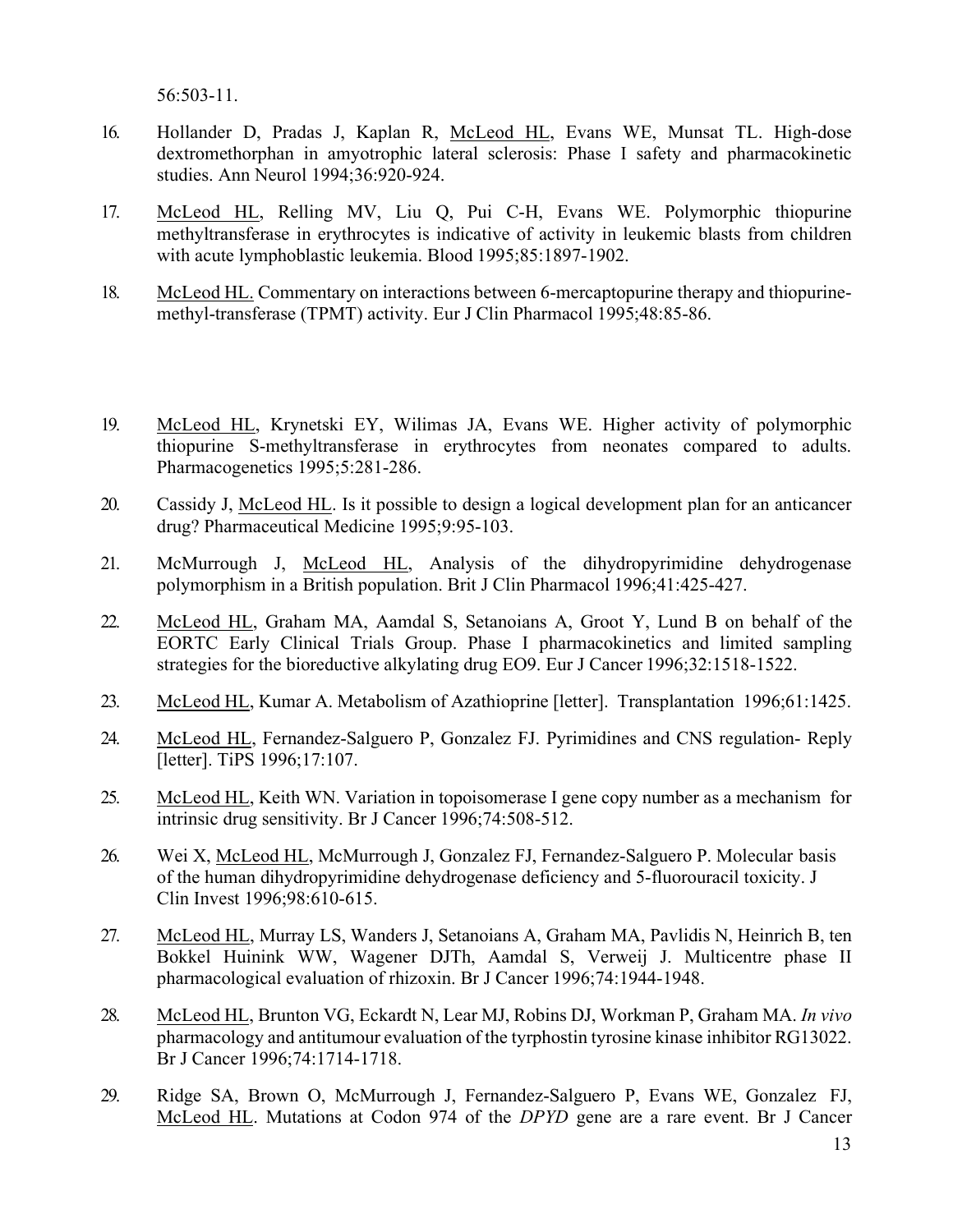56:503-11.

16. Hollander D, Pradas J, Kaplan R, McLeod HL, Evans WE, Munsat TL. High-dose dextromethorphan in amyotrophic lateral sclerosis: Phase I safety and pharmacokinetic studies. Ann Neurol 1994;36:920-924.

17. McLeod HL, Relling MV, Liu Q, Pui C-H, Evans WE. Polymorphic thiopurine methyltransferase in erythrocytes is indicative of activity in leukemic blasts from children with acute lymphoblastic leukemia. Blood 1995;85:1897-1902.

18. McLeod HL. Commentary on interactions between 6-mercaptopurine therapy and thiopurine-methyl-transferase (TPMT) activity. Eur J Clin Pharmacol 1995;48:85-86.

19. McLeod HL, Krynetski EY, Wilimas JA, Evans WE. Higher activity of polymorphic thiopurine S-methyltransferase in erythrocytes from neonates compared to adults. Pharmacogenetics 1995;5:281-286.

20. Cassidy J, McLeod HL. Is it possible to design a logical development plan for an anticancer drug? Pharmaceutical Medicine 1995;9:95-103.

21. McMurrough J, McLeod HL, Analysis of the dihydropyrimidine dehydrogenase polymorphism in a British population. Brit J Clin Pharmacol 1996;41:425-427.

22. McLeod HL, Graham MA, Aamdal S, Setanoians A, Groot Y, Lund B on behalf of the EORTC Early Clinical Trials Group. Phase I pharmacokinetics and limited sampling strategies for the bioreductive alkylating drug EO9. Eur J Cancer 1996;32:1518-1522.

23. McLeod HL, Kumar A. Metabolism of Azathioprine [letter]. Transplantation 1996;61:1425.

24. McLeod HL, Fernandez-Salguero P, Gonzalez FJ. Pyrimidines and CNS regulation- Reply [letter]. TiPS 1996;17:107.

25. McLeod HL, Keith WN. Variation in topoisomerase I gene copy number as a mechanism for intrinsic drug sensitivity. Br J Cancer 1996;74:508-512.

26. Wei X, McLeod HL, McMurrough J, Gonzalez FJ, Fernandez-Salguero P. Molecular basis of the human dihydropyrimidine dehydrogenase deficiency and 5-fluorouracil toxicity. J Clin Invest 1996;98:610-615.

27. McLeod HL, Murray LS, Wanders J, Setanoians A, Graham MA, Pavlidis N, Heinrich B, ten Bokkel Huinink WW, Wagener DJTh, Aamdal S, Verweij J. Multicentre phase II pharmacological evaluation of rhizoxin. Br J Cancer 1996;74:1944-1948.

28. McLeod HL, Brunton VG, Eckardt N, Lear MJ, Robins DJ, Workman P, Graham MA. *In vivo* pharmacology and antitumour evaluation of the tyrphostin tyrosine kinase inhibitor RG13022. Br J Cancer 1996;74:1714-1718.

29. Ridge SA, Brown O, McMurrough J, Fernandez-Salguero P, Evans WE, Gonzalez FJ, McLeod HL. Mutations at Codon 974 of the *DPYD* gene are a rare event. Br J Cancer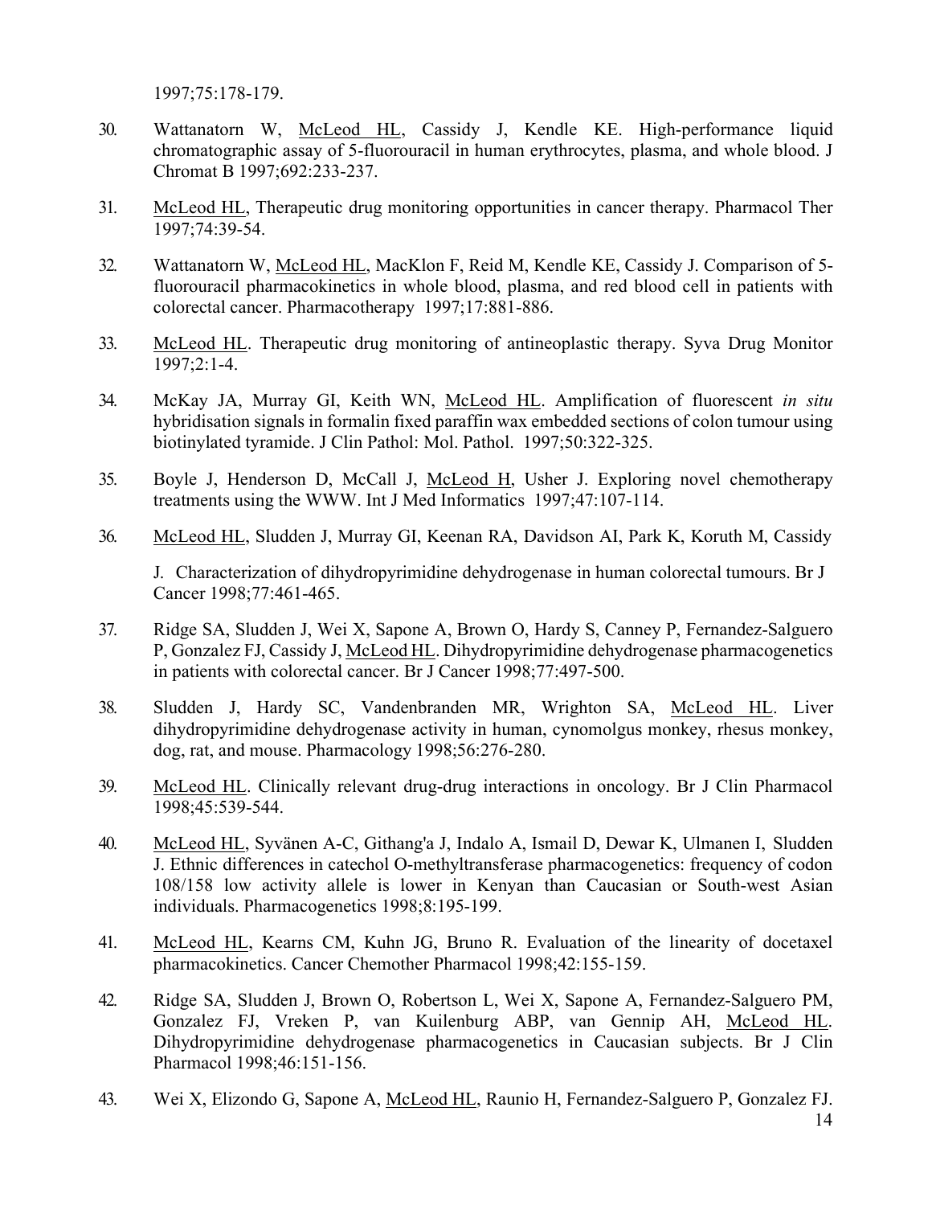1997;75:178-179.

30. Wattanatorn W, McLeod HL, Cassidy J, Kendle KE. High-performance liquid chromatographic assay of 5-fluorouracil in human erythrocytes, plasma, and whole blood. J Chromat B 1997;692:233-237.

31. McLeod HL, Therapeutic drug monitoring opportunities in cancer therapy. Pharmacol Ther 1997;74:39-54.

32. Wattanatorn W, McLeod HL, MacKlon F, Reid M, Kendle KE, Cassidy J. Comparison of 5-fluorouracil pharmacokinetics in whole blood, plasma, and red blood cell in patients with colorectal cancer. Pharmacotherapy 1997;17:881-886.

33. McLeod HL. Therapeutic drug monitoring of antineoplastic therapy. Syva Drug Monitor 1997;2:1-4.

34. McKay JA, Murray GI, Keith WN, McLeod HL. Amplification of fluorescent *in situ* hybridisation signals in formalin fixed paraffin wax embedded sections of colon tumour using biotinylated tyramide. J Clin Pathol: Mol. Pathol. 1997;50:322-325.

35. Boyle J, Henderson D, McCall J, McLeod H, Usher J. Exploring novel chemotherapy treatments using the WWW. Int J Med Informatics 1997;47:107-114.

36. McLeod HL, Sludden J, Murray GI, Keenan RA, Davidson AI, Park K, Koruth M, Cassidy J. Characterization of dihydropyrimidine dehydrogenase in human colorectal tumours. Br J Cancer 1998;77:461-465.

37. Ridge SA, Sludden J, Wei X, Sapone A, Brown O, Hardy S, Canney P, Fernandez-Salguero P, Gonzalez FJ, Cassidy J, McLeod HL. Dihydropyrimidine dehydrogenase pharmacogenetics in patients with colorectal cancer. Br J Cancer 1998;77:497-500.

38. Sludden J, Hardy SC, Vandenbranden MR, Wrighton SA, McLeod HL. Liver dihydropyrimidine dehydrogenase activity in human, cynomolgus monkey, rhesus monkey, dog, rat, and mouse. Pharmacology 1998;56:276-280.

39. McLeod HL. Clinically relevant drug-drug interactions in oncology. Br J Clin Pharmacol 1998;45:539-544.

40. McLeod HL, Syvänen A-C, Githang'a J, Indalo A, Ismail D, Dewar K, Ulmanen I, Sludden J. Ethnic differences in catechol O-methyltransferase pharmacogenetics: frequency of codon 108/158 low activity allele is lower in Kenyan than Caucasian or South-west Asian individuals. Pharmacogenetics 1998;8:195-199.

41. McLeod HL, Kearns CM, Kuhn JG, Bruno R. Evaluation of the linearity of docetaxel pharmacokinetics. Cancer Chemother Pharmacol 1998;42:155-159.

42. Ridge SA, Sludden J, Brown O, Robertson L, Wei X, Sapone A, Fernandez-Salguero PM, Gonzalez FJ, Vreken P, van Kuilenburg ABP, van Gennip AH, McLeod HL. Dihydropyrimidine dehydrogenase pharmacogenetics in Caucasian subjects. Br J Clin Pharmacol 1998;46:151-156.

43. Wei X, Elizondo G, Sapone A, McLeod HL, Raunio H, Fernandez-Salguero P, Gonzalez FJ.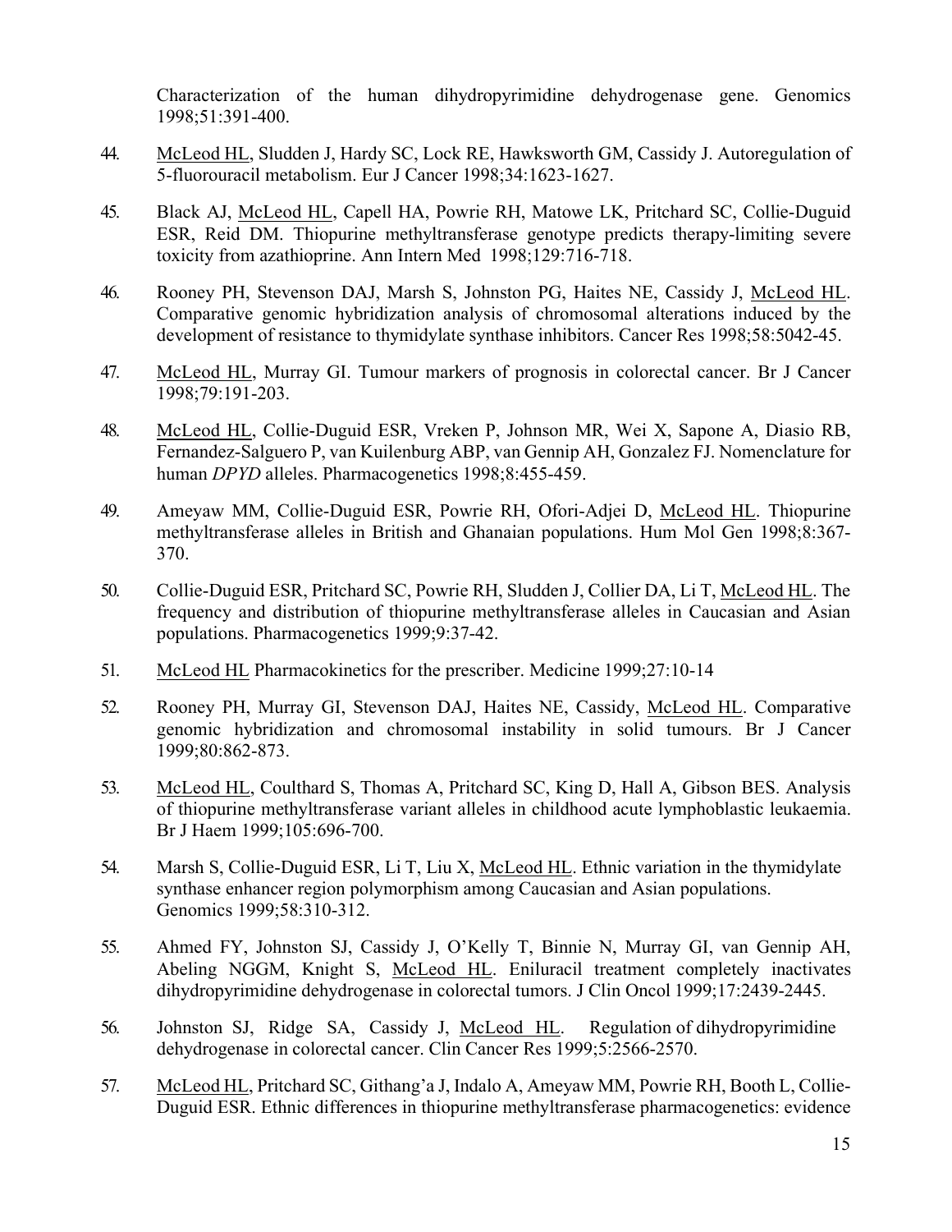Characterization of the human dihydropyrimidine dehydrogenase gene. Genomics 1998;51:391-400.

44. McLeod HL, Sludden J, Hardy SC, Lock RE, Hawksworth GM, Cassidy J. Autoregulation of 5-fluorouracil metabolism. Eur J Cancer 1998;34:1623-1627.

45. Black AJ, McLeod HL, Capell HA, Powrie RH, Matowe LK, Pritchard SC, Collie-Duguid ESR, Reid DM. Thiopurine methyltransferase genotype predicts therapy-limiting severe toxicity from azathioprine. Ann Intern Med 1998;129:716-718.

46. Rooney PH, Stevenson DAJ, Marsh S, Johnston PG, Haites NE, Cassidy J, McLeod HL. Comparative genomic hybridization analysis of chromosomal alterations induced by the development of resistance to thymidylate synthase inhibitors. Cancer Res 1998;58:5042-45.

47. McLeod HL, Murray GI. Tumour markers of prognosis in colorectal cancer. Br J Cancer 1998;79:191-203.

48. McLeod HL, Collie-Duguid ESR, Vreken P, Johnson MR, Wei X, Sapone A, Diasio RB, Fernandez-Salguero P, van Kuilenburg ABP, van Gennip AH, Gonzalez FJ. Nomenclature for human *DPYD* alleles. Pharmacogenetics 1998;8:455-459.

49. Ameyaw MM, Collie-Duguid ESR, Powrie RH, Ofori-Adjei D, McLeod HL. Thiopurine methyltransferase alleles in British and Ghanaian populations. Hum Mol Gen 1998;8:367-370.

50. Collie-Duguid ESR, Pritchard SC, Powrie RH, Sludden J, Collier DA, Li T, McLeod HL. The frequency and distribution of thiopurine methyltransferase alleles in Caucasian and Asian populations. Pharmacogenetics 1999;9:37-42.

51. McLeod HL Pharmacokinetics for the prescriber. Medicine 1999;27:10-14

52. Rooney PH, Murray GI, Stevenson DAJ, Haites NE, Cassidy, McLeod HL. Comparative genomic hybridization and chromosomal instability in solid tumours. Br J Cancer 1999;80:862-873.

53. McLeod HL, Coulthard S, Thomas A, Pritchard SC, King D, Hall A, Gibson BES. Analysis of thiopurine methyltransferase variant alleles in childhood acute lymphoblastic leukaemia. Br J Haem 1999;105:696-700.

54. Marsh S, Collie-Duguid ESR, Li T, Liu X, McLeod HL. Ethnic variation in the thymidylate synthase enhancer region polymorphism among Caucasian and Asian populations. Genomics 1999;58:310-312.

55. Ahmed FY, Johnston SJ, Cassidy J, O'Kelly T, Binnie N, Murray GI, van Gennip AH, Abeling NGGM, Knight S, McLeod HL. Eniluracil treatment completely inactivates dihydropyrimidine dehydrogenase in colorectal tumors. J Clin Oncol 1999;17:2439-2445.

56. Johnston SJ, Ridge SA, Cassidy J, McLeod HL. Regulation of dihydropyrimidine dehydrogenase in colorectal cancer. Clin Cancer Res 1999;5:2566-2570.

57. McLeod HL, Pritchard SC, Githang'a J, Indalo A, Ameyaw MM, Powrie RH, Booth L, Collie-Duguid ESR. Ethnic differences in thiopurine methyltransferase pharmacogenetics: evidence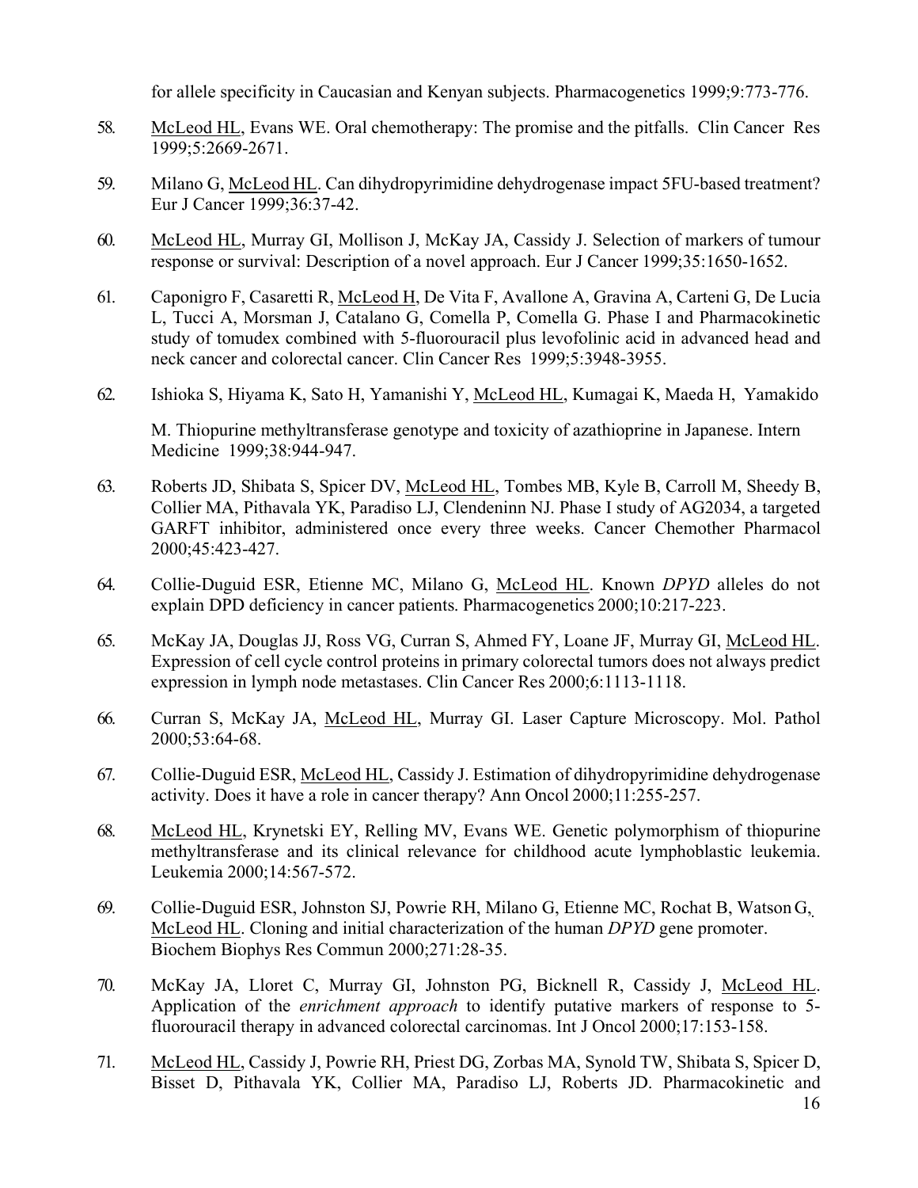for allele specificity in Caucasian and Kenyan subjects. Pharmacogenetics 1999;9:773-776.

58. McLeod HL, Evans WE. Oral chemotherapy: The promise and the pitfalls. Clin Cancer Res 1999;5:2669-2671.

59. Milano G, McLeod HL. Can dihydropyrimidine dehydrogenase impact 5FU-based treatment? Eur J Cancer 1999;36:37-42.

60. McLeod HL, Murray GI, Mollison J, McKay JA, Cassidy J. Selection of markers of tumour response or survival: Description of a novel approach. Eur J Cancer 1999;35:1650-1652.

61. Caponigro F, Casaretti R, McLeod H, De Vita F, Avallone A, Gravina A, Carteni G, De Lucia L, Tucci A, Morsman J, Catalano G, Comella P, Comella G. Phase I and Pharmacokinetic study of tomudex combined with 5-fluorouracil plus levofolinic acid in advanced head and neck cancer and colorectal cancer. Clin Cancer Res 1999;5:3948-3955.

62. Ishioka S, Hiyama K, Sato H, Yamanishi Y, McLeod HL, Kumagai K, Maeda H, Yamakido M. Thiopurine methyltransferase genotype and toxicity of azathioprine in Japanese. Intern Medicine 1999;38:944-947.

63. Roberts JD, Shibata S, Spicer DV, McLeod HL, Tombes MB, Kyle B, Carroll M, Sheedy B, Collier MA, Pithavala YK, Paradiso LJ, Clendeninn NJ. Phase I study of AG2034, a targeted GARFT inhibitor, administered once every three weeks. Cancer Chemother Pharmacol 2000;45:423-427.

64. Collie-Duguid ESR, Etienne MC, Milano G, McLeod HL. Known *DPYD* alleles do not explain DPD deficiency in cancer patients. Pharmacogenetics 2000;10:217-223.

65. McKay JA, Douglas JJ, Ross VG, Curran S, Ahmed FY, Loane JF, Murray GI, McLeod HL. Expression of cell cycle control proteins in primary colorectal tumors does not always predict expression in lymph node metastases. Clin Cancer Res 2000;6:1113-1118.

66. Curran S, McKay JA, McLeod HL, Murray GI. Laser Capture Microscopy. Mol. Pathol 2000;53:64-68.

67. Collie-Duguid ESR, McLeod HL, Cassidy J. Estimation of dihydropyrimidine dehydrogenase activity. Does it have a role in cancer therapy? Ann Oncol 2000;11:255-257.

68. McLeod HL, Krynetski EY, Relling MV, Evans WE. Genetic polymorphism of thiopurine methyltransferase and its clinical relevance for childhood acute lymphoblastic leukemia. Leukemia 2000;14:567-572.

69. Collie-Duguid ESR, Johnston SJ, Powrie RH, Milano G, Etienne MC, Rochat B, Watson G, McLeod HL. Cloning and initial characterization of the human *DPYD* gene promoter. Biochem Biophys Res Commun 2000;271:28-35.

70. McKay JA, Lloret C, Murray GI, Johnston PG, Bicknell R, Cassidy J, McLeod HL. Application of the *enrichment approach* to identify putative markers of response to 5-fluorouracil therapy in advanced colorectal carcinomas. Int J Oncol 2000;17:153-158.

71. McLeod HL, Cassidy J, Powrie RH, Priest DG, Zorbas MA, Synold TW, Shibata S, Spicer D, Bisset D, Pithavala YK, Collier MA, Paradiso LJ, Roberts JD. Pharmacokinetic and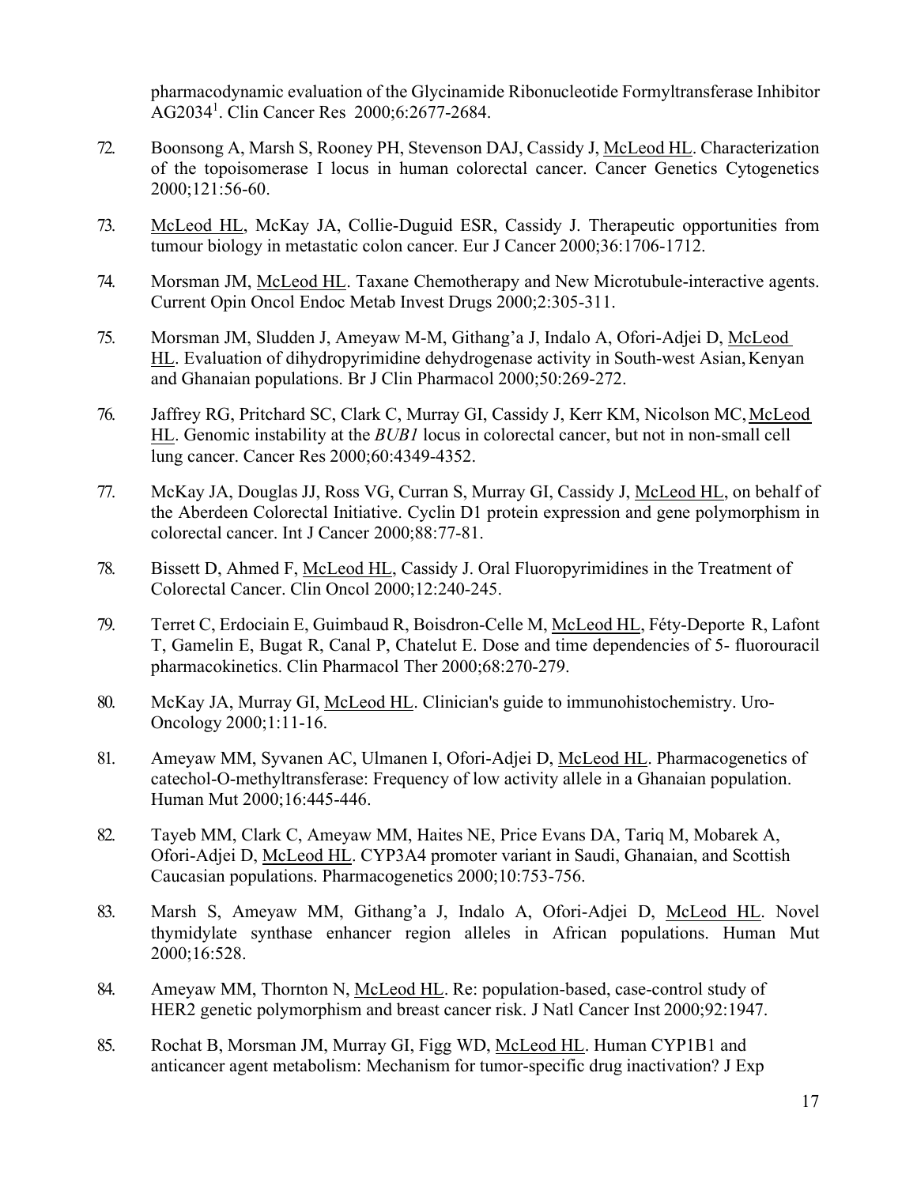pharmacodynamic evaluation of the Glycinamide Ribonucleotide Formyltransferase Inhibitor AG2034[1]. Clin Cancer Res 2000;6:2677-2684.

72. Boonsong A, Marsh S, Rooney PH, Stevenson DAJ, Cassidy J, McLeod HL. Characterization of the topoisomerase I locus in human colorectal cancer. Cancer Genetics Cytogenetics 2000;121:56-60.

73. McLeod HL, McKay JA, Collie-Duguid ESR, Cassidy J. Therapeutic opportunities from tumour biology in metastatic colon cancer. Eur J Cancer 2000;36:1706-1712.

74. Morsman JM, McLeod HL. Taxane Chemotherapy and New Microtubule-interactive agents. Current Opin Oncol Endoc Metab Invest Drugs 2000;2:305-311.

75. Morsman JM, Sludden J, Ameyaw M-M, Githang'a J, Indalo A, Ofori-Adjei D, McLeod HL. Evaluation of dihydropyrimidine dehydrogenase activity in South-west Asian, Kenyan and Ghanaian populations. Br J Clin Pharmacol 2000;50:269-272.

76. Jaffrey RG, Pritchard SC, Clark C, Murray GI, Cassidy J, Kerr KM, Nicolson MC, McLeod HL. Genomic instability at the *BUB1* locus in colorectal cancer, but not in non-small cell lung cancer. Cancer Res 2000;60:4349-4352.

77. McKay JA, Douglas JJ, Ross VG, Curran S, Murray GI, Cassidy J, McLeod HL, on behalf of the Aberdeen Colorectal Initiative. Cyclin D1 protein expression and gene polymorphism in colorectal cancer. Int J Cancer 2000;88:77-81.

78. Bissett D, Ahmed F, McLeod HL, Cassidy J. Oral Fluoropyrimidines in the Treatment of Colorectal Cancer. Clin Oncol 2000;12:240-245.

79. Terret C, Erdociain E, Guimbaud R, Boisdron-Celle M, McLeod HL, Féty-Deporte R, Lafont T, Gamelin E, Bugat R, Canal P, Chatelut E. Dose and time dependencies of 5- fluorouracil pharmacokinetics. Clin Pharmacol Ther 2000;68:270-279.

80. McKay JA, Murray GI, McLeod HL. Clinician's guide to immunohistochemistry. Uro-Oncology 2000;1:11-16.

81. Ameyaw MM, Syvanen AC, Ulmanen I, Ofori-Adjei D, McLeod HL. Pharmacogenetics of catechol-O-methyltransferase: Frequency of low activity allele in a Ghanaian population. Human Mut 2000;16:445-446.

82. Tayeb MM, Clark C, Ameyaw MM, Haites NE, Price Evans DA, Tariq M, Mobarek A, Ofori-Adjei D, McLeod HL. CYP3A4 promoter variant in Saudi, Ghanaian, and Scottish Caucasian populations. Pharmacogenetics 2000;10:753-756.

83. Marsh S, Ameyaw MM, Githang'a J, Indalo A, Ofori-Adjei D, McLeod HL. Novel thymidylate synthase enhancer region alleles in African populations. Human Mut 2000;16:528.

84. Ameyaw MM, Thornton N, McLeod HL. Re: population-based, case-control study of HER2 genetic polymorphism and breast cancer risk. J Natl Cancer Inst 2000;92:1947.

85. Rochat B, Morsman JM, Murray GI, Figg WD, McLeod HL. Human CYP1B1 and anticancer agent metabolism: Mechanism for tumor-specific drug inactivation? J Exp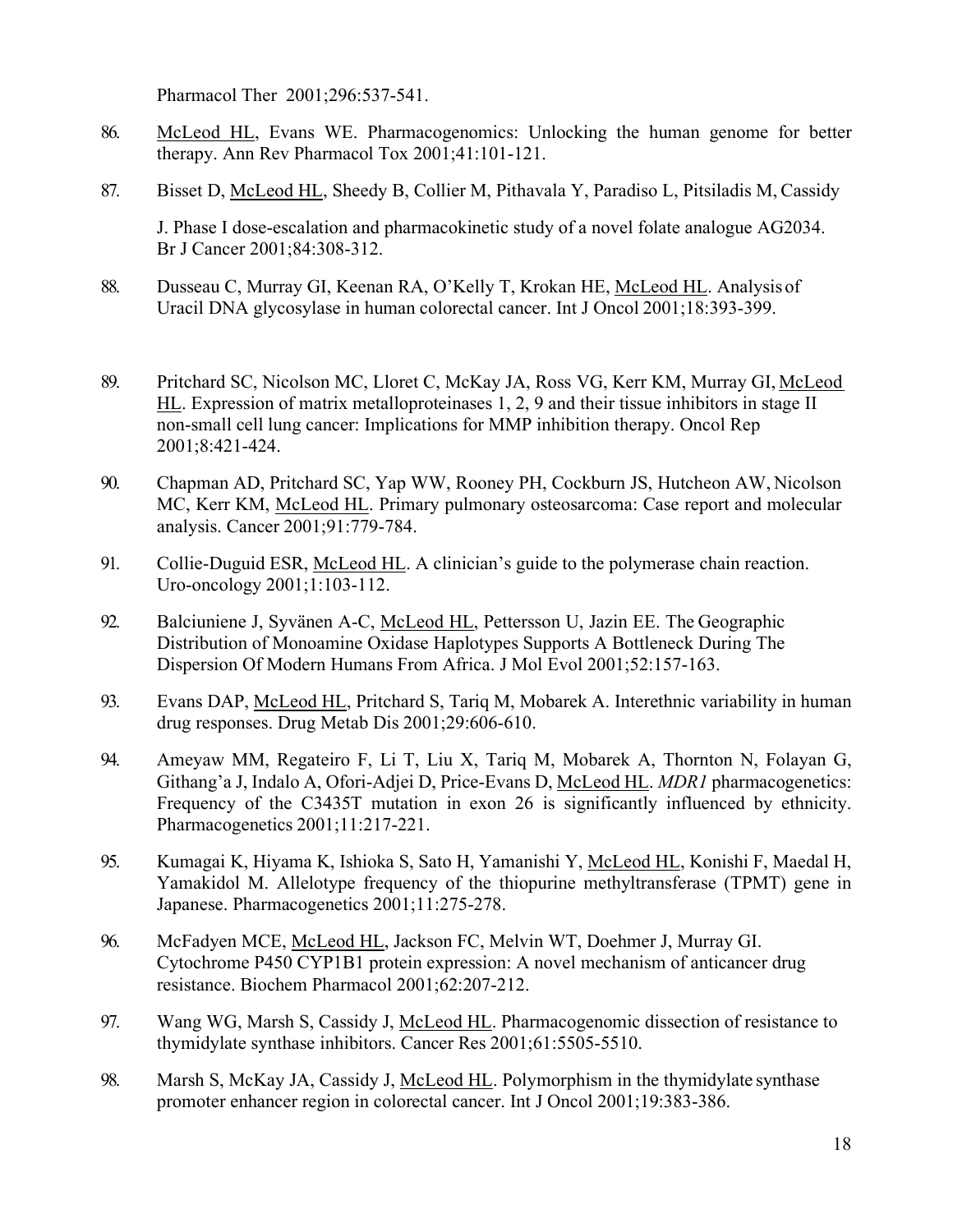Pharmacol Ther 2001;296:537-541.

86. McLeod HL, Evans WE. Pharmacogenomics: Unlocking the human genome for better therapy. Ann Rev Pharmacol Tox 2001;41:101-121.

87. Bisset D, McLeod HL, Sheedy B, Collier M, Pithavala Y, Paradiso L, Pitsiladis M, Cassidy J. Phase I dose-escalation and pharmacokinetic study of a novel folate analogue AG2034. Br J Cancer 2001;84:308-312.

88. Dusseau C, Murray GI, Keenan RA, O'Kelly T, Krokan HE, McLeod HL. Analysis of Uracil DNA glycosylase in human colorectal cancer. Int J Oncol 2001;18:393-399.

89. Pritchard SC, Nicolson MC, Lloret C, McKay JA, Ross VG, Kerr KM, Murray GI, McLeod HL. Expression of matrix metalloproteinases 1, 2, 9 and their tissue inhibitors in stage II non-small cell lung cancer: Implications for MMP inhibition therapy. Oncol Rep 2001;8:421-424.

90. Chapman AD, Pritchard SC, Yap WW, Rooney PH, Cockburn JS, Hutcheon AW, Nicolson MC, Kerr KM, McLeod HL. Primary pulmonary osteosarcoma: Case report and molecular analysis. Cancer 2001;91:779-784.

91. Collie-Duguid ESR, McLeod HL. A clinician's guide to the polymerase chain reaction. Uro-oncology 2001;1:103-112.

92. Balciuniene J, Syvänen A-C, McLeod HL, Pettersson U, Jazin EE. The Geographic Distribution of Monoamine Oxidase Haplotypes Supports A Bottleneck During The Dispersion Of Modern Humans From Africa. J Mol Evol 2001;52:157-163.

93. Evans DAP, McLeod HL, Pritchard S, Tariq M, Mobarek A. Interethnic variability in human drug responses. Drug Metab Dis 2001;29:606-610.

94. Ameyaw MM, Regateiro F, Li T, Liu X, Tariq M, Mobarek A, Thornton N, Folayan G, Githang'a J, Indalo A, Ofori-Adjei D, Price-Evans D, McLeod HL. *MDR1* pharmacogenetics: Frequency of the C3435T mutation in exon 26 is significantly influenced by ethnicity. Pharmacogenetics 2001;11:217-221.

95. Kumagai K, Hiyama K, Ishioka S, Sato H, Yamanishi Y, McLeod HL, Konishi F, Maedal H, Yamakidol M. Allelotype frequency of the thiopurine methyltransferase (TPMT) gene in Japanese. Pharmacogenetics 2001;11:275-278.

96. McFadyen MCE, McLeod HL, Jackson FC, Melvin WT, Doehmer J, Murray GI. Cytochrome P450 CYP1B1 protein expression: A novel mechanism of anticancer drug resistance. Biochem Pharmacol 2001;62:207-212.

97. Wang WG, Marsh S, Cassidy J, McLeod HL. Pharmacogenomic dissection of resistance to thymidylate synthase inhibitors. Cancer Res 2001;61:5505-5510.

98. Marsh S, McKay JA, Cassidy J, McLeod HL. Polymorphism in the thymidylate synthase promoter enhancer region in colorectal cancer. Int J Oncol 2001;19:383-386.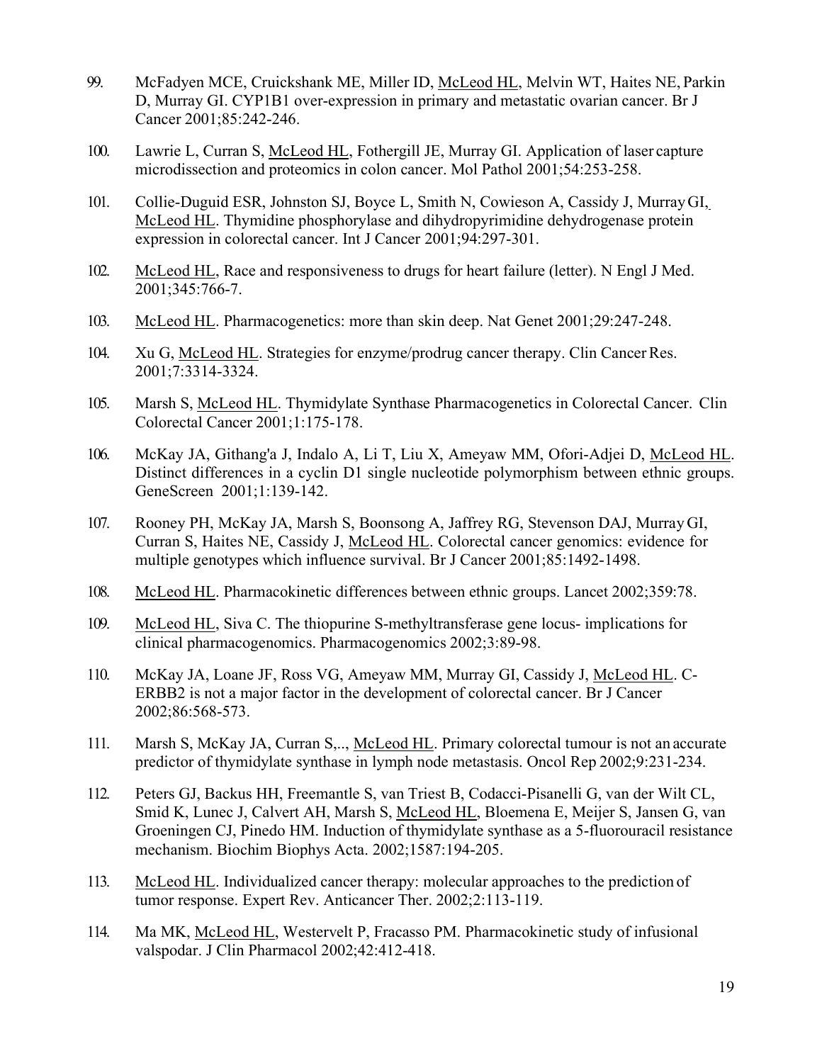99. McFadyen MCE, Cruickshank ME, Miller ID, <u>McLeod HL</u>, Melvin WT, Haites NE, Parkin D, Murray GI. CYP1B1 over-expression in primary and metastatic ovarian cancer. Br J Cancer 2001;85:242-246.

100. Lawrie L, Curran S, <u>McLeod HL</u>, Fothergill JE, Murray GI. Application of laser capture microdissection and proteomics in colon cancer. Mol Pathol 2001;54:253-258.

101. Collie-Duguid ESR, Johnston SJ, Boyce L, Smith N, Cowieson A, Cassidy J, Murray GI, <u>McLeod HL</u>. Thymidine phosphorylase and dihydropyrimidine dehydrogenase protein expression in colorectal cancer. Int J Cancer 2001;94:297-301.

102. <u>McLeod HL</u>, Race and responsiveness to drugs for heart failure (letter). N Engl J Med. 2001;345:766-7.

103. <u>McLeod HL</u>. Pharmacogenetics: more than skin deep. Nat Genet 2001;29:247-248.

104. Xu G, <u>McLeod HL</u>. Strategies for enzyme/prodrug cancer therapy. Clin Cancer Res. 2001;7:3314-3324.

105. Marsh S, <u>McLeod HL</u>. Thymidylate Synthase Pharmacogenetics in Colorectal Cancer. Clin Colorectal Cancer 2001;1:175-178.

106. McKay JA, Githang'a J, Indalo A, Li T, Liu X, Ameyaw MM, Ofori-Adjei D, <u>McLeod HL</u>. Distinct differences in a cyclin D1 single nucleotide polymorphism between ethnic groups. GeneScreen 2001;1:139-142.

107. Rooney PH, McKay JA, Marsh S, Boonsong A, Jaffrey RG, Stevenson DAJ, Murray GI, Curran S, Haites NE, Cassidy J, <u>McLeod HL</u>. Colorectal cancer genomics: evidence for multiple genotypes which influence survival. Br J Cancer 2001;85:1492-1498.

108. <u>McLeod HL</u>. Pharmacokinetic differences between ethnic groups. Lancet 2002;359:78.

109. <u>McLeod HL</u>, Siva C. The thiopurine S-methyltransferase gene locus- implications for clinical pharmacogenomics. Pharmacogenomics 2002;3:89-98.

110. McKay JA, Loane JF, Ross VG, Ameyaw MM, Murray GI, Cassidy J, <u>McLeod HL</u>. C-ERBB2 is not a major factor in the development of colorectal cancer. Br J Cancer 2002;86:568-573.

111. Marsh S, McKay JA, Curran S,.., <u>McLeod HL</u>. Primary colorectal tumour is not an accurate predictor of thymidylate synthase in lymph node metastasis. Oncol Rep 2002;9:231-234.

112. Peters GJ, Backus HH, Freemantle S, van Triest B, Codacci-Pisanelli G, van der Wilt CL, Smid K, Lunec J, Calvert AH, Marsh S, <u>McLeod HL</u>, Bloemena E, Meijer S, Jansen G, van Groeningen CJ, Pinedo HM. Induction of thymidylate synthase as a 5-fluorouracil resistance mechanism. Biochim Biophys Acta. 2002;1587:194-205.

113. <u>McLeod HL</u>. Individualized cancer therapy: molecular approaches to the prediction of tumor response. Expert Rev. Anticancer Ther. 2002;2:113-119.

114. Ma MK, <u>McLeod HL</u>, Westervelt P, Fracasso PM. Pharmacokinetic study of infusional valspodar. J Clin Pharmacol 2002;42:412-418.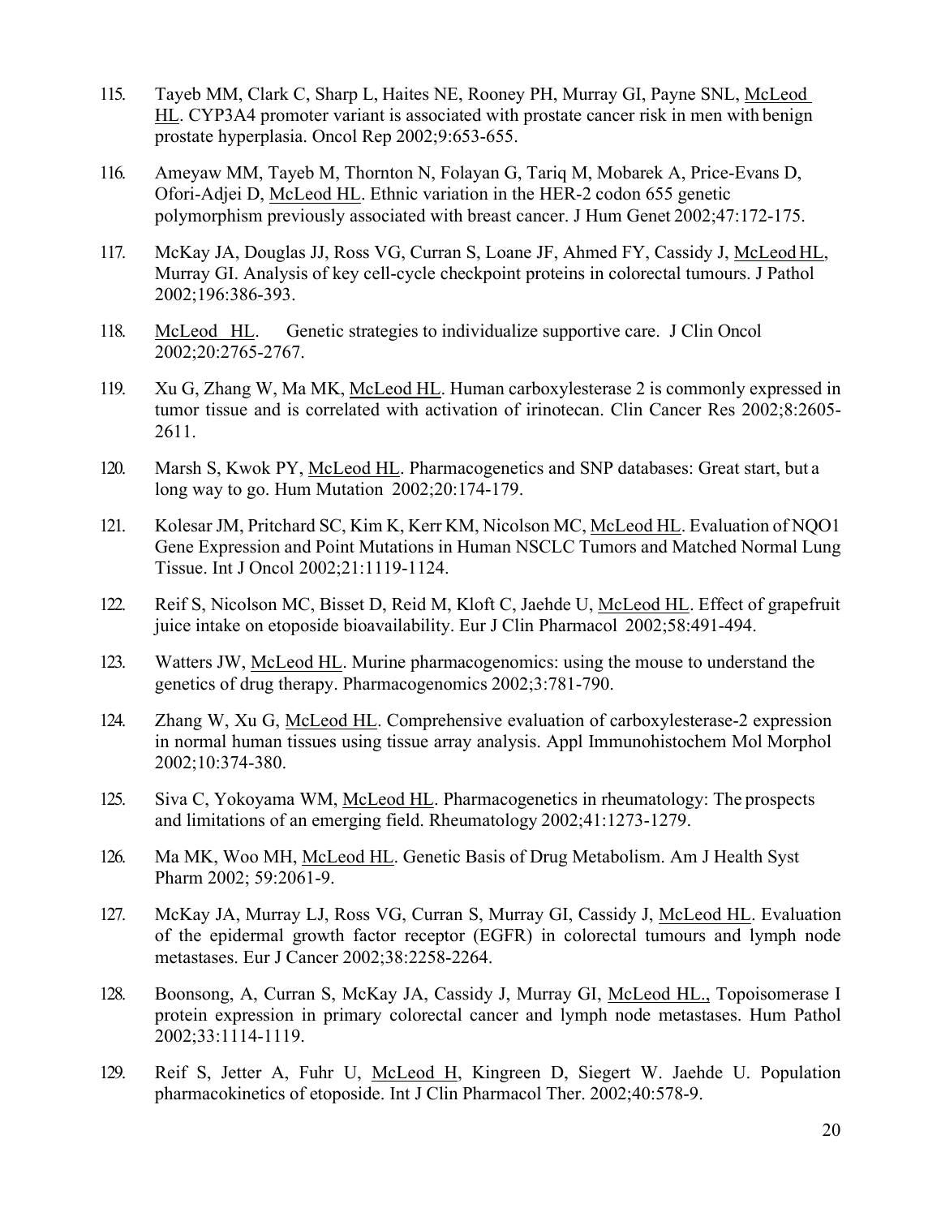115. Tayeb MM, Clark C, Sharp L, Haites NE, Rooney PH, Murray GI, Payne SNL, McLeod HL. CYP3A4 promoter variant is associated with prostate cancer risk in men with benign prostate hyperplasia. Oncol Rep 2002;9:653-655.

116. Ameyaw MM, Tayeb M, Thornton N, Folayan G, Tariq M, Mobarek A, Price-Evans D, Ofori-Adjei D, McLeod HL. Ethnic variation in the HER-2 codon 655 genetic polymorphism previously associated with breast cancer. J Hum Genet 2002;47:172-175.

117. McKay JA, Douglas JJ, Ross VG, Curran S, Loane JF, Ahmed FY, Cassidy J, McLeod HL, Murray GI. Analysis of key cell-cycle checkpoint proteins in colorectal tumours. J Pathol 2002;196:386-393.

118. McLeod HL. Genetic strategies to individualize supportive care. J Clin Oncol 2002;20:2765-2767.

119. Xu G, Zhang W, Ma MK, McLeod HL. Human carboxylesterase 2 is commonly expressed in tumor tissue and is correlated with activation of irinotecan. Clin Cancer Res 2002;8:2605-2611.

120. Marsh S, Kwok PY, McLeod HL. Pharmacogenetics and SNP databases: Great start, but a long way to go. Hum Mutation 2002;20:174-179.

121. Kolesar JM, Pritchard SC, Kim K, Kerr KM, Nicolson MC, McLeod HL. Evaluation of NQO1 Gene Expression and Point Mutations in Human NSCLC Tumors and Matched Normal Lung Tissue. Int J Oncol 2002;21:1119-1124.

122. Reif S, Nicolson MC, Bisset D, Reid M, Kloft C, Jaehde U, McLeod HL. Effect of grapefruit juice intake on etoposide bioavailability. Eur J Clin Pharmacol 2002;58:491-494.

123. Watters JW, McLeod HL. Murine pharmacogenomics: using the mouse to understand the genetics of drug therapy. Pharmacogenomics 2002;3:781-790.

124. Zhang W, Xu G, McLeod HL. Comprehensive evaluation of carboxylesterase-2 expression in normal human tissues using tissue array analysis. Appl Immunohistochem Mol Morphol 2002;10:374-380.

125. Siva C, Yokoyama WM, McLeod HL. Pharmacogenetics in rheumatology: The prospects and limitations of an emerging field. Rheumatology 2002;41:1273-1279.

126. Ma MK, Woo MH, McLeod HL. Genetic Basis of Drug Metabolism. Am J Health Syst Pharm 2002; 59:2061-9.

127. McKay JA, Murray LJ, Ross VG, Curran S, Murray GI, Cassidy J, McLeod HL. Evaluation of the epidermal growth factor receptor (EGFR) in colorectal tumours and lymph node metastases. Eur J Cancer 2002;38:2258-2264.

128. Boonsong, A, Curran S, McKay JA, Cassidy J, Murray GI, McLeod HL., Topoisomerase I protein expression in primary colorectal cancer and lymph node metastases. Hum Pathol 2002;33:1114-1119.

129. Reif S, Jetter A, Fuhr U, McLeod H, Kingreen D, Siegert W. Jaehde U. Population pharmacokinetics of etoposide. Int J Clin Pharmacol Ther. 2002;40:578-9.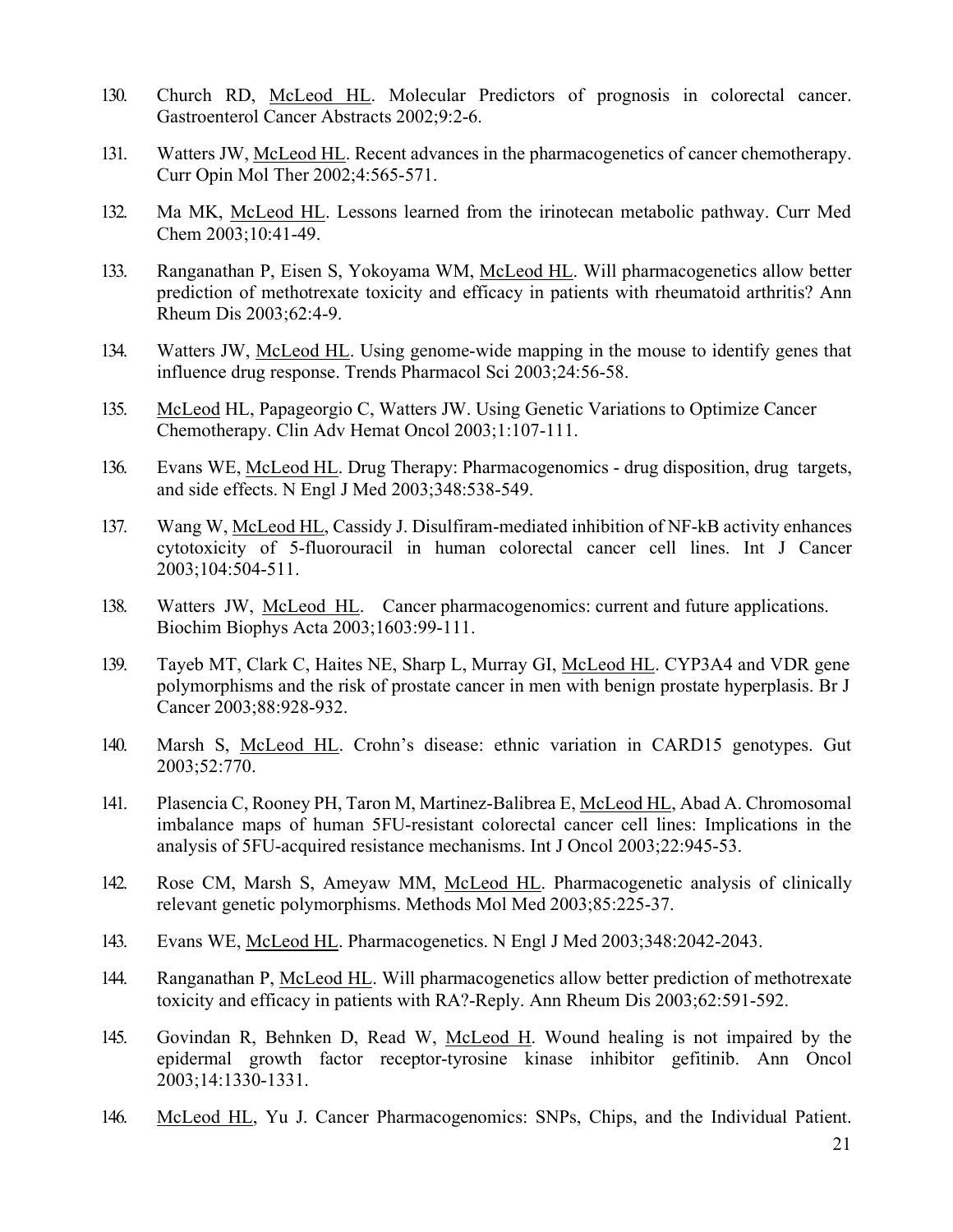130. Church RD, <u>McLeod HL</u>. Molecular Predictors of prognosis in colorectal cancer. Gastroenterol Cancer Abstracts 2002;9:2-6.

131. Watters JW, <u>McLeod HL</u>. Recent advances in the pharmacogenetics of cancer chemotherapy. Curr Opin Mol Ther 2002;4:565-571.

132. Ma MK, <u>McLeod HL</u>. Lessons learned from the irinotecan metabolic pathway. Curr Med Chem 2003;10:41-49.

133. Ranganathan P, Eisen S, Yokoyama WM, <u>McLeod HL</u>. Will pharmacogenetics allow better prediction of methotrexate toxicity and efficacy in patients with rheumatoid arthritis? Ann Rheum Dis 2003;62:4-9.

134. Watters JW, <u>McLeod HL</u>. Using genome-wide mapping in the mouse to identify genes that influence drug response. Trends Pharmacol Sci 2003;24:56-58.

135. <u>McLeod</u> HL, Papageorgio C, Watters JW. Using Genetic Variations to Optimize Cancer Chemotherapy. Clin Adv Hemat Oncol 2003;1:107-111.

136. Evans WE, <u>McLeod HL</u>. Drug Therapy: Pharmacogenomics - drug disposition, drug targets, and side effects. N Engl J Med 2003;348:538-549.

137. Wang W, <u>McLeod HL</u>, Cassidy J. Disulfiram-mediated inhibition of NF-kB activity enhances cytotoxicity of 5-fluorouracil in human colorectal cancer cell lines. Int J Cancer 2003;104:504-511.

138. Watters JW, <u>McLeod HL</u>. Cancer pharmacogenomics: current and future applications. Biochim Biophys Acta 2003;1603:99-111.

139. Tayeb MT, Clark C, Haites NE, Sharp L, Murray GI, <u>McLeod HL</u>. CYP3A4 and VDR gene polymorphisms and the risk of prostate cancer in men with benign prostate hyperplasis. Br J Cancer 2003;88:928-932.

140. Marsh S, <u>McLeod HL</u>. Crohn's disease: ethnic variation in CARD15 genotypes. Gut 2003;52:770.

141. Plasencia C, Rooney PH, Taron M, Martinez-Balibrea E, <u>McLeod HL</u>, Abad A. Chromosomal imbalance maps of human 5FU-resistant colorectal cancer cell lines: Implications in the analysis of 5FU-acquired resistance mechanisms. Int J Oncol 2003;22:945-53.

142. Rose CM, Marsh S, Ameyaw MM, <u>McLeod HL</u>. Pharmacogenetic analysis of clinically relevant genetic polymorphisms. Methods Mol Med 2003;85:225-37.

143. Evans WE, <u>McLeod HL</u>. Pharmacogenetics. N Engl J Med 2003;348:2042-2043.

144. Ranganathan P, <u>McLeod HL</u>. Will pharmacogenetics allow better prediction of methotrexate toxicity and efficacy in patients with RA?-Reply. Ann Rheum Dis 2003;62:591-592.

145. Govindan R, Behnken D, Read W, <u>McLeod H</u>. Wound healing is not impaired by the epidermal growth factor receptor-tyrosine kinase inhibitor gefitinib. Ann Oncol 2003;14:1330-1331.

146. <u>McLeod HL</u>, Yu J. Cancer Pharmacogenomics: SNPs, Chips, and the Individual Patient.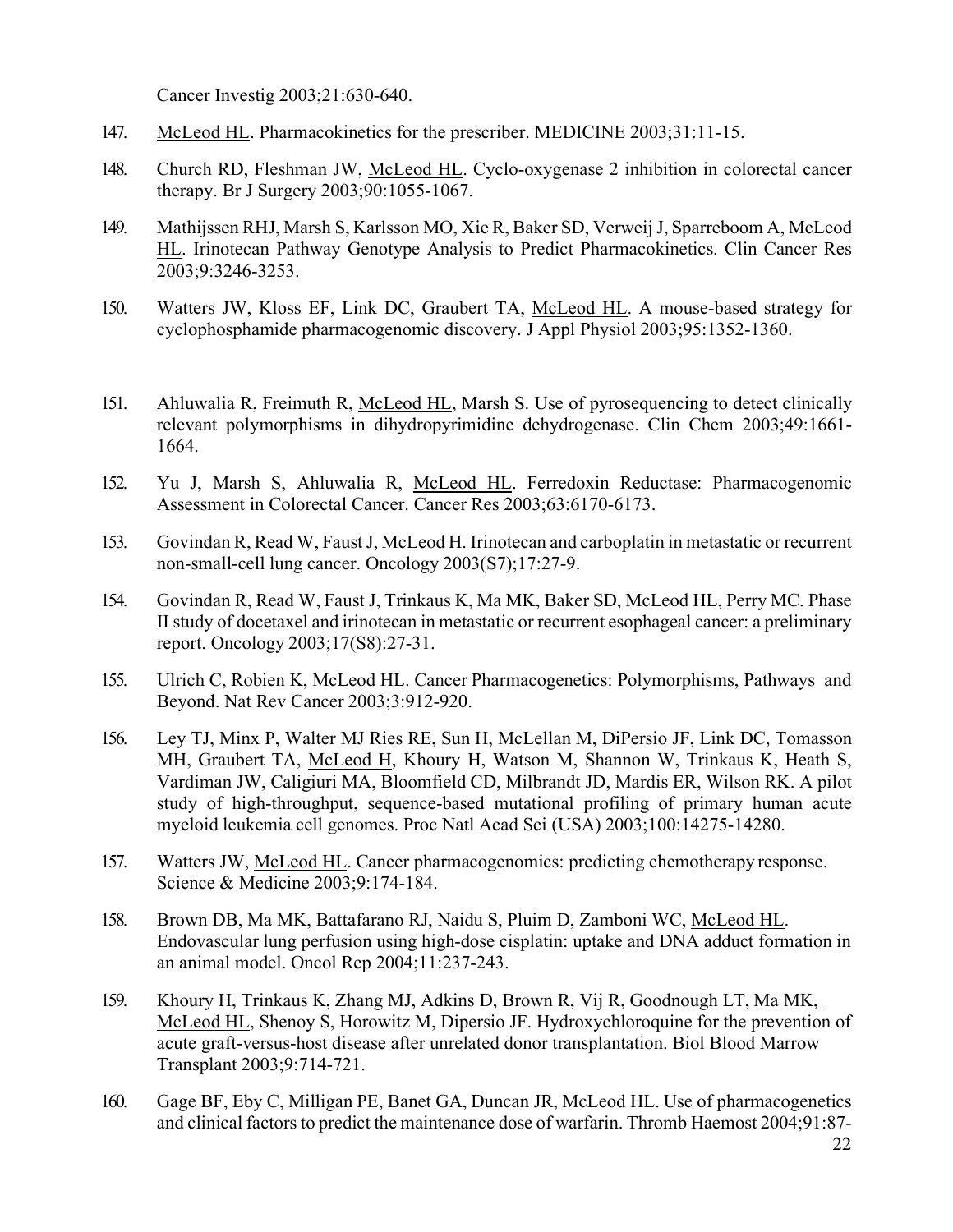Cancer Investig 2003;21:630-640.

147. McLeod HL. Pharmacokinetics for the prescriber. MEDICINE 2003;31:11-15.

148. Church RD, Fleshman JW, McLeod HL. Cyclo-oxygenase 2 inhibition in colorectal cancer therapy. Br J Surgery 2003;90:1055-1067.

149. Mathijssen RHJ, Marsh S, Karlsson MO, Xie R, Baker SD, Verweij J, Sparreboom A, McLeod HL. Irinotecan Pathway Genotype Analysis to Predict Pharmacokinetics. Clin Cancer Res 2003;9:3246-3253.

150. Watters JW, Kloss EF, Link DC, Graubert TA, McLeod HL. A mouse-based strategy for cyclophosphamide pharmacogenomic discovery. J Appl Physiol 2003;95:1352-1360.

151. Ahluwalia R, Freimuth R, McLeod HL, Marsh S. Use of pyrosequencing to detect clinically relevant polymorphisms in dihydropyrimidine dehydrogenase. Clin Chem 2003;49:1661-1664.

152. Yu J, Marsh S, Ahluwalia R, McLeod HL. Ferredoxin Reductase: Pharmacogenomic Assessment in Colorectal Cancer. Cancer Res 2003;63:6170-6173.

153. Govindan R, Read W, Faust J, McLeod H. Irinotecan and carboplatin in metastatic or recurrent non-small-cell lung cancer. Oncology 2003(S7);17:27-9.

154. Govindan R, Read W, Faust J, Trinkaus K, Ma MK, Baker SD, McLeod HL, Perry MC. Phase II study of docetaxel and irinotecan in metastatic or recurrent esophageal cancer: a preliminary report. Oncology 2003;17(S8):27-31.

155. Ulrich C, Robien K, McLeod HL. Cancer Pharmacogenetics: Polymorphisms, Pathways and Beyond. Nat Rev Cancer 2003;3:912-920.

156. Ley TJ, Minx P, Walter MJ Ries RE, Sun H, McLellan M, DiPersio JF, Link DC, Tomasson MH, Graubert TA, McLeod H, Khoury H, Watson M, Shannon W, Trinkaus K, Heath S, Vardiman JW, Caligiuri MA, Bloomfield CD, Milbrandt JD, Mardis ER, Wilson RK. A pilot study of high-throughput, sequence-based mutational profiling of primary human acute myeloid leukemia cell genomes. Proc Natl Acad Sci (USA) 2003;100:14275-14280.

157. Watters JW, McLeod HL. Cancer pharmacogenomics: predicting chemotherapy response. Science & Medicine 2003;9:174-184.

158. Brown DB, Ma MK, Battafarano RJ, Naidu S, Pluim D, Zamboni WC, McLeod HL. Endovascular lung perfusion using high-dose cisplatin: uptake and DNA adduct formation in an animal model. Oncol Rep 2004;11:237-243.

159. Khoury H, Trinkaus K, Zhang MJ, Adkins D, Brown R, Vij R, Goodnough LT, Ma MK, McLeod HL, Shenoy S, Horowitz M, Dipersio JF. Hydroxychloroquine for the prevention of acute graft-versus-host disease after unrelated donor transplantation. Biol Blood Marrow Transplant 2003;9:714-721.

160. Gage BF, Eby C, Milligan PE, Banet GA, Duncan JR, McLeod HL. Use of pharmacogenetics and clinical factors to predict the maintenance dose of warfarin. Thromb Haemost 2004;91:87-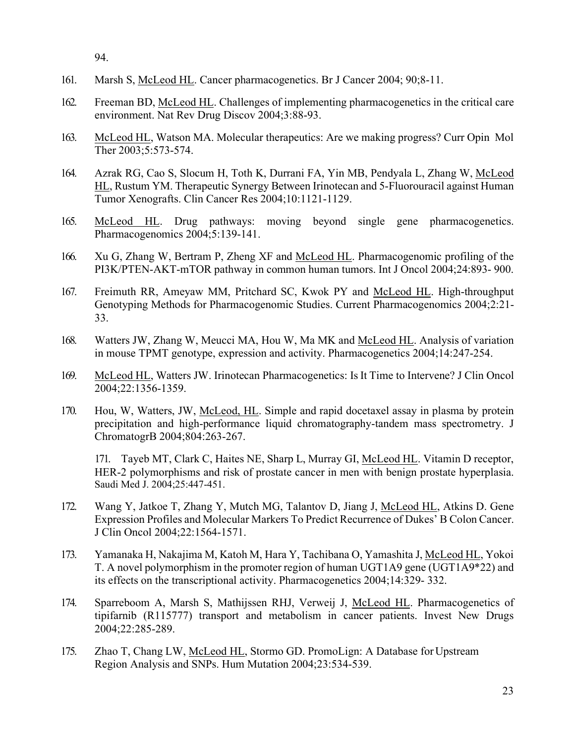94.

161. Marsh S, McLeod HL. Cancer pharmacogenetics. Br J Cancer 2004; 90;8-11.

162. Freeman BD, McLeod HL. Challenges of implementing pharmacogenetics in the critical care environment. Nat Rev Drug Discov 2004;3:88-93.

163. McLeod HL, Watson MA. Molecular therapeutics: Are we making progress? Curr Opin Mol Ther 2003;5:573-574.

164. Azrak RG, Cao S, Slocum H, Toth K, Durrani FA, Yin MB, Pendyala L, Zhang W, McLeod HL, Rustum YM. Therapeutic Synergy Between Irinotecan and 5-Fluorouracil against Human Tumor Xenografts. Clin Cancer Res 2004;10:1121-1129.

165. McLeod HL. Drug pathways: moving beyond single gene pharmacogenetics. Pharmacogenomics 2004;5:139-141.

166. Xu G, Zhang W, Bertram P, Zheng XF and McLeod HL. Pharmacogenomic profiling of the PI3K/PTEN-AKT-mTOR pathway in common human tumors. Int J Oncol 2004;24:893- 900.

167. Freimuth RR, Ameyaw MM, Pritchard SC, Kwok PY and McLeod HL. High-throughput Genotyping Methods for Pharmacogenomic Studies. Current Pharmacogenomics 2004;2:21-33.

168. Watters JW, Zhang W, Meucci MA, Hou W, Ma MK and McLeod HL. Analysis of variation in mouse TPMT genotype, expression and activity. Pharmacogenetics 2004;14:247-254.

169. McLeod HL, Watters JW. Irinotecan Pharmacogenetics: Is It Time to Intervene? J Clin Oncol 2004;22:1356-1359.

170. Hou, W, Watters, JW, McLeod, HL. Simple and rapid docetaxel assay in plasma by protein precipitation and high-performance liquid chromatography-tandem mass spectrometry. J ChromatogrB 2004;804:263-267.

171. Tayeb MT, Clark C, Haites NE, Sharp L, Murray GI, McLeod HL. Vitamin D receptor, HER-2 polymorphisms and risk of prostate cancer in men with benign prostate hyperplasia. Saudi Med J. 2004;25:447-451.

172. Wang Y, Jatkoe T, Zhang Y, Mutch MG, Talantov D, Jiang J, McLeod HL, Atkins D. Gene Expression Profiles and Molecular Markers To Predict Recurrence of Dukes' B Colon Cancer. J Clin Oncol 2004;22:1564-1571.

173. Yamanaka H, Nakajima M, Katoh M, Hara Y, Tachibana O, Yamashita J, McLeod HL, Yokoi T. A novel polymorphism in the promoter region of human UGT1A9 gene (UGT1A9*22) and its effects on the transcriptional activity. Pharmacogenetics 2004;14:329- 332.

174. Sparreboom A, Marsh S, Mathijssen RHJ, Verweij J, McLeod HL. Pharmacogenetics of tipifarnib (R115777) transport and metabolism in cancer patients. Invest New Drugs 2004;22:285-289.

175. Zhao T, Chang LW, McLeod HL, Stormo GD. PromoLign: A Database for Upstream Region Analysis and SNPs. Hum Mutation 2004;23:534-539.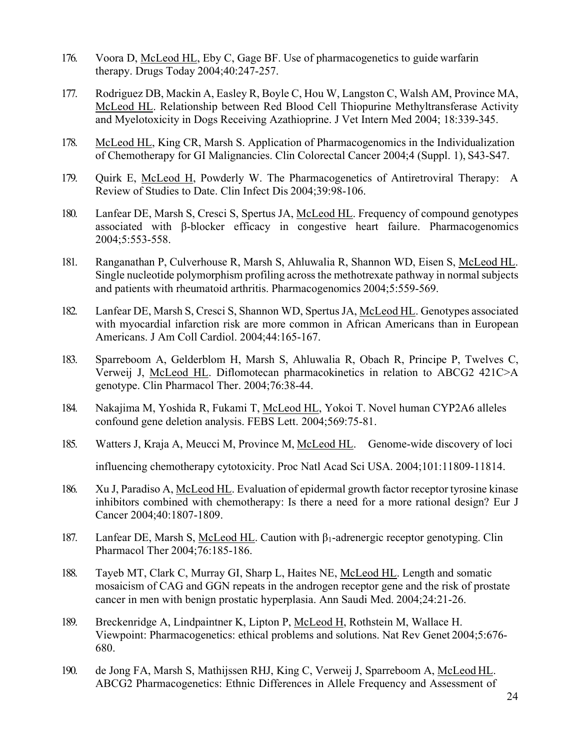176. Voora D, McLeod HL, Eby C, Gage BF. Use of pharmacogenetics to guide warfarin therapy. Drugs Today 2004;40:247-257.

177. Rodriguez DB, Mackin A, Easley R, Boyle C, Hou W, Langston C, Walsh AM, Province MA, McLeod HL. Relationship between Red Blood Cell Thiopurine Methyltransferase Activity and Myelotoxicity in Dogs Receiving Azathioprine. J Vet Intern Med 2004; 18:339-345.

178. McLeod HL, King CR, Marsh S. Application of Pharmacogenomics in the Individualization of Chemotherapy for GI Malignancies. Clin Colorectal Cancer 2004;4 (Suppl. 1), S43-S47.

179. Quirk E, McLeod H, Powderly W. The Pharmacogenetics of Antiretroviral Therapy: A Review of Studies to Date. Clin Infect Dis 2004;39:98-106.

180. Lanfear DE, Marsh S, Cresci S, Spertus JA, McLeod HL. Frequency of compound genotypes associated with β-blocker efficacy in congestive heart failure. Pharmacogenomics 2004;5:553-558.

181. Ranganathan P, Culverhouse R, Marsh S, Ahluwalia R, Shannon WD, Eisen S, McLeod HL. Single nucleotide polymorphism profiling across the methotrexate pathway in normal subjects and patients with rheumatoid arthritis. Pharmacogenomics 2004;5:559-569.

182. Lanfear DE, Marsh S, Cresci S, Shannon WD, Spertus JA, McLeod HL. Genotypes associated with myocardial infarction risk are more common in African Americans than in European Americans. J Am Coll Cardiol. 2004;44:165-167.

183. Sparreboom A, Gelderblom H, Marsh S, Ahluwalia R, Obach R, Principe P, Twelves C, Verweij J, McLeod HL. Diflomotecan pharmacokinetics in relation to ABCG2 421C>A genotype. Clin Pharmacol Ther. 2004;76:38-44.

184. Nakajima M, Yoshida R, Fukami T, McLeod HL, Yokoi T. Novel human CYP2A6 alleles confound gene deletion analysis. FEBS Lett. 2004;569:75-81.

185. Watters J, Kraja A, Meucci M, Province M, McLeod HL. Genome-wide discovery of loci influencing chemotherapy cytotoxicity. Proc Natl Acad Sci USA. 2004;101:11809-11814.

186. Xu J, Paradiso A, McLeod HL. Evaluation of epidermal growth factor receptor tyrosine kinase inhibitors combined with chemotherapy: Is there a need for a more rational design? Eur J Cancer 2004;40:1807-1809.

187. Lanfear DE, Marsh S, McLeod HL. Caution with $\beta_1$-adrenergic receptor genotyping. Clin Pharmacol Ther 2004;76:185-186.

188. Tayeb MT, Clark C, Murray GI, Sharp L, Haites NE, McLeod HL. Length and somatic mosaicism of CAG and GGN repeats in the androgen receptor gene and the risk of prostate cancer in men with benign prostatic hyperplasia. Ann Saudi Med. 2004;24:21-26.

189. Breckenridge A, Lindpaintner K, Lipton P, McLeod H, Rothstein M, Wallace H. Viewpoint: Pharmacogenetics: ethical problems and solutions. Nat Rev Genet 2004;5:676-680.

190. de Jong FA, Marsh S, Mathijssen RHJ, King C, Verweij J, Sparreboom A, McLeod HL. ABCG2 Pharmacogenetics: Ethnic Differences in Allele Frequency and Assessment of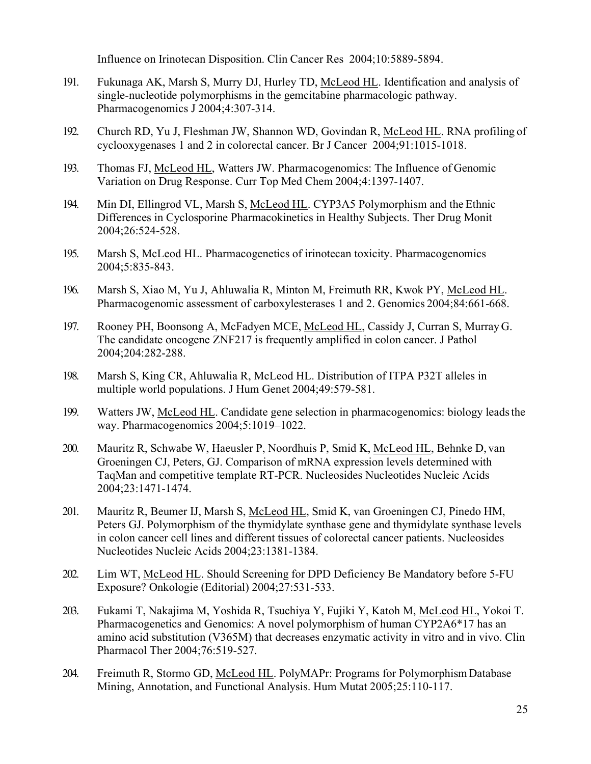Influence on Irinotecan Disposition. Clin Cancer Res 2004;10:5889-5894.

191. Fukunaga AK, Marsh S, Murry DJ, Hurley TD, McLeod HL. Identification and analysis of single-nucleotide polymorphisms in the gemcitabine pharmacologic pathway. Pharmacogenomics J 2004;4:307-314.

192. Church RD, Yu J, Fleshman JW, Shannon WD, Govindan R, McLeod HL. RNA profiling of cyclooxygenases 1 and 2 in colorectal cancer. Br J Cancer 2004;91:1015-1018.

193. Thomas FJ, McLeod HL, Watters JW. Pharmacogenomics: The Influence of Genomic Variation on Drug Response. Curr Top Med Chem 2004;4:1397-1407.

194. Min DI, Ellingrod VL, Marsh S, McLeod HL. CYP3A5 Polymorphism and the Ethnic Differences in Cyclosporine Pharmacokinetics in Healthy Subjects. Ther Drug Monit 2004;26:524-528.

195. Marsh S, McLeod HL. Pharmacogenetics of irinotecan toxicity. Pharmacogenomics 2004;5:835-843.

196. Marsh S, Xiao M, Yu J, Ahluwalia R, Minton M, Freimuth RR, Kwok PY, McLeod HL. Pharmacogenomic assessment of carboxylesterases 1 and 2. Genomics 2004;84:661-668.

197. Rooney PH, Boonsong A, McFadyen MCE, McLeod HL, Cassidy J, Curran S, Murray G. The candidate oncogene ZNF217 is frequently amplified in colon cancer. J Pathol 2004;204:282-288.

198. Marsh S, King CR, Ahluwalia R, McLeod HL. Distribution of ITPA P32T alleles in multiple world populations. J Hum Genet 2004;49:579-581.

199. Watters JW, McLeod HL. Candidate gene selection in pharmacogenomics: biology leads the way. Pharmacogenomics 2004;5:1019–1022.

200. Mauritz R, Schwabe W, Haeusler P, Noordhuis P, Smid K, McLeod HL, Behnke D, van Groeningen CJ, Peters, GJ. Comparison of mRNA expression levels determined with TaqMan and competitive template RT-PCR. Nucleosides Nucleotides Nucleic Acids 2004;23:1471-1474.

201. Mauritz R, Beumer IJ, Marsh S, McLeod HL, Smid K, van Groeningen CJ, Pinedo HM, Peters GJ. Polymorphism of the thymidylate synthase gene and thymidylate synthase levels in colon cancer cell lines and different tissues of colorectal cancer patients. Nucleosides Nucleotides Nucleic Acids 2004;23:1381-1384.

202. Lim WT, McLeod HL. Should Screening for DPD Deficiency Be Mandatory before 5-FU Exposure? Onkologie (Editorial) 2004;27:531-533.

203. Fukami T, Nakajima M, Yoshida R, Tsuchiya Y, Fujiki Y, Katoh M, McLeod HL, Yokoi T. Pharmacogenetics and Genomics: A novel polymorphism of human CYP2A6*17 has an amino acid substitution (V365M) that decreases enzymatic activity in vitro and in vivo. Clin Pharmacol Ther 2004;76:519-527.

204. Freimuth R, Stormo GD, McLeod HL. PolyMAPr: Programs for Polymorphism Database Mining, Annotation, and Functional Analysis. Hum Mutat 2005;25:110-117.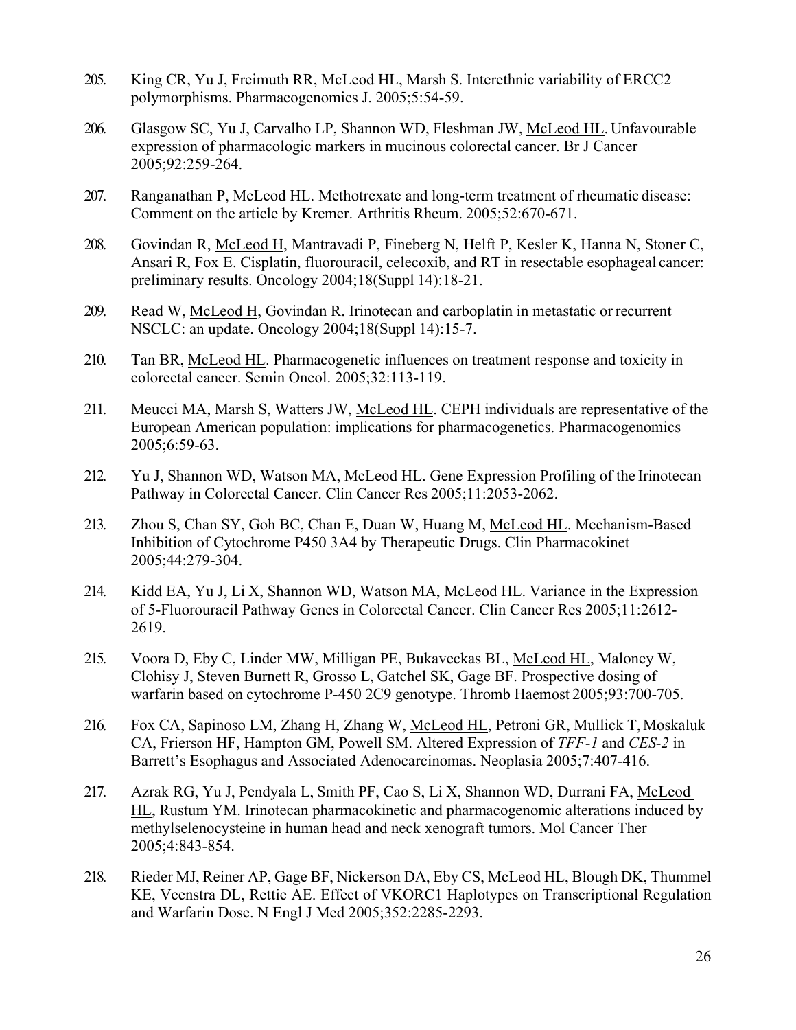205. King CR, Yu J, Freimuth RR, McLeod HL, Marsh S. Interethnic variability of ERCC2 polymorphisms. Pharmacogenomics J. 2005;5:54-59.

206. Glasgow SC, Yu J, Carvalho LP, Shannon WD, Fleshman JW, McLeod HL. Unfavourable expression of pharmacologic markers in mucinous colorectal cancer. Br J Cancer 2005;92:259-264.

207. Ranganathan P, McLeod HL. Methotrexate and long-term treatment of rheumatic disease: Comment on the article by Kremer. Arthritis Rheum. 2005;52:670-671.

208. Govindan R, McLeod H, Mantravadi P, Fineberg N, Helft P, Kesler K, Hanna N, Stoner C, Ansari R, Fox E. Cisplatin, fluorouracil, celecoxib, and RT in resectable esophageal cancer: preliminary results. Oncology 2004;18(Suppl 14):18-21.

209. Read W, McLeod H, Govindan R. Irinotecan and carboplatin in metastatic or recurrent NSCLC: an update. Oncology 2004;18(Suppl 14):15-7.

210. Tan BR, McLeod HL. Pharmacogenetic influences on treatment response and toxicity in colorectal cancer. Semin Oncol. 2005;32:113-119.

211. Meucci MA, Marsh S, Watters JW, McLeod HL. CEPH individuals are representative of the European American population: implications for pharmacogenetics. Pharmacogenomics 2005;6:59-63.

212. Yu J, Shannon WD, Watson MA, McLeod HL. Gene Expression Profiling of the Irinotecan Pathway in Colorectal Cancer. Clin Cancer Res 2005;11:2053-2062.

213. Zhou S, Chan SY, Goh BC, Chan E, Duan W, Huang M, McLeod HL. Mechanism-Based Inhibition of Cytochrome P450 3A4 by Therapeutic Drugs. Clin Pharmacokinet 2005;44:279-304.

214. Kidd EA, Yu J, Li X, Shannon WD, Watson MA, McLeod HL. Variance in the Expression of 5-Fluorouracil Pathway Genes in Colorectal Cancer. Clin Cancer Res 2005;11:2612-2619.

215. Voora D, Eby C, Linder MW, Milligan PE, Bukaveckas BL, McLeod HL, Maloney W, Clohisy J, Steven Burnett R, Grosso L, Gatchel SK, Gage BF. Prospective dosing of warfarin based on cytochrome P-450 2C9 genotype. Thromb Haemost 2005;93:700-705.

216. Fox CA, Sapinoso LM, Zhang H, Zhang W, McLeod HL, Petroni GR, Mullick T, Moskaluk CA, Frierson HF, Hampton GM, Powell SM. Altered Expression of *TFF-1* and *CES-2* in Barrett's Esophagus and Associated Adenocarcinomas. Neoplasia 2005;7:407-416.

217. Azrak RG, Yu J, Pendyala L, Smith PF, Cao S, Li X, Shannon WD, Durrani FA, McLeod HL, Rustum YM. Irinotecan pharmacokinetic and pharmacogenomic alterations induced by methylselenocysteine in human head and neck xenograft tumors. Mol Cancer Ther 2005;4:843-854.

218. Rieder MJ, Reiner AP, Gage BF, Nickerson DA, Eby CS, McLeod HL, Blough DK, Thummel KE, Veenstra DL, Rettie AE. Effect of VKORC1 Haplotypes on Transcriptional Regulation and Warfarin Dose. N Engl J Med 2005;352:2285-2293.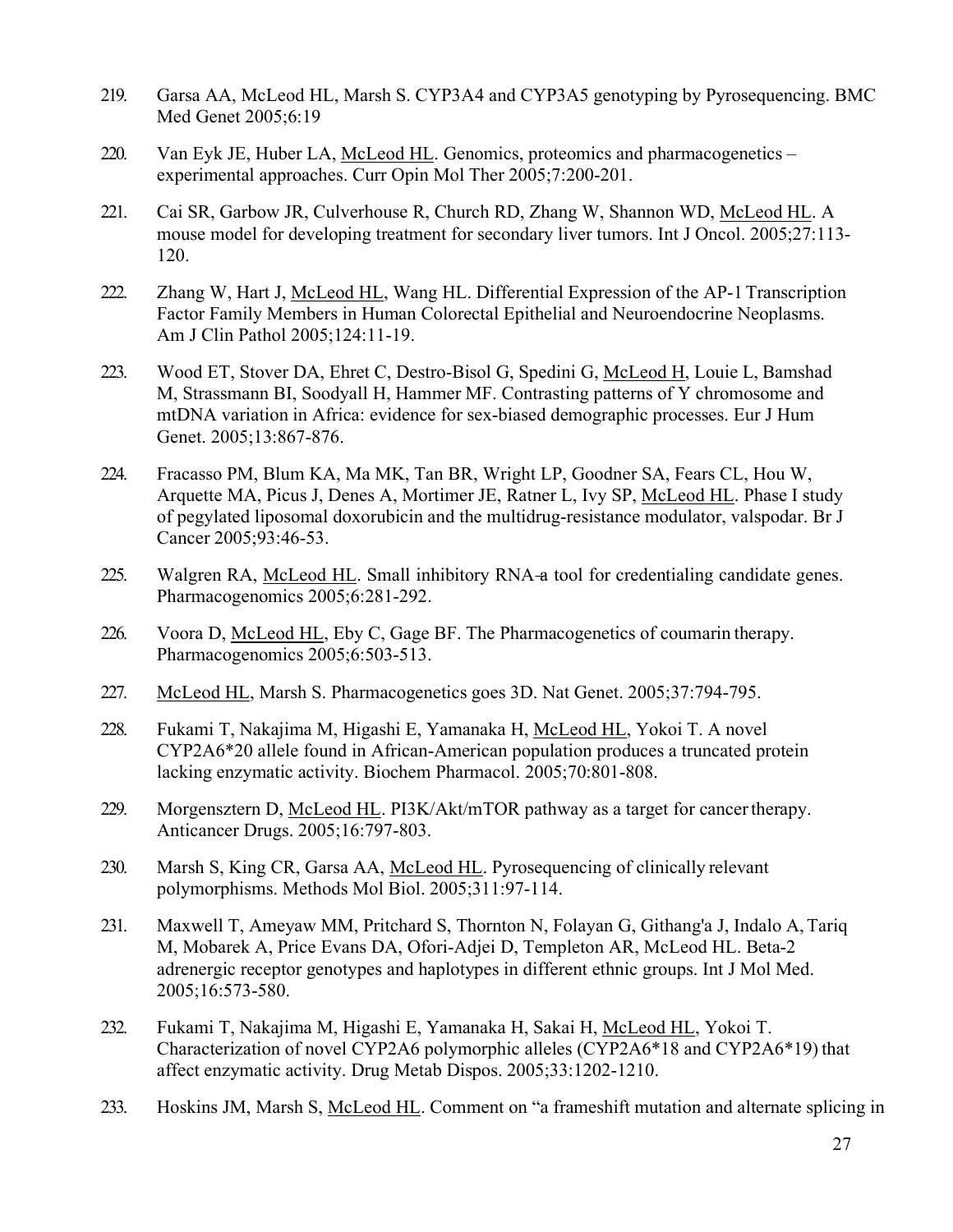219. Garsa AA, McLeod HL, Marsh S. CYP3A4 and CYP3A5 genotyping by Pyrosequencing. BMC Med Genet 2005;6:19

220. Van Eyk JE, Huber LA, McLeod HL. Genomics, proteomics and pharmacogenetics – experimental approaches. Curr Opin Mol Ther 2005;7:200-201.

221. Cai SR, Garbow JR, Culverhouse R, Church RD, Zhang W, Shannon WD, McLeod HL. A mouse model for developing treatment for secondary liver tumors. Int J Oncol. 2005;27:113-120.

222. Zhang W, Hart J, McLeod HL, Wang HL. Differential Expression of the AP-1 Transcription Factor Family Members in Human Colorectal Epithelial and Neuroendocrine Neoplasms. Am J Clin Pathol 2005;124:11-19.

223. Wood ET, Stover DA, Ehret C, Destro-Bisol G, Spedini G, McLeod H, Louie L, Bamshad M, Strassmann BI, Soodyall H, Hammer MF. Contrasting patterns of Y chromosome and mtDNA variation in Africa: evidence for sex-biased demographic processes. Eur J Hum Genet. 2005;13:867-876.

224. Fracasso PM, Blum KA, Ma MK, Tan BR, Wright LP, Goodner SA, Fears CL, Hou W, Arquette MA, Picus J, Denes A, Mortimer JE, Ratner L, Ivy SP, McLeod HL. Phase I study of pegylated liposomal doxorubicin and the multidrug-resistance modulator, valspodar. Br J Cancer 2005;93:46-53.

225. Walgren RA, McLeod HL. Small inhibitory RNA-a tool for credentialing candidate genes. Pharmacogenomics 2005;6:281-292.

226. Voora D, McLeod HL, Eby C, Gage BF. The Pharmacogenetics of coumarin therapy. Pharmacogenomics 2005;6:503-513.

227. McLeod HL, Marsh S. Pharmacogenetics goes 3D. Nat Genet. 2005;37:794-795.

228. Fukami T, Nakajima M, Higashi E, Yamanaka H, McLeod HL, Yokoi T. A novel CYP2A6*20 allele found in African-American population produces a truncated protein lacking enzymatic activity. Biochem Pharmacol. 2005;70:801-808.

229. Morgensztern D, McLeod HL. PI3K/Akt/mTOR pathway as a target for cancer therapy. Anticancer Drugs. 2005;16:797-803.

230. Marsh S, King CR, Garsa AA, McLeod HL. Pyrosequencing of clinically relevant polymorphisms. Methods Mol Biol. 2005;311:97-114.

231. Maxwell T, Ameyaw MM, Pritchard S, Thornton N, Folayan G, Githang'a J, Indalo A, Tariq M, Mobarek A, Price Evans DA, Ofori-Adjei D, Templeton AR, McLeod HL. Beta-2 adrenergic receptor genotypes and haplotypes in different ethnic groups. Int J Mol Med. 2005;16:573-580.

232. Fukami T, Nakajima M, Higashi E, Yamanaka H, Sakai H, McLeod HL, Yokoi T. Characterization of novel CYP2A6 polymorphic alleles (CYP2A6*18 and CYP2A6*19) that affect enzymatic activity. Drug Metab Dispos. 2005;33:1202-1210.

233. Hoskins JM, Marsh S, McLeod HL. Comment on "a frameshift mutation and alternate splicing in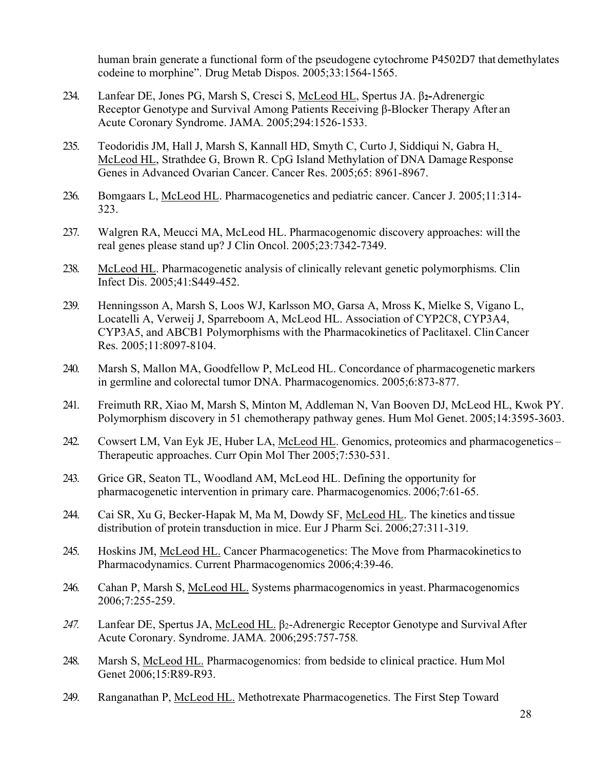human brain generate a functional form of the pseudogene cytochrome P4502D7 that demethylates codeine to morphine". Drug Metab Dispos. 2005;33:1564-1565.

234. Lanfear DE, Jones PG, Marsh S, Cresci S, McLeod HL, Spertus JA. $\beta_2$-Adrenergic Receptor Genotype and Survival Among Patients Receiving β-Blocker Therapy After an Acute Coronary Syndrome. JAMA. 2005;294:1526-1533.

235. Teodoridis JM, Hall J, Marsh S, Kannall HD, Smyth C, Curto J, Siddiqui N, Gabra H, McLeod HL, Strathdee G, Brown R. CpG Island Methylation of DNA Damage Response Genes in Advanced Ovarian Cancer. Cancer Res. 2005;65: 8961-8967.

236. Bomgaars L, McLeod HL. Pharmacogenetics and pediatric cancer. Cancer J. 2005;11:314-323.

237. Walgren RA, Meucci MA, McLeod HL. Pharmacogenomic discovery approaches: will the real genes please stand up? J Clin Oncol. 2005;23:7342-7349.

238. McLeod HL. Pharmacogenetic analysis of clinically relevant genetic polymorphisms. Clin Infect Dis. 2005;41:S449-452.

239. Henningsson A, Marsh S, Loos WJ, Karlsson MO, Garsa A, Mross K, Mielke S, Vigano L, Locatelli A, Verweij J, Sparreboom A, McLeod HL. Association of CYP2C8, CYP3A4, CYP3A5, and ABCB1 Polymorphisms with the Pharmacokinetics of Paclitaxel. Clin Cancer Res. 2005;11:8097-8104.

240. Marsh S, Mallon MA, Goodfellow P, McLeod HL. Concordance of pharmacogenetic markers in germline and colorectal tumor DNA. Pharmacogenomics. 2005;6:873-877.

241. Freimuth RR, Xiao M, Marsh S, Minton M, Addleman N, Van Booven DJ, McLeod HL, Kwok PY. Polymorphism discovery in 51 chemotherapy pathway genes. Hum Mol Genet. 2005;14:3595-3603.

242. Cowsert LM, Van Eyk JE, Huber LA, McLeod HL. Genomics, proteomics and pharmacogenetics – Therapeutic approaches. Curr Opin Mol Ther 2005;7:530-531.

243. Grice GR, Seaton TL, Woodland AM, McLeod HL. Defining the opportunity for pharmacogenetic intervention in primary care. Pharmacogenomics. 2006;7:61-65.

244. Cai SR, Xu G, Becker-Hapak M, Ma M, Dowdy SF, McLeod HL. The kinetics and tissue distribution of protein transduction in mice. Eur J Pharm Sci. 2006;27:311-319.

245. Hoskins JM, McLeod HL. Cancer Pharmacogenetics: The Move from Pharmacokinetics to Pharmacodynamics. Current Pharmacogenomics 2006;4:39-46.

246. Cahan P, Marsh S, McLeod HL. Systems pharmacogenomics in yeast. Pharmacogenomics 2006;7:255-259.

247. Lanfear DE, Spertus JA, McLeod HL. $\beta_2$-Adrenergic Receptor Genotype and Survival After Acute Coronary. Syndrome. JAMA. 2006;295:757-758.

248. Marsh S, McLeod HL. Pharmacogenomics: from bedside to clinical practice. Hum Mol Genet 2006;15:R89-R93.

249. Ranganathan P, McLeod HL. Methotrexate Pharmacogenetics. The First Step Toward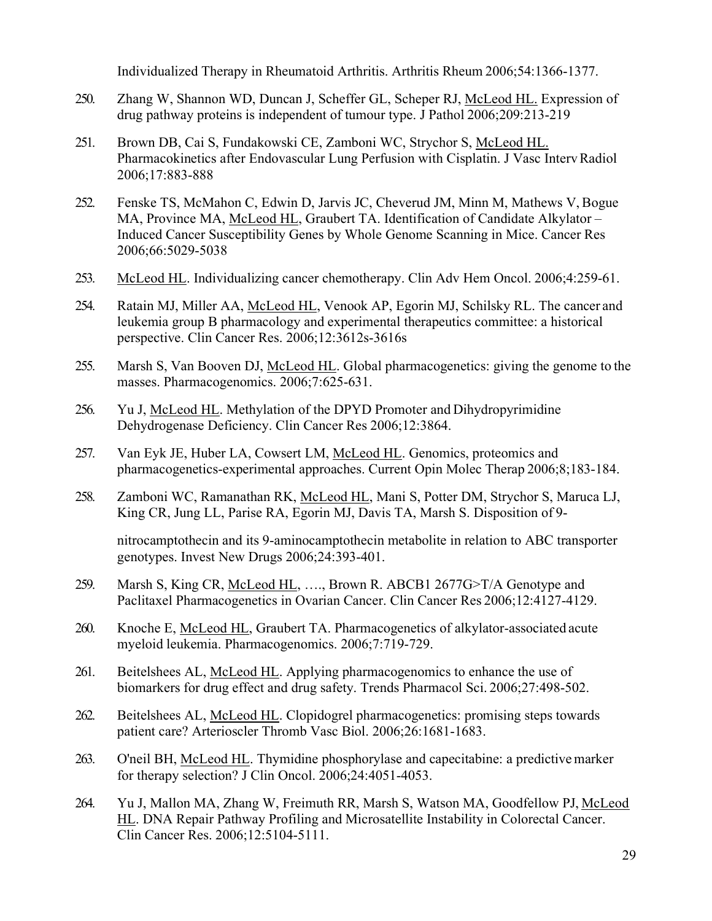Individualized Therapy in Rheumatoid Arthritis. Arthritis Rheum 2006;54:1366-1377.

250. Zhang W, Shannon WD, Duncan J, Scheffer GL, Scheper RJ, McLeod HL. Expression of drug pathway proteins is independent of tumour type. J Pathol 2006;209:213-219

251. Brown DB, Cai S, Fundakowski CE, Zamboni WC, Strychor S, McLeod HL. Pharmacokinetics after Endovascular Lung Perfusion with Cisplatin. J Vasc Interv Radiol 2006;17:883-888

252. Fenske TS, McMahon C, Edwin D, Jarvis JC, Cheverud JM, Minn M, Mathews V, Bogue MA, Province MA, McLeod HL, Graubert TA. Identification of Candidate Alkylator – Induced Cancer Susceptibility Genes by Whole Genome Scanning in Mice. Cancer Res 2006;66:5029-5038

253. McLeod HL. Individualizing cancer chemotherapy. Clin Adv Hem Oncol. 2006;4:259-61.

254. Ratain MJ, Miller AA, McLeod HL, Venook AP, Egorin MJ, Schilsky RL. The cancer and leukemia group B pharmacology and experimental therapeutics committee: a historical perspective. Clin Cancer Res. 2006;12:3612s-3616s

255. Marsh S, Van Booven DJ, McLeod HL. Global pharmacogenetics: giving the genome to the masses. Pharmacogenomics. 2006;7:625-631.

256. Yu J, McLeod HL. Methylation of the DPYD Promoter and Dihydropyrimidine Dehydrogenase Deficiency. Clin Cancer Res 2006;12:3864.

257. Van Eyk JE, Huber LA, Cowsert LM, McLeod HL. Genomics, proteomics and pharmacogenetics-experimental approaches. Current Opin Molec Therap 2006;8;183-184.

258. Zamboni WC, Ramanathan RK, McLeod HL, Mani S, Potter DM, Strychor S, Maruca LJ, King CR, Jung LL, Parise RA, Egorin MJ, Davis TA, Marsh S. Disposition of 9-nitrocamptothecin and its 9-aminocamptothecin metabolite in relation to ABC transporter genotypes. Invest New Drugs 2006;24:393-401.

259. Marsh S, King CR, McLeod HL, …., Brown R. ABCB1 2677G>T/A Genotype and Paclitaxel Pharmacogenetics in Ovarian Cancer. Clin Cancer Res 2006;12:4127-4129.

260. Knoche E, McLeod HL, Graubert TA. Pharmacogenetics of alkylator-associated acute myeloid leukemia. Pharmacogenomics. 2006;7:719-729.

261. Beitelshees AL, McLeod HL. Applying pharmacogenomics to enhance the use of biomarkers for drug effect and drug safety. Trends Pharmacol Sci. 2006;27:498-502.

262. Beitelshees AL, McLeod HL. Clopidogrel pharmacogenetics: promising steps towards patient care? Arterioscler Thromb Vasc Biol. 2006;26:1681-1683.

263. O'neil BH, McLeod HL. Thymidine phosphorylase and capecitabine: a predictive marker for therapy selection? J Clin Oncol. 2006;24:4051-4053.

264. Yu J, Mallon MA, Zhang W, Freimuth RR, Marsh S, Watson MA, Goodfellow PJ, McLeod HL. DNA Repair Pathway Profiling and Microsatellite Instability in Colorectal Cancer. Clin Cancer Res. 2006;12:5104-5111.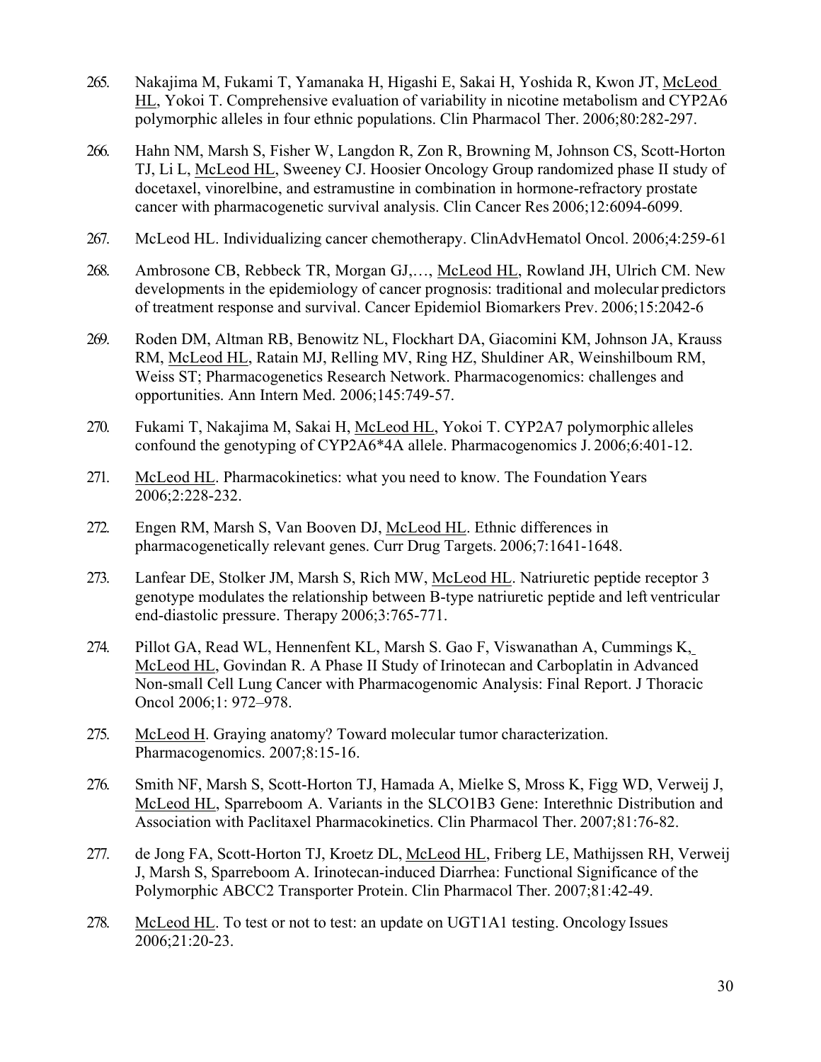265. Nakajima M, Fukami T, Yamanaka H, Higashi E, Sakai H, Yoshida R, Kwon JT, McLeod HL, Yokoi T. Comprehensive evaluation of variability in nicotine metabolism and CYP2A6 polymorphic alleles in four ethnic populations. Clin Pharmacol Ther. 2006;80:282-297.

266. Hahn NM, Marsh S, Fisher W, Langdon R, Zon R, Browning M, Johnson CS, Scott-Horton TJ, Li L, McLeod HL, Sweeney CJ. Hoosier Oncology Group randomized phase II study of docetaxel, vinorelbine, and estramustine in combination in hormone-refractory prostate cancer with pharmacogenetic survival analysis. Clin Cancer Res 2006;12:6094-6099.

267. McLeod HL. Individualizing cancer chemotherapy. ClinAdvHematol Oncol. 2006;4:259-61

268. Ambrosone CB, Rebbeck TR, Morgan GJ,…, McLeod HL, Rowland JH, Ulrich CM. New developments in the epidemiology of cancer prognosis: traditional and molecular predictors of treatment response and survival. Cancer Epidemiol Biomarkers Prev. 2006;15:2042-6

269. Roden DM, Altman RB, Benowitz NL, Flockhart DA, Giacomini KM, Johnson JA, Krauss RM, McLeod HL, Ratain MJ, Relling MV, Ring HZ, Shuldiner AR, Weinshilboum RM, Weiss ST; Pharmacogenetics Research Network. Pharmacogenomics: challenges and opportunities. Ann Intern Med. 2006;145:749-57.

270. Fukami T, Nakajima M, Sakai H, McLeod HL, Yokoi T. CYP2A7 polymorphic alleles confound the genotyping of CYP2A6*4A allele. Pharmacogenomics J. 2006;6:401-12.

271. McLeod HL. Pharmacokinetics: what you need to know. The Foundation Years 2006;2:228-232.

272. Engen RM, Marsh S, Van Booven DJ, McLeod HL. Ethnic differences in pharmacogenetically relevant genes. Curr Drug Targets. 2006;7:1641-1648.

273. Lanfear DE, Stolker JM, Marsh S, Rich MW, McLeod HL. Natriuretic peptide receptor 3 genotype modulates the relationship between B-type natriuretic peptide and left ventricular end-diastolic pressure. Therapy 2006;3:765-771.

274. Pillot GA, Read WL, Hennenfent KL, Marsh S. Gao F, Viswanathan A, Cummings K, McLeod HL, Govindan R. A Phase II Study of Irinotecan and Carboplatin in Advanced Non-small Cell Lung Cancer with Pharmacogenomic Analysis: Final Report. J Thoracic Oncol 2006;1: 972–978.

275. McLeod H. Graying anatomy? Toward molecular tumor characterization. Pharmacogenomics. 2007;8:15-16.

276. Smith NF, Marsh S, Scott-Horton TJ, Hamada A, Mielke S, Mross K, Figg WD, Verweij J, McLeod HL, Sparreboom A. Variants in the SLCO1B3 Gene: Interethnic Distribution and Association with Paclitaxel Pharmacokinetics. Clin Pharmacol Ther. 2007;81:76-82.

277. de Jong FA, Scott-Horton TJ, Kroetz DL, McLeod HL, Friberg LE, Mathijssen RH, Verweij J, Marsh S, Sparreboom A. Irinotecan-induced Diarrhea: Functional Significance of the Polymorphic ABCC2 Transporter Protein. Clin Pharmacol Ther. 2007;81:42-49.

278. McLeod HL. To test or not to test: an update on UGT1A1 testing. Oncology Issues 2006;21:20-23.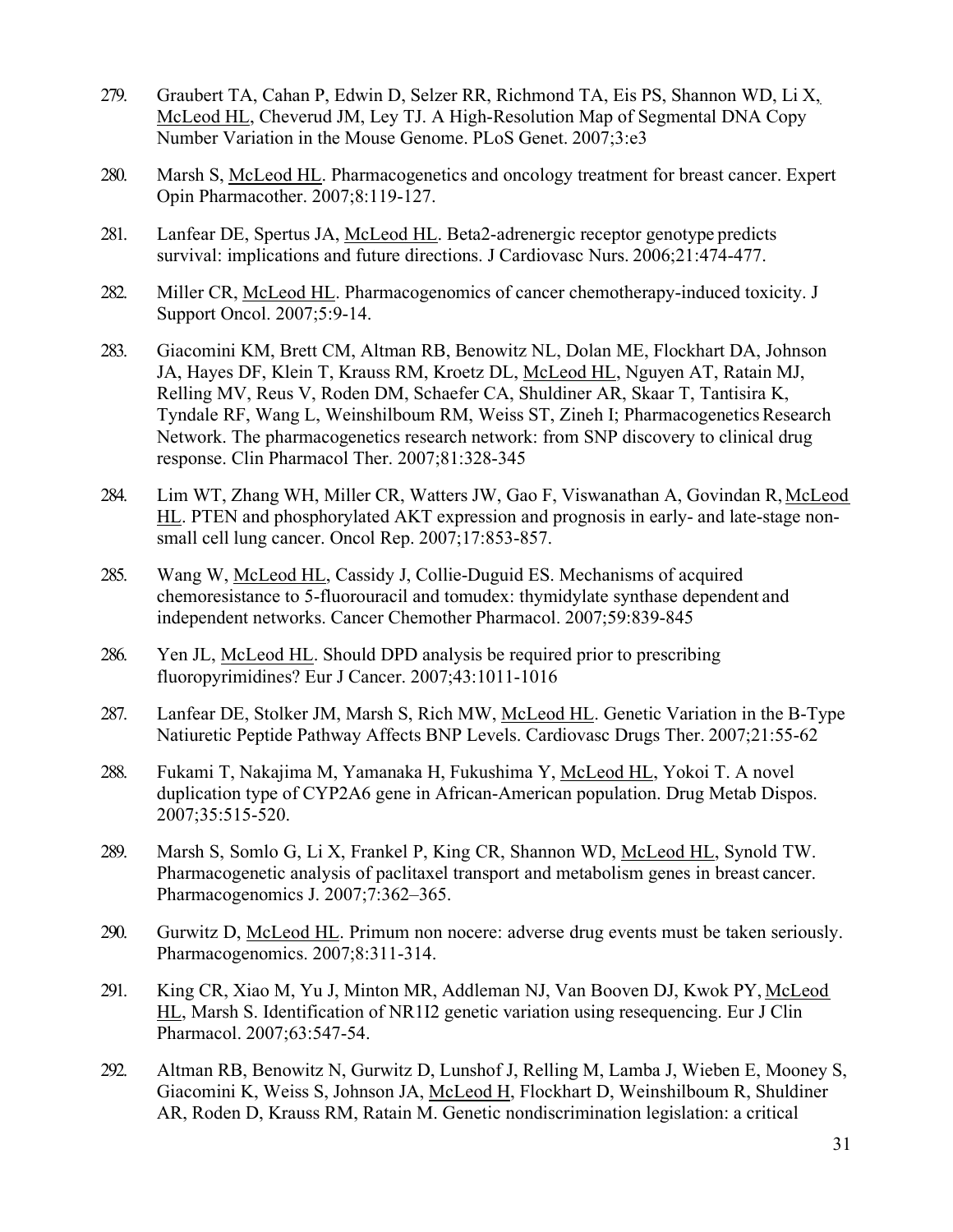279. Graubert TA, Cahan P, Edwin D, Selzer RR, Richmond TA, Eis PS, Shannon WD, Li X, McLeod HL, Cheverud JM, Ley TJ. A High-Resolution Map of Segmental DNA Copy Number Variation in the Mouse Genome. PLoS Genet. 2007;3:e3

280. Marsh S, McLeod HL. Pharmacogenetics and oncology treatment for breast cancer. Expert Opin Pharmacother. 2007;8:119-127.

281. Lanfear DE, Spertus JA, McLeod HL. Beta2-adrenergic receptor genotype predicts survival: implications and future directions. J Cardiovasc Nurs. 2006;21:474-477.

282. Miller CR, McLeod HL. Pharmacogenomics of cancer chemotherapy-induced toxicity. J Support Oncol. 2007;5:9-14.

283. Giacomini KM, Brett CM, Altman RB, Benowitz NL, Dolan ME, Flockhart DA, Johnson JA, Hayes DF, Klein T, Krauss RM, Kroetz DL, McLeod HL, Nguyen AT, Ratain MJ, Relling MV, Reus V, Roden DM, Schaefer CA, Shuldiner AR, Skaar T, Tantisira K, Tyndale RF, Wang L, Weinshilboum RM, Weiss ST, Zineh I; Pharmacogenetics Research Network. The pharmacogenetics research network: from SNP discovery to clinical drug response. Clin Pharmacol Ther. 2007;81:328-345

284. Lim WT, Zhang WH, Miller CR, Watters JW, Gao F, Viswanathan A, Govindan R, McLeod HL. PTEN and phosphorylated AKT expression and prognosis in early- and late-stage non-small cell lung cancer. Oncol Rep. 2007;17:853-857.

285. Wang W, McLeod HL, Cassidy J, Collie-Duguid ES. Mechanisms of acquired chemoresistance to 5-fluorouracil and tomudex: thymidylate synthase dependent and independent networks. Cancer Chemother Pharmacol. 2007;59:839-845

286. Yen JL, McLeod HL. Should DPD analysis be required prior to prescribing fluoropyrimidines? Eur J Cancer. 2007;43:1011-1016

287. Lanfear DE, Stolker JM, Marsh S, Rich MW, McLeod HL. Genetic Variation in the B-Type Natiuretic Peptide Pathway Affects BNP Levels. Cardiovasc Drugs Ther. 2007;21:55-62

288. Fukami T, Nakajima M, Yamanaka H, Fukushima Y, McLeod HL, Yokoi T. A novel duplication type of CYP2A6 gene in African-American population. Drug Metab Dispos. 2007;35:515-520.

289. Marsh S, Somlo G, Li X, Frankel P, King CR, Shannon WD, McLeod HL, Synold TW. Pharmacogenetic analysis of paclitaxel transport and metabolism genes in breast cancer. Pharmacogenomics J. 2007;7:362–365.

290. Gurwitz D, McLeod HL. Primum non nocere: adverse drug events must be taken seriously. Pharmacogenomics. 2007;8:311-314.

291. King CR, Xiao M, Yu J, Minton MR, Addleman NJ, Van Booven DJ, Kwok PY, McLeod HL, Marsh S. Identification of NR1I2 genetic variation using resequencing. Eur J Clin Pharmacol. 2007;63:547-54.

292. Altman RB, Benowitz N, Gurwitz D, Lunshof J, Relling M, Lamba J, Wieben E, Mooney S, Giacomini K, Weiss S, Johnson JA, McLeod H, Flockhart D, Weinshilboum R, Shuldiner AR, Roden D, Krauss RM, Ratain M. Genetic nondiscrimination legislation: a critical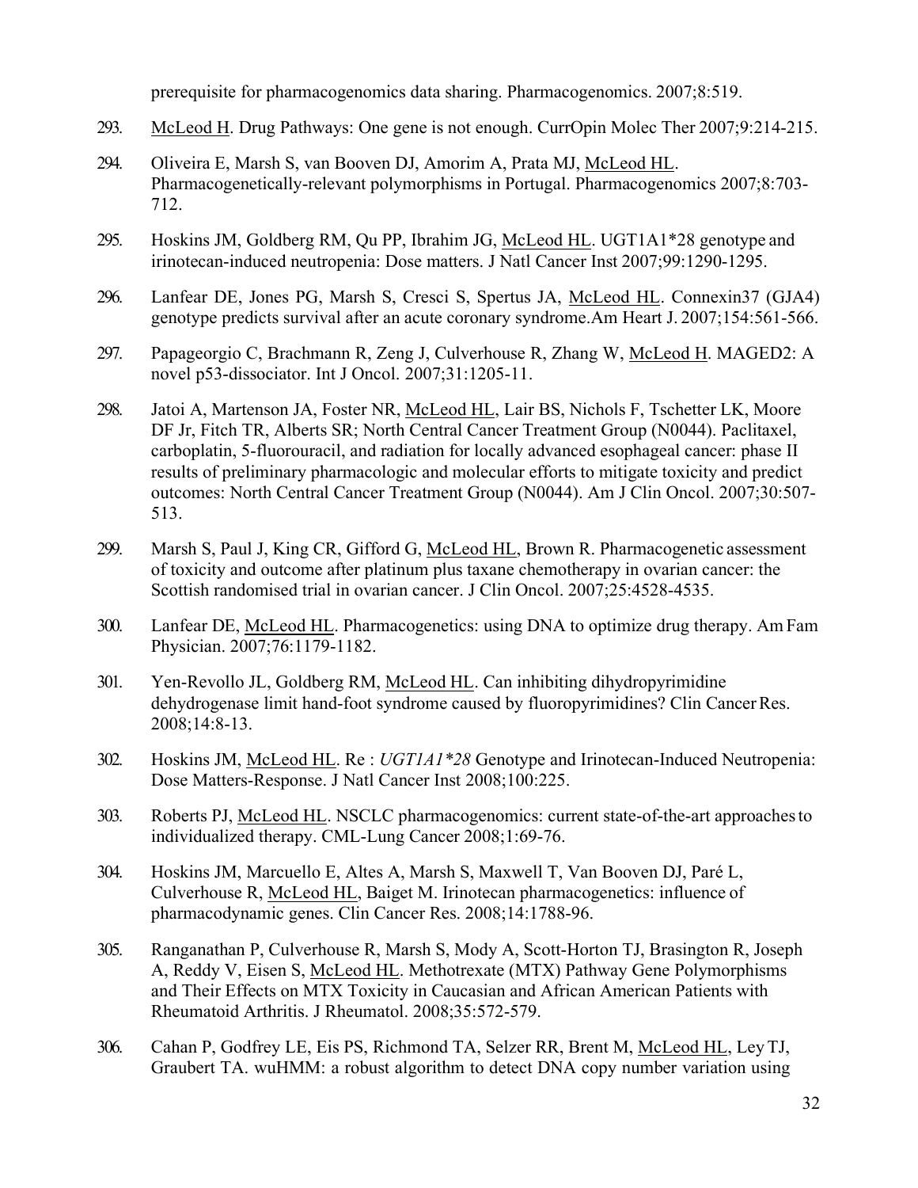prerequisite for pharmacogenomics data sharing. Pharmacogenomics. 2007;8:519.

293. McLeod H. Drug Pathways: One gene is not enough. CurrOpin Molec Ther 2007;9:214-215.

294. Oliveira E, Marsh S, van Booven DJ, Amorim A, Prata MJ, McLeod HL. Pharmacogenetically-relevant polymorphisms in Portugal. Pharmacogenomics 2007;8:703-712.

295. Hoskins JM, Goldberg RM, Qu PP, Ibrahim JG, McLeod HL. UGT1A1*28 genotype and irinotecan-induced neutropenia: Dose matters. J Natl Cancer Inst 2007;99:1290-1295.

296. Lanfear DE, Jones PG, Marsh S, Cresci S, Spertus JA, McLeod HL. Connexin37 (GJA4) genotype predicts survival after an acute coronary syndrome.Am Heart J. 2007;154:561-566.

297. Papageorgio C, Brachmann R, Zeng J, Culverhouse R, Zhang W, McLeod H. MAGED2: A novel p53-dissociator. Int J Oncol. 2007;31:1205-11.

298. Jatoi A, Martenson JA, Foster NR, McLeod HL, Lair BS, Nichols F, Tschetter LK, Moore DF Jr, Fitch TR, Alberts SR; North Central Cancer Treatment Group (N0044). Paclitaxel, carboplatin, 5-fluorouracil, and radiation for locally advanced esophageal cancer: phase II results of preliminary pharmacologic and molecular efforts to mitigate toxicity and predict outcomes: North Central Cancer Treatment Group (N0044). Am J Clin Oncol. 2007;30:507-513.

299. Marsh S, Paul J, King CR, Gifford G, McLeod HL, Brown R. Pharmacogenetic assessment of toxicity and outcome after platinum plus taxane chemotherapy in ovarian cancer: the Scottish randomised trial in ovarian cancer. J Clin Oncol. 2007;25:4528-4535.

300. Lanfear DE, McLeod HL. Pharmacogenetics: using DNA to optimize drug therapy. Am Fam Physician. 2007;76:1179-1182.

301. Yen-Revollo JL, Goldberg RM, McLeod HL. Can inhibiting dihydropyrimidine dehydrogenase limit hand-foot syndrome caused by fluoropyrimidines? Clin Cancer Res. 2008;14:8-13.

302. Hoskins JM, McLeod HL. Re : *UGT1A1*28* Genotype and Irinotecan-Induced Neutropenia: Dose Matters-Response. J Natl Cancer Inst 2008;100:225.

303. Roberts PJ, McLeod HL. NSCLC pharmacogenomics: current state-of-the-art approaches to individualized therapy. CML-Lung Cancer 2008;1:69-76.

304. Hoskins JM, Marcuello E, Altes A, Marsh S, Maxwell T, Van Booven DJ, Paré L, Culverhouse R, McLeod HL, Baiget M. Irinotecan pharmacogenetics: influence of pharmacodynamic genes. Clin Cancer Res. 2008;14:1788-96.

305. Ranganathan P, Culverhouse R, Marsh S, Mody A, Scott-Horton TJ, Brasington R, Joseph A, Reddy V, Eisen S, McLeod HL. Methotrexate (MTX) Pathway Gene Polymorphisms and Their Effects on MTX Toxicity in Caucasian and African American Patients with Rheumatoid Arthritis. J Rheumatol. 2008;35:572-579.

306. Cahan P, Godfrey LE, Eis PS, Richmond TA, Selzer RR, Brent M, McLeod HL, Ley TJ, Graubert TA. wuHMM: a robust algorithm to detect DNA copy number variation using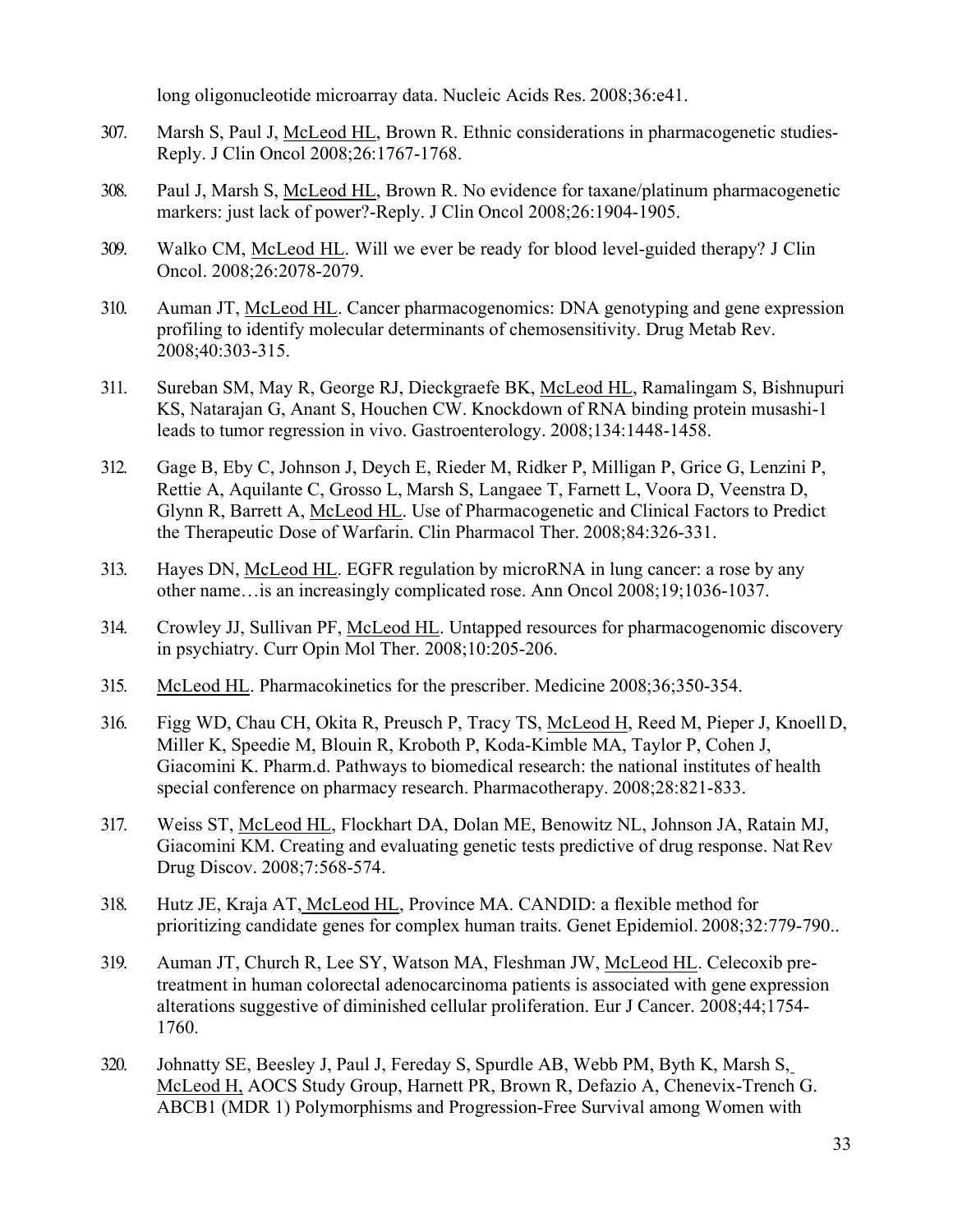long oligonucleotide microarray data. Nucleic Acids Res. 2008;36:e41.

307. Marsh S, Paul J, McLeod HL, Brown R. Ethnic considerations in pharmacogenetic studies-Reply. J Clin Oncol 2008;26:1767-1768.

308. Paul J, Marsh S, McLeod HL, Brown R. No evidence for taxane/platinum pharmacogenetic markers: just lack of power?-Reply. J Clin Oncol 2008;26:1904-1905.

309. Walko CM, McLeod HL. Will we ever be ready for blood level-guided therapy? J Clin Oncol. 2008;26:2078-2079.

310. Auman JT, McLeod HL. Cancer pharmacogenomics: DNA genotyping and gene expression profiling to identify molecular determinants of chemosensitivity. Drug Metab Rev. 2008;40:303-315.

311. Sureban SM, May R, George RJ, Dieckgraefe BK, McLeod HL, Ramalingam S, Bishnupuri KS, Natarajan G, Anant S, Houchen CW. Knockdown of RNA binding protein musashi-1 leads to tumor regression in vivo. Gastroenterology. 2008;134:1448-1458.

312. Gage B, Eby C, Johnson J, Deych E, Rieder M, Ridker P, Milligan P, Grice G, Lenzini P, Rettie A, Aquilante C, Grosso L, Marsh S, Langaee T, Farnett L, Voora D, Veenstra D, Glynn R, Barrett A, McLeod HL. Use of Pharmacogenetic and Clinical Factors to Predict the Therapeutic Dose of Warfarin. Clin Pharmacol Ther. 2008;84:326-331.

313. Hayes DN, McLeod HL. EGFR regulation by microRNA in lung cancer: a rose by any other name…is an increasingly complicated rose. Ann Oncol 2008;19;1036-1037.

314. Crowley JJ, Sullivan PF, McLeod HL. Untapped resources for pharmacogenomic discovery in psychiatry. Curr Opin Mol Ther. 2008;10:205-206.

315. McLeod HL. Pharmacokinetics for the prescriber. Medicine 2008;36;350-354.

316. Figg WD, Chau CH, Okita R, Preusch P, Tracy TS, McLeod H, Reed M, Pieper J, Knoell D, Miller K, Speedie M, Blouin R, Kroboth P, Koda-Kimble MA, Taylor P, Cohen J, Giacomini K. Pharm.d. Pathways to biomedical research: the national institutes of health special conference on pharmacy research. Pharmacotherapy. 2008;28:821-833.

317. Weiss ST, McLeod HL, Flockhart DA, Dolan ME, Benowitz NL, Johnson JA, Ratain MJ, Giacomini KM. Creating and evaluating genetic tests predictive of drug response. Nat Rev Drug Discov. 2008;7:568-574.

318. Hutz JE, Kraja AT, McLeod HL, Province MA. CANDID: a flexible method for prioritizing candidate genes for complex human traits. Genet Epidemiol. 2008;32:779-790..

319. Auman JT, Church R, Lee SY, Watson MA, Fleshman JW, McLeod HL. Celecoxib pre-treatment in human colorectal adenocarcinoma patients is associated with gene expression alterations suggestive of diminished cellular proliferation. Eur J Cancer. 2008;44;1754-1760.

320. Johnatty SE, Beesley J, Paul J, Fereday S, Spurdle AB, Webb PM, Byth K, Marsh S, McLeod H, AOCS Study Group, Harnett PR, Brown R, Defazio A, Chenevix-Trench G. ABCB1 (MDR 1) Polymorphisms and Progression-Free Survival among Women with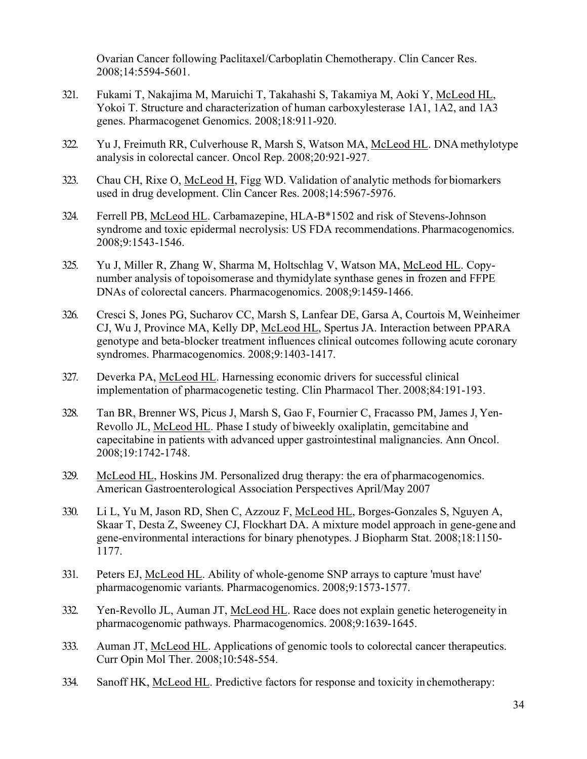Ovarian Cancer following Paclitaxel/Carboplatin Chemotherapy. Clin Cancer Res. 2008;14:5594-5601.

321. Fukami T, Nakajima M, Maruichi T, Takahashi S, Takamiya M, Aoki Y, McLeod HL, Yokoi T. Structure and characterization of human carboxylesterase 1A1, 1A2, and 1A3 genes. Pharmacogenet Genomics. 2008;18:911-920.

322. Yu J, Freimuth RR, Culverhouse R, Marsh S, Watson MA, McLeod HL. DNA methylotype analysis in colorectal cancer. Oncol Rep. 2008;20:921-927.

323. Chau CH, Rixe O, McLeod H, Figg WD. Validation of analytic methods for biomarkers used in drug development. Clin Cancer Res. 2008;14:5967-5976.

324. Ferrell PB, McLeod HL. Carbamazepine, HLA-B*1502 and risk of Stevens-Johnson syndrome and toxic epidermal necrolysis: US FDA recommendations. Pharmacogenomics. 2008;9:1543-1546.

325. Yu J, Miller R, Zhang W, Sharma M, Holtschlag V, Watson MA, McLeod HL. Copy-number analysis of topoisomerase and thymidylate synthase genes in frozen and FFPE DNAs of colorectal cancers. Pharmacogenomics. 2008;9:1459-1466.

326. Cresci S, Jones PG, Sucharov CC, Marsh S, Lanfear DE, Garsa A, Courtois M, Weinheimer CJ, Wu J, Province MA, Kelly DP, McLeod HL, Spertus JA. Interaction between PPARA genotype and beta-blocker treatment influences clinical outcomes following acute coronary syndromes. Pharmacogenomics. 2008;9:1403-1417.

327. Deverka PA, McLeod HL. Harnessing economic drivers for successful clinical implementation of pharmacogenetic testing. Clin Pharmacol Ther. 2008;84:191-193.

328. Tan BR, Brenner WS, Picus J, Marsh S, Gao F, Fournier C, Fracasso PM, James J, Yen-Revollo JL, McLeod HL. Phase I study of biweekly oxaliplatin, gemcitabine and capecitabine in patients with advanced upper gastrointestinal malignancies. Ann Oncol. 2008;19:1742-1748.

329. McLeod HL, Hoskins JM. Personalized drug therapy: the era of pharmacogenomics. American Gastroenterological Association Perspectives April/May 2007

330. Li L, Yu M, Jason RD, Shen C, Azzouz F, McLeod HL, Borges-Gonzales S, Nguyen A, Skaar T, Desta Z, Sweeney CJ, Flockhart DA. A mixture model approach in gene-gene and gene-environmental interactions for binary phenotypes. J Biopharm Stat. 2008;18:1150-1177.

331. Peters EJ, McLeod HL. Ability of whole-genome SNP arrays to capture 'must have' pharmacogenomic variants. Pharmacogenomics. 2008;9:1573-1577.

332. Yen-Revollo JL, Auman JT, McLeod HL. Race does not explain genetic heterogeneity in pharmacogenomic pathways. Pharmacogenomics. 2008;9:1639-1645.

333. Auman JT, McLeod HL. Applications of genomic tools to colorectal cancer therapeutics. Curr Opin Mol Ther. 2008;10:548-554.

334. Sanoff HK, McLeod HL. Predictive factors for response and toxicity in chemotherapy: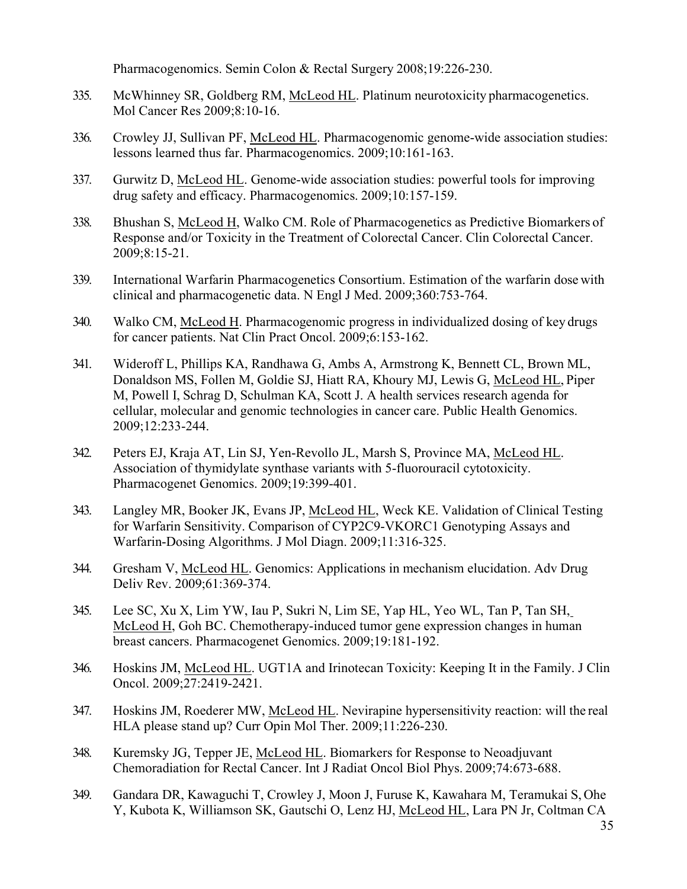Pharmacogenomics. Semin Colon & Rectal Surgery 2008;19:226-230.

335. McWhinney SR, Goldberg RM, McLeod HL. Platinum neurotoxicity pharmacogenetics. Mol Cancer Res 2009;8:10-16.

336. Crowley JJ, Sullivan PF, McLeod HL. Pharmacogenomic genome-wide association studies: lessons learned thus far. Pharmacogenomics. 2009;10:161-163.

337. Gurwitz D, McLeod HL. Genome-wide association studies: powerful tools for improving drug safety and efficacy. Pharmacogenomics. 2009;10:157-159.

338. Bhushan S, McLeod H, Walko CM. Role of Pharmacogenetics as Predictive Biomarkers of Response and/or Toxicity in the Treatment of Colorectal Cancer. Clin Colorectal Cancer. 2009;8:15-21.

339. International Warfarin Pharmacogenetics Consortium. Estimation of the warfarin dose with clinical and pharmacogenetic data. N Engl J Med. 2009;360:753-764.

340. Walko CM, McLeod H. Pharmacogenomic progress in individualized dosing of key drugs for cancer patients. Nat Clin Pract Oncol. 2009;6:153-162.

341. Wideroff L, Phillips KA, Randhawa G, Ambs A, Armstrong K, Bennett CL, Brown ML, Donaldson MS, Follen M, Goldie SJ, Hiatt RA, Khoury MJ, Lewis G, McLeod HL, Piper M, Powell I, Schrag D, Schulman KA, Scott J. A health services research agenda for cellular, molecular and genomic technologies in cancer care. Public Health Genomics. 2009;12:233-244.

342. Peters EJ, Kraja AT, Lin SJ, Yen-Revollo JL, Marsh S, Province MA, McLeod HL. Association of thymidylate synthase variants with 5-fluorouracil cytotoxicity. Pharmacogenet Genomics. 2009;19:399-401.

343. Langley MR, Booker JK, Evans JP, McLeod HL, Weck KE. Validation of Clinical Testing for Warfarin Sensitivity. Comparison of CYP2C9-VKORC1 Genotyping Assays and Warfarin-Dosing Algorithms. J Mol Diagn. 2009;11:316-325.

344. Gresham V, McLeod HL. Genomics: Applications in mechanism elucidation. Adv Drug Deliv Rev. 2009;61:369-374.

345. Lee SC, Xu X, Lim YW, Iau P, Sukri N, Lim SE, Yap HL, Yeo WL, Tan P, Tan SH, McLeod H, Goh BC. Chemotherapy-induced tumor gene expression changes in human breast cancers. Pharmacogenet Genomics. 2009;19:181-192.

346. Hoskins JM, McLeod HL. UGT1A and Irinotecan Toxicity: Keeping It in the Family. J Clin Oncol. 2009;27:2419-2421.

347. Hoskins JM, Roederer MW, McLeod HL. Nevirapine hypersensitivity reaction: will the real HLA please stand up? Curr Opin Mol Ther. 2009;11:226-230.

348. Kuremsky JG, Tepper JE, McLeod HL. Biomarkers for Response to Neoadjuvant Chemoradiation for Rectal Cancer. Int J Radiat Oncol Biol Phys. 2009;74:673-688.

349. Gandara DR, Kawaguchi T, Crowley J, Moon J, Furuse K, Kawahara M, Teramukai S, Ohe Y, Kubota K, Williamson SK, Gautschi O, Lenz HJ, McLeod HL, Lara PN Jr, Coltman CA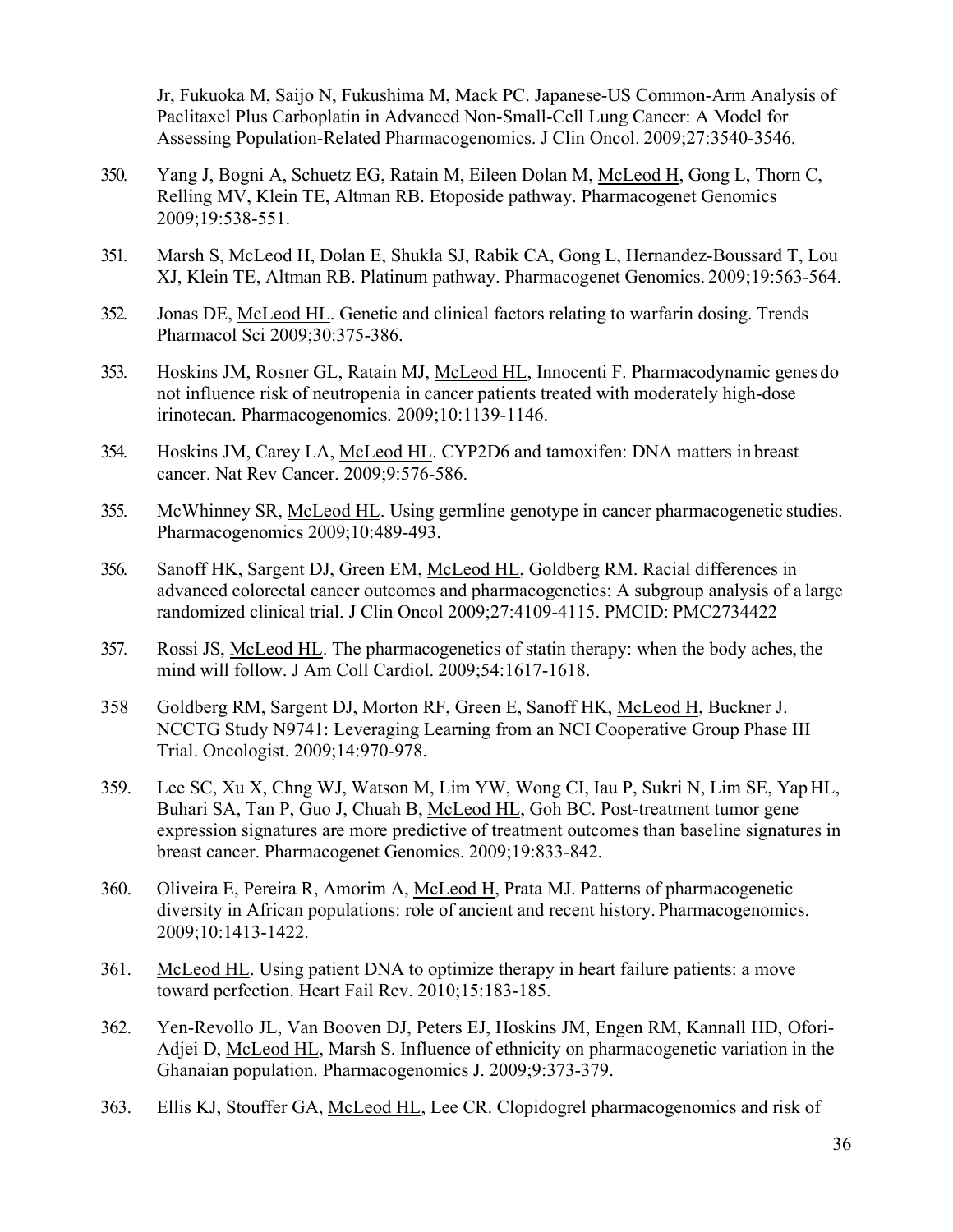Jr, Fukuoka M, Saijo N, Fukushima M, Mack PC. Japanese-US Common-Arm Analysis of Paclitaxel Plus Carboplatin in Advanced Non-Small-Cell Lung Cancer: A Model for Assessing Population-Related Pharmacogenomics. J Clin Oncol. 2009;27:3540-3546.

350. Yang J, Bogni A, Schuetz EG, Ratain M, Eileen Dolan M, McLeod H, Gong L, Thorn C, Relling MV, Klein TE, Altman RB. Etoposide pathway. Pharmacogenet Genomics 2009;19:538-551.

351. Marsh S, McLeod H, Dolan E, Shukla SJ, Rabik CA, Gong L, Hernandez-Boussard T, Lou XJ, Klein TE, Altman RB. Platinum pathway. Pharmacogenet Genomics. 2009;19:563-564.

352. Jonas DE, McLeod HL. Genetic and clinical factors relating to warfarin dosing. Trends Pharmacol Sci 2009;30:375-386.

353. Hoskins JM, Rosner GL, Ratain MJ, McLeod HL, Innocenti F. Pharmacodynamic genes do not influence risk of neutropenia in cancer patients treated with moderately high-dose irinotecan. Pharmacogenomics. 2009;10:1139-1146.

354. Hoskins JM, Carey LA, McLeod HL. CYP2D6 and tamoxifen: DNA matters in breast cancer. Nat Rev Cancer. 2009;9:576-586.

355. McWhinney SR, McLeod HL. Using germline genotype in cancer pharmacogenetic studies. Pharmacogenomics 2009;10:489-493.

356. Sanoff HK, Sargent DJ, Green EM, McLeod HL, Goldberg RM. Racial differences in advanced colorectal cancer outcomes and pharmacogenetics: A subgroup analysis of a large randomized clinical trial. J Clin Oncol 2009;27:4109-4115. PMCID: PMC2734422

357. Rossi JS, McLeod HL. The pharmacogenetics of statin therapy: when the body aches, the mind will follow. J Am Coll Cardiol. 2009;54:1617-1618.

358 Goldberg RM, Sargent DJ, Morton RF, Green E, Sanoff HK, McLeod H, Buckner J. NCCTG Study N9741: Leveraging Learning from an NCI Cooperative Group Phase III Trial. Oncologist. 2009;14:970-978.

359. Lee SC, Xu X, Chng WJ, Watson M, Lim YW, Wong CI, Iau P, Sukri N, Lim SE, Yap HL, Buhari SA, Tan P, Guo J, Chuah B, McLeod HL, Goh BC. Post-treatment tumor gene expression signatures are more predictive of treatment outcomes than baseline signatures in breast cancer. Pharmacogenet Genomics. 2009;19:833-842.

360. Oliveira E, Pereira R, Amorim A, McLeod H, Prata MJ. Patterns of pharmacogenetic diversity in African populations: role of ancient and recent history. Pharmacogenomics. 2009;10:1413-1422.

361. McLeod HL. Using patient DNA to optimize therapy in heart failure patients: a move toward perfection. Heart Fail Rev. 2010;15:183-185.

362. Yen-Revollo JL, Van Booven DJ, Peters EJ, Hoskins JM, Engen RM, Kannall HD, Ofori-Adjei D, McLeod HL, Marsh S. Influence of ethnicity on pharmacogenetic variation in the Ghanaian population. Pharmacogenomics J. 2009;9:373-379.

363. Ellis KJ, Stouffer GA, McLeod HL, Lee CR. Clopidogrel pharmacogenomics and risk of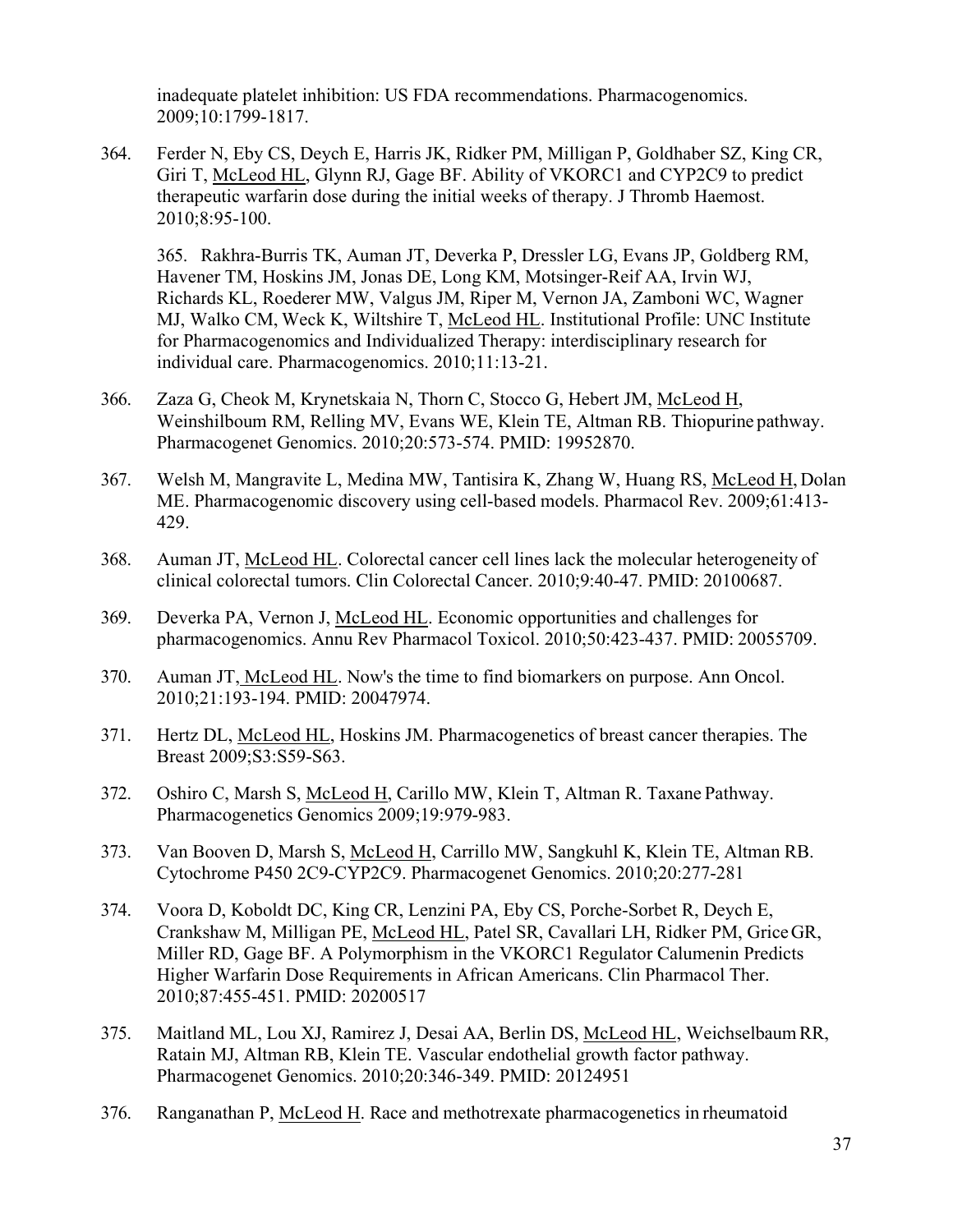inadequate platelet inhibition: US FDA recommendations. Pharmacogenomics. 2009;10:1799-1817.

364. Ferder N, Eby CS, Deych E, Harris JK, Ridker PM, Milligan P, Goldhaber SZ, King CR, Giri T, McLeod HL, Glynn RJ, Gage BF. Ability of VKORC1 and CYP2C9 to predict therapeutic warfarin dose during the initial weeks of therapy. J Thromb Haemost. 2010;8:95-100.

365. Rakhra-Burris TK, Auman JT, Deverka P, Dressler LG, Evans JP, Goldberg RM, Havener TM, Hoskins JM, Jonas DE, Long KM, Motsinger-Reif AA, Irvin WJ, Richards KL, Roederer MW, Valgus JM, Riper M, Vernon JA, Zamboni WC, Wagner MJ, Walko CM, Weck K, Wiltshire T, McLeod HL. Institutional Profile: UNC Institute for Pharmacogenomics and Individualized Therapy: interdisciplinary research for individual care. Pharmacogenomics. 2010;11:13-21.

366. Zaza G, Cheok M, Krynetskaia N, Thorn C, Stocco G, Hebert JM, McLeod H, Weinshilboum RM, Relling MV, Evans WE, Klein TE, Altman RB. Thiopurine pathway. Pharmacogenet Genomics. 2010;20:573-574. PMID: 19952870.

367. Welsh M, Mangravite L, Medina MW, Tantisira K, Zhang W, Huang RS, McLeod H, Dolan ME. Pharmacogenomic discovery using cell-based models. Pharmacol Rev. 2009;61:413-429.

368. Auman JT, McLeod HL. Colorectal cancer cell lines lack the molecular heterogeneity of clinical colorectal tumors. Clin Colorectal Cancer. 2010;9:40-47. PMID: 20100687.

369. Deverka PA, Vernon J, McLeod HL. Economic opportunities and challenges for pharmacogenomics. Annu Rev Pharmacol Toxicol. 2010;50:423-437. PMID: 20055709.

370. Auman JT, McLeod HL. Now's the time to find biomarkers on purpose. Ann Oncol. 2010;21:193-194. PMID: 20047974.

371. Hertz DL, McLeod HL, Hoskins JM. Pharmacogenetics of breast cancer therapies. The Breast 2009;S3:S59-S63.

372. Oshiro C, Marsh S, McLeod H, Carillo MW, Klein T, Altman R. Taxane Pathway. Pharmacogenetics Genomics 2009;19:979-983.

373. Van Booven D, Marsh S, McLeod H, Carrillo MW, Sangkuhl K, Klein TE, Altman RB. Cytochrome P450 2C9-CYP2C9. Pharmacogenet Genomics. 2010;20:277-281

374. Voora D, Koboldt DC, King CR, Lenzini PA, Eby CS, Porche-Sorbet R, Deych E, Crankshaw M, Milligan PE, McLeod HL, Patel SR, Cavallari LH, Ridker PM, Grice GR, Miller RD, Gage BF. A Polymorphism in the VKORC1 Regulator Calumenin Predicts Higher Warfarin Dose Requirements in African Americans. Clin Pharmacol Ther. 2010;87:455-451. PMID: 20200517

375. Maitland ML, Lou XJ, Ramirez J, Desai AA, Berlin DS, McLeod HL, Weichselbaum RR, Ratain MJ, Altman RB, Klein TE. Vascular endothelial growth factor pathway. Pharmacogenet Genomics. 2010;20:346-349. PMID: 20124951

376. Ranganathan P, McLeod H. Race and methotrexate pharmacogenetics in rheumatoid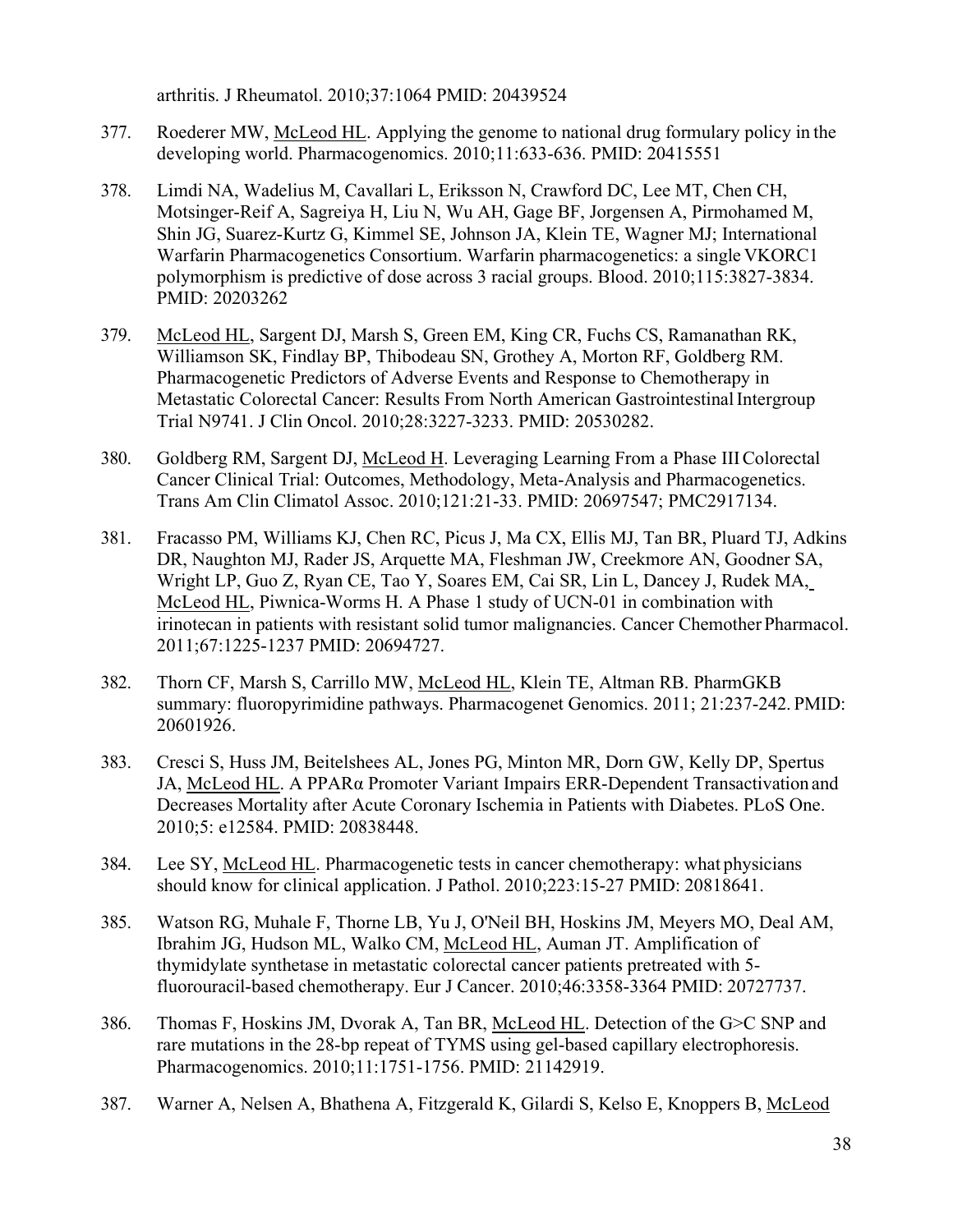arthritis. J Rheumatol. 2010;37:1064 PMID: 20439524

377. Roederer MW, McLeod HL. Applying the genome to national drug formulary policy in the developing world. Pharmacogenomics. 2010;11:633-636. PMID: 20415551

378. Limdi NA, Wadelius M, Cavallari L, Eriksson N, Crawford DC, Lee MT, Chen CH, Motsinger-Reif A, Sagreiya H, Liu N, Wu AH, Gage BF, Jorgensen A, Pirmohamed M, Shin JG, Suarez-Kurtz G, Kimmel SE, Johnson JA, Klein TE, Wagner MJ; International Warfarin Pharmacogenetics Consortium. Warfarin pharmacogenetics: a single VKORC1 polymorphism is predictive of dose across 3 racial groups. Blood. 2010;115:3827-3834. PMID: 20203262

379. McLeod HL, Sargent DJ, Marsh S, Green EM, King CR, Fuchs CS, Ramanathan RK, Williamson SK, Findlay BP, Thibodeau SN, Grothey A, Morton RF, Goldberg RM. Pharmacogenetic Predictors of Adverse Events and Response to Chemotherapy in Metastatic Colorectal Cancer: Results From North American Gastrointestinal Intergroup Trial N9741. J Clin Oncol. 2010;28:3227-3233. PMID: 20530282.

380. Goldberg RM, Sargent DJ, McLeod H. Leveraging Learning From a Phase III Colorectal Cancer Clinical Trial: Outcomes, Methodology, Meta-Analysis and Pharmacogenetics. Trans Am Clin Climatol Assoc. 2010;121:21-33. PMID: 20697547; PMC2917134.

381. Fracasso PM, Williams KJ, Chen RC, Picus J, Ma CX, Ellis MJ, Tan BR, Pluard TJ, Adkins DR, Naughton MJ, Rader JS, Arquette MA, Fleshman JW, Creekmore AN, Goodner SA, Wright LP, Guo Z, Ryan CE, Tao Y, Soares EM, Cai SR, Lin L, Dancey J, Rudek MA, McLeod HL, Piwnica-Worms H. A Phase 1 study of UCN-01 in combination with irinotecan in patients with resistant solid tumor malignancies. Cancer Chemother Pharmacol. 2011;67:1225-1237 PMID: 20694727.

382. Thorn CF, Marsh S, Carrillo MW, McLeod HL, Klein TE, Altman RB. PharmGKB summary: fluoropyrimidine pathways. Pharmacogenet Genomics. 2011; 21:237-242. PMID: 20601926.

383. Cresci S, Huss JM, Beitelshees AL, Jones PG, Minton MR, Dorn GW, Kelly DP, Spertus JA, McLeod HL. A PPARα Promoter Variant Impairs ERR-Dependent Transactivation and Decreases Mortality after Acute Coronary Ischemia in Patients with Diabetes. PLoS One. 2010;5: e12584. PMID: 20838448.

384. Lee SY, McLeod HL. Pharmacogenetic tests in cancer chemotherapy: what physicians should know for clinical application. J Pathol. 2010;223:15-27 PMID: 20818641.

385. Watson RG, Muhale F, Thorne LB, Yu J, O'Neil BH, Hoskins JM, Meyers MO, Deal AM, Ibrahim JG, Hudson ML, Walko CM, McLeod HL, Auman JT. Amplification of thymidylate synthetase in metastatic colorectal cancer patients pretreated with 5-fluorouracil-based chemotherapy. Eur J Cancer. 2010;46:3358-3364 PMID: 20727737.

386. Thomas F, Hoskins JM, Dvorak A, Tan BR, McLeod HL. Detection of the G>C SNP and rare mutations in the 28-bp repeat of TYMS using gel-based capillary electrophoresis. Pharmacogenomics. 2010;11:1751-1756. PMID: 21142919.

387. Warner A, Nelsen A, Bhathena A, Fitzgerald K, Gilardi S, Kelso E, Knoppers B, McLeod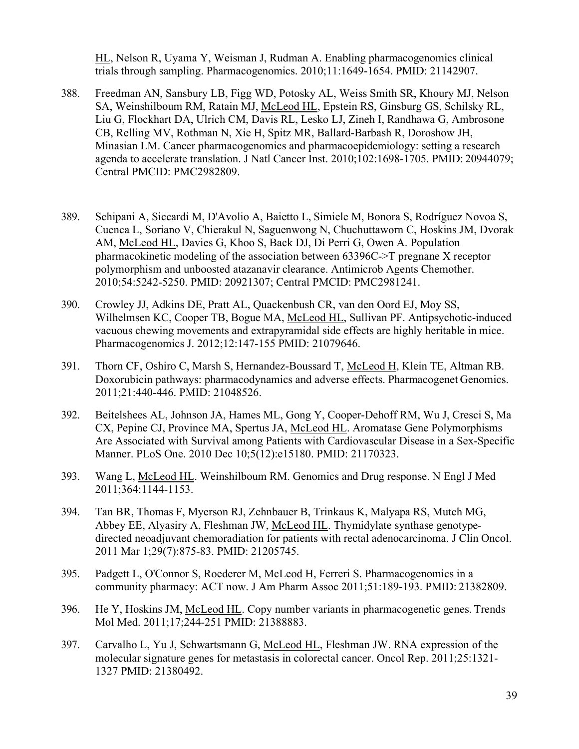HL, Nelson R, Uyama Y, Weisman J, Rudman A. Enabling pharmacogenomics clinical trials through sampling. Pharmacogenomics. 2010;11:1649-1654. PMID: 21142907.

388. Freedman AN, Sansbury LB, Figg WD, Potosky AL, Weiss Smith SR, Khoury MJ, Nelson SA, Weinshilboum RM, Ratain MJ, McLeod HL, Epstein RS, Ginsburg GS, Schilsky RL, Liu G, Flockhart DA, Ulrich CM, Davis RL, Lesko LJ, Zineh I, Randhawa G, Ambrosone CB, Relling MV, Rothman N, Xie H, Spitz MR, Ballard-Barbash R, Doroshow JH, Minasian LM. Cancer pharmacogenomics and pharmacoepidemiology: setting a research agenda to accelerate translation. J Natl Cancer Inst. 2010;102:1698-1705. PMID: 20944079; Central PMCID: PMC2982809.

389. Schipani A, Siccardi M, D'Avolio A, Baietto L, Simiele M, Bonora S, Rodríguez Novoa S, Cuenca L, Soriano V, Chierakul N, Saguenwong N, Chuchuttaworn C, Hoskins JM, Dvorak AM, McLeod HL, Davies G, Khoo S, Back DJ, Di Perri G, Owen A. Population pharmacokinetic modeling of the association between 63396C->T pregnane X receptor polymorphism and unboosted atazanavir clearance. Antimicrob Agents Chemother. 2010;54:5242-5250. PMID: 20921307; Central PMCID: PMC2981241.

390. Crowley JJ, Adkins DE, Pratt AL, Quackenbush CR, van den Oord EJ, Moy SS, Wilhelmsen KC, Cooper TB, Bogue MA, McLeod HL, Sullivan PF. Antipsychotic-induced vacuous chewing movements and extrapyramidal side effects are highly heritable in mice. Pharmacogenomics J. 2012;12:147-155 PMID: 21079646.

391. Thorn CF, Oshiro C, Marsh S, Hernandez-Boussard T, McLeod H, Klein TE, Altman RB. Doxorubicin pathways: pharmacodynamics and adverse effects. Pharmacogenet Genomics. 2011;21:440-446. PMID: 21048526.

392. Beitelshees AL, Johnson JA, Hames ML, Gong Y, Cooper-Dehoff RM, Wu J, Cresci S, Ma CX, Pepine CJ, Province MA, Spertus JA, McLeod HL. Aromatase Gene Polymorphisms Are Associated with Survival among Patients with Cardiovascular Disease in a Sex-Specific Manner. PLoS One. 2010 Dec 10;5(12):e15180. PMID: 21170323.

393. Wang L, McLeod HL. Weinshilboum RM. Genomics and Drug response. N Engl J Med 2011;364:1144-1153.

394. Tan BR, Thomas F, Myerson RJ, Zehnbauer B, Trinkaus K, Malyapa RS, Mutch MG, Abbey EE, Alyasiry A, Fleshman JW, McLeod HL. Thymidylate synthase genotype-directed neoadjuvant chemoradiation for patients with rectal adenocarcinoma. J Clin Oncol. 2011 Mar 1;29(7):875-83. PMID: 21205745.

395. Padgett L, O'Connor S, Roederer M, McLeod H, Ferreri S. Pharmacogenomics in a community pharmacy: ACT now. J Am Pharm Assoc 2011;51:189-193. PMID: 21382809.

396. He Y, Hoskins JM, McLeod HL. Copy number variants in pharmacogenetic genes. Trends Mol Med. 2011;17;244-251 PMID: 21388883.

397. Carvalho L, Yu J, Schwartsmann G, McLeod HL, Fleshman JW. RNA expression of the molecular signature genes for metastasis in colorectal cancer. Oncol Rep. 2011;25:1321-1327 PMID: 21380492.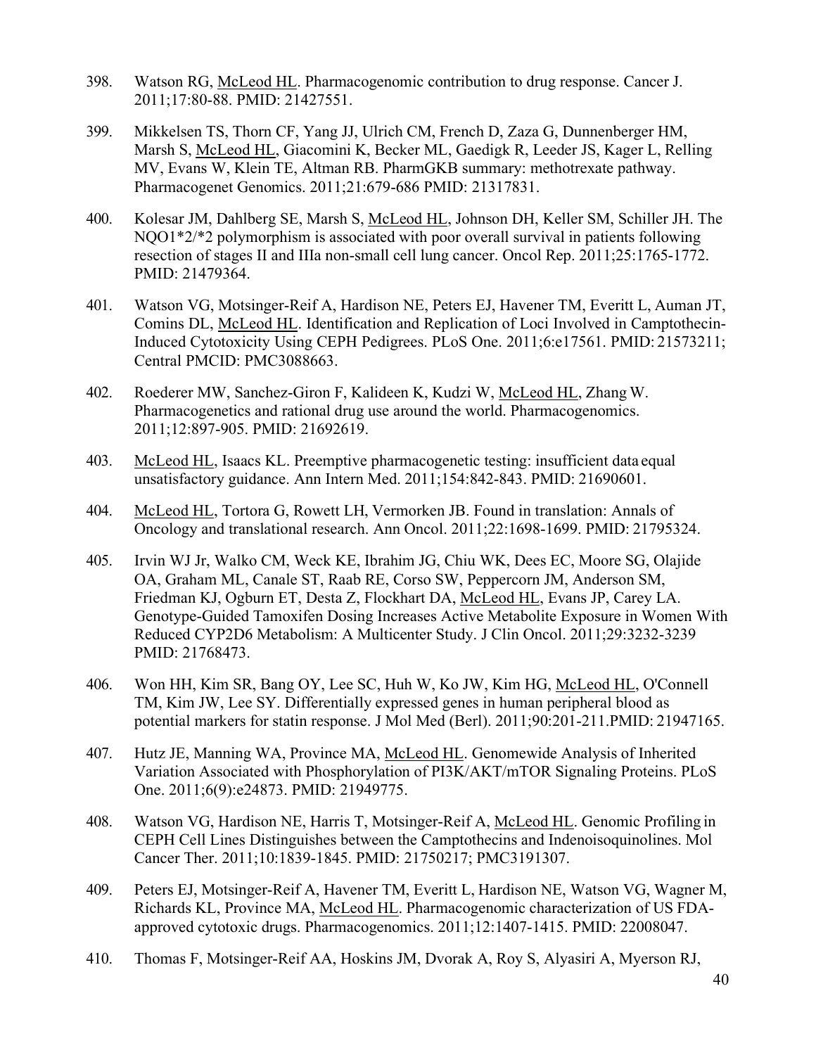398. Watson RG, McLeod HL. Pharmacogenomic contribution to drug response. Cancer J. 2011;17:80-88. PMID: 21427551.

399. Mikkelsen TS, Thorn CF, Yang JJ, Ulrich CM, French D, Zaza G, Dunnenberger HM, Marsh S, McLeod HL, Giacomini K, Becker ML, Gaedigk R, Leeder JS, Kager L, Relling MV, Evans W, Klein TE, Altman RB. PharmGKB summary: methotrexate pathway. Pharmacogenet Genomics. 2011;21:679-686 PMID: 21317831.

400. Kolesar JM, Dahlberg SE, Marsh S, McLeod HL, Johnson DH, Keller SM, Schiller JH. The NQO1*2/*2 polymorphism is associated with poor overall survival in patients following resection of stages II and IIIa non-small cell lung cancer. Oncol Rep. 2011;25:1765-1772. PMID: 21479364.

401. Watson VG, Motsinger-Reif A, Hardison NE, Peters EJ, Havener TM, Everitt L, Auman JT, Comins DL, McLeod HL. Identification and Replication of Loci Involved in Camptothecin-Induced Cytotoxicity Using CEPH Pedigrees. PLoS One. 2011;6:e17561. PMID: 21573211; Central PMCID: PMC3088663.

402. Roederer MW, Sanchez-Giron F, Kalideen K, Kudzi W, McLeod HL, Zhang W. Pharmacogenetics and rational drug use around the world. Pharmacogenomics. 2011;12:897-905. PMID: 21692619.

403. McLeod HL, Isaacs KL. Preemptive pharmacogenetic testing: insufficient data equal unsatisfactory guidance. Ann Intern Med. 2011;154:842-843. PMID: 21690601.

404. McLeod HL, Tortora G, Rowett LH, Vermorken JB. Found in translation: Annals of Oncology and translational research. Ann Oncol. 2011;22:1698-1699. PMID: 21795324.

405. Irvin WJ Jr, Walko CM, Weck KE, Ibrahim JG, Chiu WK, Dees EC, Moore SG, Olajide OA, Graham ML, Canale ST, Raab RE, Corso SW, Peppercorn JM, Anderson SM, Friedman KJ, Ogburn ET, Desta Z, Flockhart DA, McLeod HL, Evans JP, Carey LA. Genotype-Guided Tamoxifen Dosing Increases Active Metabolite Exposure in Women With Reduced CYP2D6 Metabolism: A Multicenter Study. J Clin Oncol. 2011;29:3232-3239 PMID: 21768473.

406. Won HH, Kim SR, Bang OY, Lee SC, Huh W, Ko JW, Kim HG, McLeod HL, O'Connell TM, Kim JW, Lee SY. Differentially expressed genes in human peripheral blood as potential markers for statin response. J Mol Med (Berl). 2011;90:201-211.PMID: 21947165.

407. Hutz JE, Manning WA, Province MA, McLeod HL. Genomewide Analysis of Inherited Variation Associated with Phosphorylation of PI3K/AKT/mTOR Signaling Proteins. PLoS One. 2011;6(9):e24873. PMID: 21949775.

408. Watson VG, Hardison NE, Harris T, Motsinger-Reif A, McLeod HL. Genomic Profiling in CEPH Cell Lines Distinguishes between the Camptothecins and Indenoisoquinolines. Mol Cancer Ther. 2011;10:1839-1845. PMID: 21750217; PMC3191307.

409. Peters EJ, Motsinger-Reif A, Havener TM, Everitt L, Hardison NE, Watson VG, Wagner M, Richards KL, Province MA, McLeod HL. Pharmacogenomic characterization of US FDA-approved cytotoxic drugs. Pharmacogenomics. 2011;12:1407-1415. PMID: 22008047.

410. Thomas F, Motsinger-Reif AA, Hoskins JM, Dvorak A, Roy S, Alyasiri A, Myerson RJ,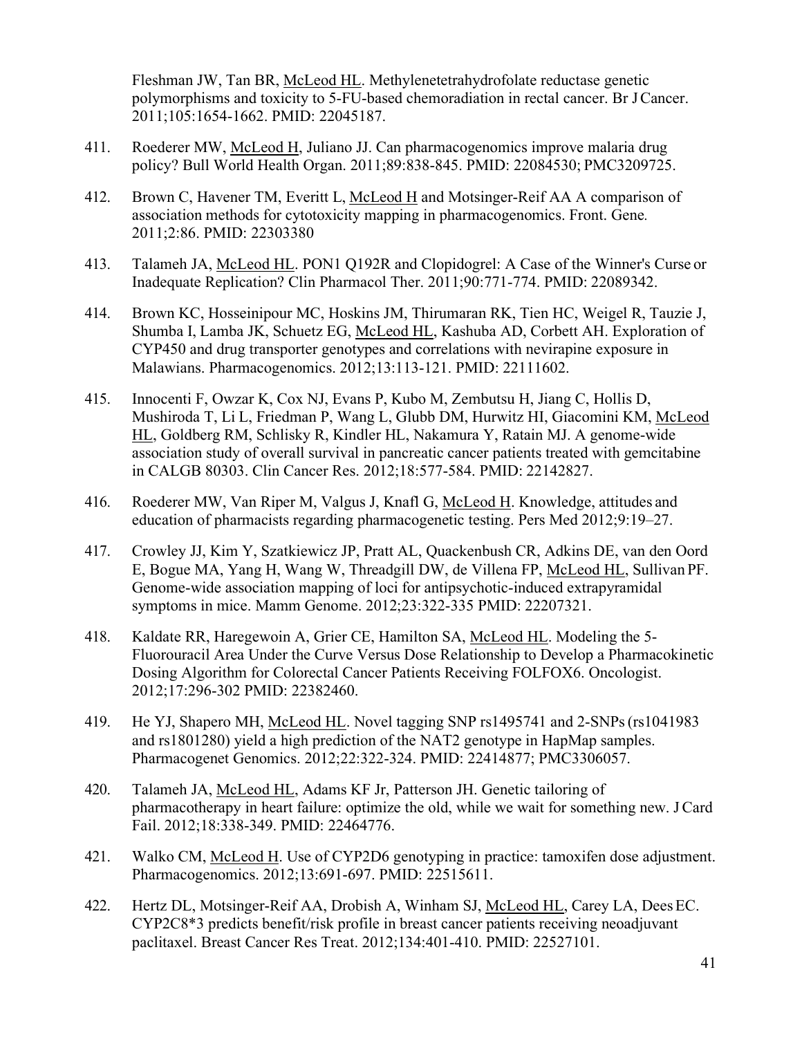Fleshman JW, Tan BR, McLeod HL. Methylenetetrahydrofolate reductase genetic polymorphisms and toxicity to 5-FU-based chemoradiation in rectal cancer. Br J Cancer. 2011;105:1654-1662. PMID: 22045187.

411. Roederer MW, McLeod H, Juliano JJ. Can pharmacogenomics improve malaria drug policy? Bull World Health Organ. 2011;89:838-845. PMID: 22084530; PMC3209725.

412. Brown C, Havener TM, Everitt L, McLeod H and Motsinger-Reif AA A comparison of association methods for cytotoxicity mapping in pharmacogenomics. Front. Gene. 2011;2:86. PMID: 22303380

413. Talameh JA, McLeod HL. PON1 Q192R and Clopidogrel: A Case of the Winner's Curse or Inadequate Replication? Clin Pharmacol Ther. 2011;90:771-774. PMID: 22089342.

414. Brown KC, Hosseinipour MC, Hoskins JM, Thirumaran RK, Tien HC, Weigel R, Tauzie J, Shumba I, Lamba JK, Schuetz EG, McLeod HL, Kashuba AD, Corbett AH. Exploration of CYP450 and drug transporter genotypes and correlations with nevirapine exposure in Malawians. Pharmacogenomics. 2012;13:113-121. PMID: 22111602.

415. Innocenti F, Owzar K, Cox NJ, Evans P, Kubo M, Zembutsu H, Jiang C, Hollis D, Mushiroda T, Li L, Friedman P, Wang L, Glubb DM, Hurwitz HI, Giacomini KM, McLeod HL, Goldberg RM, Schlisky R, Kindler HL, Nakamura Y, Ratain MJ. A genome-wide association study of overall survival in pancreatic cancer patients treated with gemcitabine in CALGB 80303. Clin Cancer Res. 2012;18:577-584. PMID: 22142827.

416. Roederer MW, Van Riper M, Valgus J, Knafl G, McLeod H. Knowledge, attitudes and education of pharmacists regarding pharmacogenetic testing. Pers Med 2012;9:19–27.

417. Crowley JJ, Kim Y, Szatkiewicz JP, Pratt AL, Quackenbush CR, Adkins DE, van den Oord E, Bogue MA, Yang H, Wang W, Threadgill DW, de Villena FP, McLeod HL, Sullivan PF. Genome-wide association mapping of loci for antipsychotic-induced extrapyramidal symptoms in mice. Mamm Genome. 2012;23:322-335 PMID: 22207321.

418. Kaldate RR, Haregewoin A, Grier CE, Hamilton SA, McLeod HL. Modeling the 5-Fluorouracil Area Under the Curve Versus Dose Relationship to Develop a Pharmacokinetic Dosing Algorithm for Colorectal Cancer Patients Receiving FOLFOX6. Oncologist. 2012;17:296-302 PMID: 22382460.

419. He YJ, Shapero MH, McLeod HL. Novel tagging SNP rs1495741 and 2-SNPs (rs1041983 and rs1801280) yield a high prediction of the NAT2 genotype in HapMap samples. Pharmacogenet Genomics. 2012;22:322-324. PMID: 22414877; PMC3306057.

420. Talameh JA, McLeod HL, Adams KF Jr, Patterson JH. Genetic tailoring of pharmacotherapy in heart failure: optimize the old, while we wait for something new. J Card Fail. 2012;18:338-349. PMID: 22464776.

421. Walko CM, McLeod H. Use of CYP2D6 genotyping in practice: tamoxifen dose adjustment. Pharmacogenomics. 2012;13:691-697. PMID: 22515611.

422. Hertz DL, Motsinger-Reif AA, Drobish A, Winham SJ, McLeod HL, Carey LA, Dees EC. CYP2C8*3 predicts benefit/risk profile in breast cancer patients receiving neoadjuvant paclitaxel. Breast Cancer Res Treat. 2012;134:401-410. PMID: 22527101.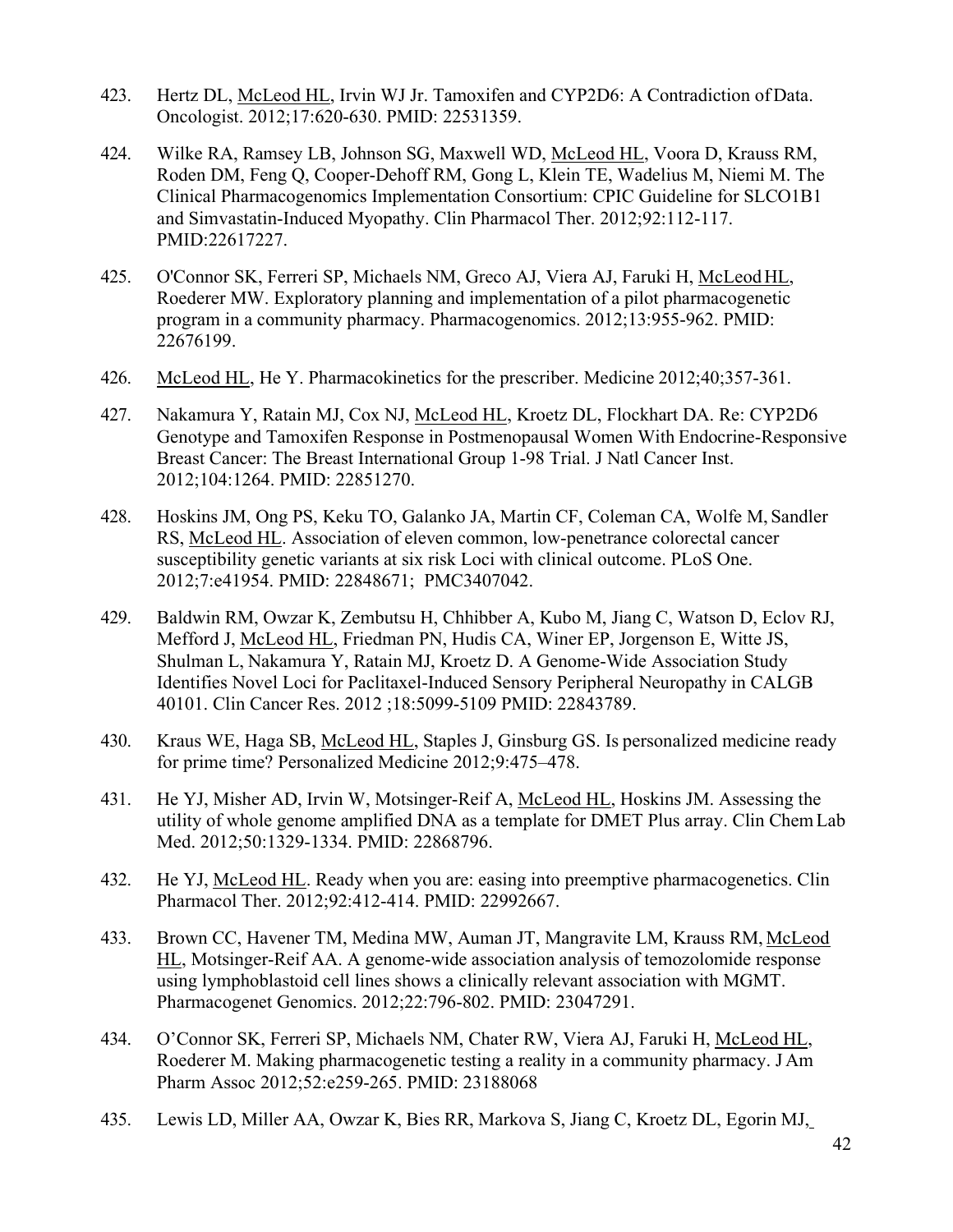423. Hertz DL, McLeod HL, Irvin WJ Jr. Tamoxifen and CYP2D6: A Contradiction of Data. Oncologist. 2012;17:620-630. PMID: 22531359.

424. Wilke RA, Ramsey LB, Johnson SG, Maxwell WD, McLeod HL, Voora D, Krauss RM, Roden DM, Feng Q, Cooper-Dehoff RM, Gong L, Klein TE, Wadelius M, Niemi M. The Clinical Pharmacogenomics Implementation Consortium: CPIC Guideline for SLCO1B1 and Simvastatin-Induced Myopathy. Clin Pharmacol Ther. 2012;92:112-117. PMID:22617227.

425. O'Connor SK, Ferreri SP, Michaels NM, Greco AJ, Viera AJ, Faruki H, McLeod HL, Roederer MW. Exploratory planning and implementation of a pilot pharmacogenetic program in a community pharmacy. Pharmacogenomics. 2012;13:955-962. PMID: 22676199.

426. McLeod HL, He Y. Pharmacokinetics for the prescriber. Medicine 2012;40;357-361.

427. Nakamura Y, Ratain MJ, Cox NJ, McLeod HL, Kroetz DL, Flockhart DA. Re: CYP2D6 Genotype and Tamoxifen Response in Postmenopausal Women With Endocrine-Responsive Breast Cancer: The Breast International Group 1-98 Trial. J Natl Cancer Inst. 2012;104:1264. PMID: 22851270.

428. Hoskins JM, Ong PS, Keku TO, Galanko JA, Martin CF, Coleman CA, Wolfe M, Sandler RS, McLeod HL. Association of eleven common, low-penetrance colorectal cancer susceptibility genetic variants at six risk Loci with clinical outcome. PLoS One. 2012;7:e41954. PMID: 22848671; PMC3407042.

429. Baldwin RM, Owzar K, Zembutsu H, Chhibber A, Kubo M, Jiang C, Watson D, Eclov RJ, Mefford J, McLeod HL, Friedman PN, Hudis CA, Winer EP, Jorgenson E, Witte JS, Shulman L, Nakamura Y, Ratain MJ, Kroetz D. A Genome-Wide Association Study Identifies Novel Loci for Paclitaxel-Induced Sensory Peripheral Neuropathy in CALGB 40101. Clin Cancer Res. 2012 ;18:5099-5109 PMID: 22843789.

430. Kraus WE, Haga SB, McLeod HL, Staples J, Ginsburg GS. Is personalized medicine ready for prime time? Personalized Medicine 2012;9:475–478.

431. He YJ, Misher AD, Irvin W, Motsinger-Reif A, McLeod HL, Hoskins JM. Assessing the utility of whole genome amplified DNA as a template for DMET Plus array. Clin Chem Lab Med. 2012;50:1329-1334. PMID: 22868796.

432. He YJ, McLeod HL. Ready when you are: easing into preemptive pharmacogenetics. Clin Pharmacol Ther. 2012;92:412-414. PMID: 22992667.

433. Brown CC, Havener TM, Medina MW, Auman JT, Mangravite LM, Krauss RM, McLeod HL, Motsinger-Reif AA. A genome-wide association analysis of temozolomide response using lymphoblastoid cell lines shows a clinically relevant association with MGMT. Pharmacogenet Genomics. 2012;22:796-802. PMID: 23047291.

434. O'Connor SK, Ferreri SP, Michaels NM, Chater RW, Viera AJ, Faruki H, McLeod HL, Roederer M. Making pharmacogenetic testing a reality in a community pharmacy. J Am Pharm Assoc 2012;52:e259-265. PMID: 23188068

435. Lewis LD, Miller AA, Owzar K, Bies RR, Markova S, Jiang C, Kroetz DL, Egorin MJ,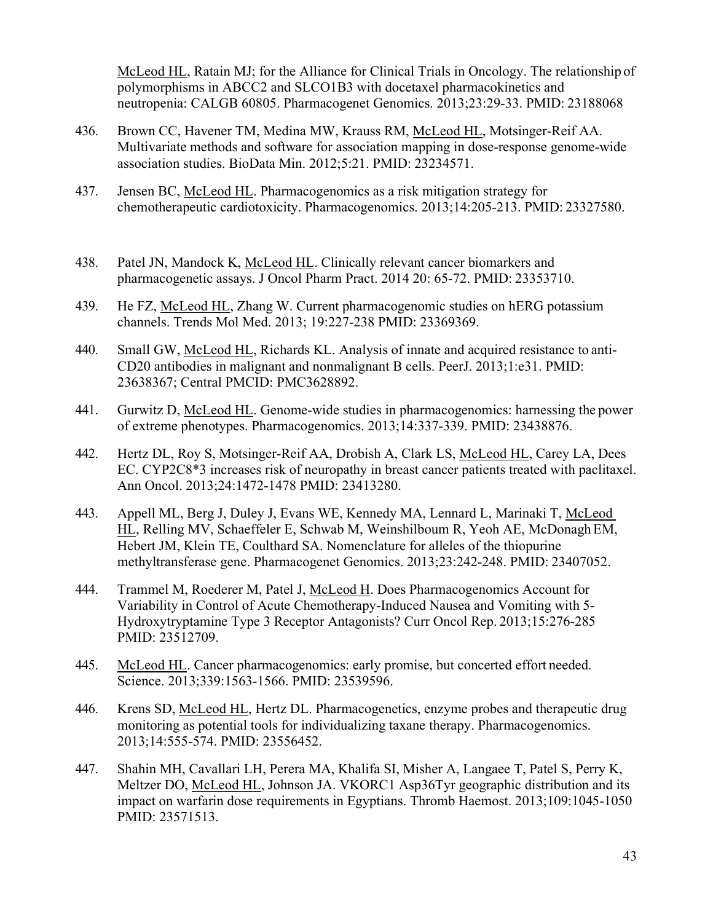McLeod HL, Ratain MJ; for the Alliance for Clinical Trials in Oncology. The relationship of polymorphisms in ABCC2 and SLCO1B3 with docetaxel pharmacokinetics and neutropenia: CALGB 60805. Pharmacogenet Genomics. 2013;23:29-33. PMID: 23188068

436. Brown CC, Havener TM, Medina MW, Krauss RM, McLeod HL, Motsinger-Reif AA. Multivariate methods and software for association mapping in dose-response genome-wide association studies. BioData Min. 2012;5:21. PMID: 23234571.

437. Jensen BC, McLeod HL. Pharmacogenomics as a risk mitigation strategy for chemotherapeutic cardiotoxicity. Pharmacogenomics. 2013;14:205-213. PMID: 23327580.

438. Patel JN, Mandock K, McLeod HL. Clinically relevant cancer biomarkers and pharmacogenetic assays. J Oncol Pharm Pract. 2014 20: 65-72. PMID: 23353710.

439. He FZ, McLeod HL, Zhang W. Current pharmacogenomic studies on hERG potassium channels. Trends Mol Med. 2013; 19:227-238 PMID: 23369369.

440. Small GW, McLeod HL, Richards KL. Analysis of innate and acquired resistance to anti-CD20 antibodies in malignant and nonmalignant B cells. PeerJ. 2013;1:e31. PMID: 23638367; Central PMCID: PMC3628892.

441. Gurwitz D, McLeod HL. Genome-wide studies in pharmacogenomics: harnessing the power of extreme phenotypes. Pharmacogenomics. 2013;14:337-339. PMID: 23438876.

442. Hertz DL, Roy S, Motsinger-Reif AA, Drobish A, Clark LS, McLeod HL, Carey LA, Dees EC. CYP2C8*3 increases risk of neuropathy in breast cancer patients treated with paclitaxel. Ann Oncol. 2013;24:1472-1478 PMID: 23413280.

443. Appell ML, Berg J, Duley J, Evans WE, Kennedy MA, Lennard L, Marinaki T, McLeod HL, Relling MV, Schaeffeler E, Schwab M, Weinshilboum R, Yeoh AE, McDonagh EM, Hebert JM, Klein TE, Coulthard SA. Nomenclature for alleles of the thiopurine methyltransferase gene. Pharmacogenet Genomics. 2013;23:242-248. PMID: 23407052.

444. Trammel M, Roederer M, Patel J, McLeod H. Does Pharmacogenomics Account for Variability in Control of Acute Chemotherapy-Induced Nausea and Vomiting with 5-Hydroxytryptamine Type 3 Receptor Antagonists? Curr Oncol Rep. 2013;15:276-285 PMID: 23512709.

445. McLeod HL. Cancer pharmacogenomics: early promise, but concerted effort needed. Science. 2013;339:1563-1566. PMID: 23539596.

446. Krens SD, McLeod HL, Hertz DL. Pharmacogenetics, enzyme probes and therapeutic drug monitoring as potential tools for individualizing taxane therapy. Pharmacogenomics. 2013;14:555-574. PMID: 23556452.

447. Shahin MH, Cavallari LH, Perera MA, Khalifa SI, Misher A, Langaee T, Patel S, Perry K, Meltzer DO, McLeod HL, Johnson JA. VKORC1 Asp36Tyr geographic distribution and its impact on warfarin dose requirements in Egyptians. Thromb Haemost. 2013;109:1045-1050 PMID: 23571513.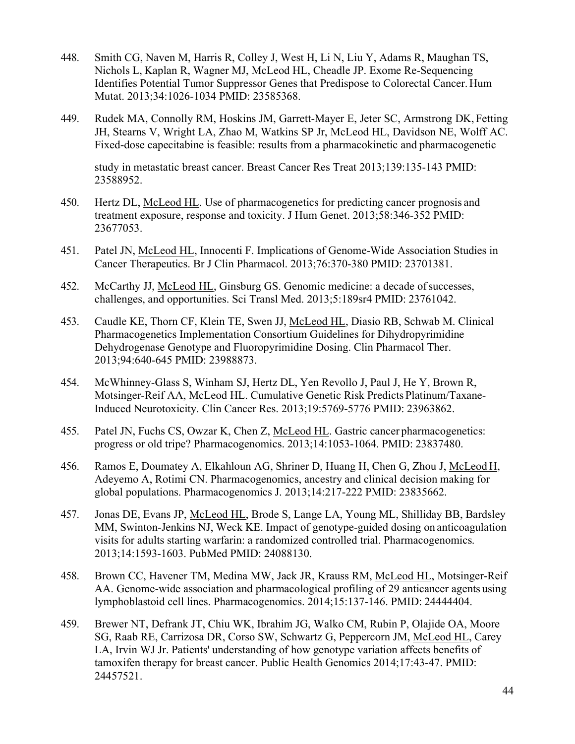448. Smith CG, Naven M, Harris R, Colley J, West H, Li N, Liu Y, Adams R, Maughan TS, Nichols L, Kaplan R, Wagner MJ, McLeod HL, Cheadle JP. Exome Re-Sequencing Identifies Potential Tumor Suppressor Genes that Predispose to Colorectal Cancer. Hum Mutat. 2013;34:1026-1034 PMID: 23585368.

449. Rudek MA, Connolly RM, Hoskins JM, Garrett-Mayer E, Jeter SC, Armstrong DK, Fetting JH, Stearns V, Wright LA, Zhao M, Watkins SP Jr, McLeod HL, Davidson NE, Wolff AC. Fixed-dose capecitabine is feasible: results from a pharmacokinetic and pharmacogenetic study in metastatic breast cancer. Breast Cancer Res Treat 2013;139:135-143 PMID: 23588952.

450. Hertz DL, McLeod HL. Use of pharmacogenetics for predicting cancer prognosis and treatment exposure, response and toxicity. J Hum Genet. 2013;58:346-352 PMID: 23677053.

451. Patel JN, McLeod HL, Innocenti F. Implications of Genome-Wide Association Studies in Cancer Therapeutics. Br J Clin Pharmacol. 2013;76:370-380 PMID: 23701381.

452. McCarthy JJ, McLeod HL, Ginsburg GS. Genomic medicine: a decade of successes, challenges, and opportunities. Sci Transl Med. 2013;5:189sr4 PMID: 23761042.

453. Caudle KE, Thorn CF, Klein TE, Swen JJ, McLeod HL, Diasio RB, Schwab M. Clinical Pharmacogenetics Implementation Consortium Guidelines for Dihydropyrimidine Dehydrogenase Genotype and Fluoropyrimidine Dosing. Clin Pharmacol Ther. 2013;94:640-645 PMID: 23988873.

454. McWhinney-Glass S, Winham SJ, Hertz DL, Yen Revollo J, Paul J, He Y, Brown R, Motsinger-Reif AA, McLeod HL. Cumulative Genetic Risk Predicts Platinum/Taxane-Induced Neurotoxicity. Clin Cancer Res. 2013;19:5769-5776 PMID: 23963862.

455. Patel JN, Fuchs CS, Owzar K, Chen Z, McLeod HL. Gastric cancer pharmacogenetics: progress or old tripe? Pharmacogenomics. 2013;14:1053-1064. PMID: 23837480.

456. Ramos E, Doumatey A, Elkahloun AG, Shriner D, Huang H, Chen G, Zhou J, McLeod H, Adeyemo A, Rotimi CN. Pharmacogenomics, ancestry and clinical decision making for global populations. Pharmacogenomics J. 2013;14:217-222 PMID: 23835662.

457. Jonas DE, Evans JP, McLeod HL, Brode S, Lange LA, Young ML, Shilliday BB, Bardsley MM, Swinton-Jenkins NJ, Weck KE. Impact of genotype-guided dosing on anticoagulation visits for adults starting warfarin: a randomized controlled trial. Pharmacogenomics. 2013;14:1593-1603. PubMed PMID: 24088130.

458. Brown CC, Havener TM, Medina MW, Jack JR, Krauss RM, McLeod HL, Motsinger-Reif AA. Genome-wide association and pharmacological profiling of 29 anticancer agents using lymphoblastoid cell lines. Pharmacogenomics. 2014;15:137-146. PMID: 24444404.

459. Brewer NT, Defrank JT, Chiu WK, Ibrahim JG, Walko CM, Rubin P, Olajide OA, Moore SG, Raab RE, Carrizosa DR, Corso SW, Schwartz G, Peppercorn JM, McLeod HL, Carey LA, Irvin WJ Jr. Patients' understanding of how genotype variation affects benefits of tamoxifen therapy for breast cancer. Public Health Genomics 2014;17:43-47. PMID: 24457521.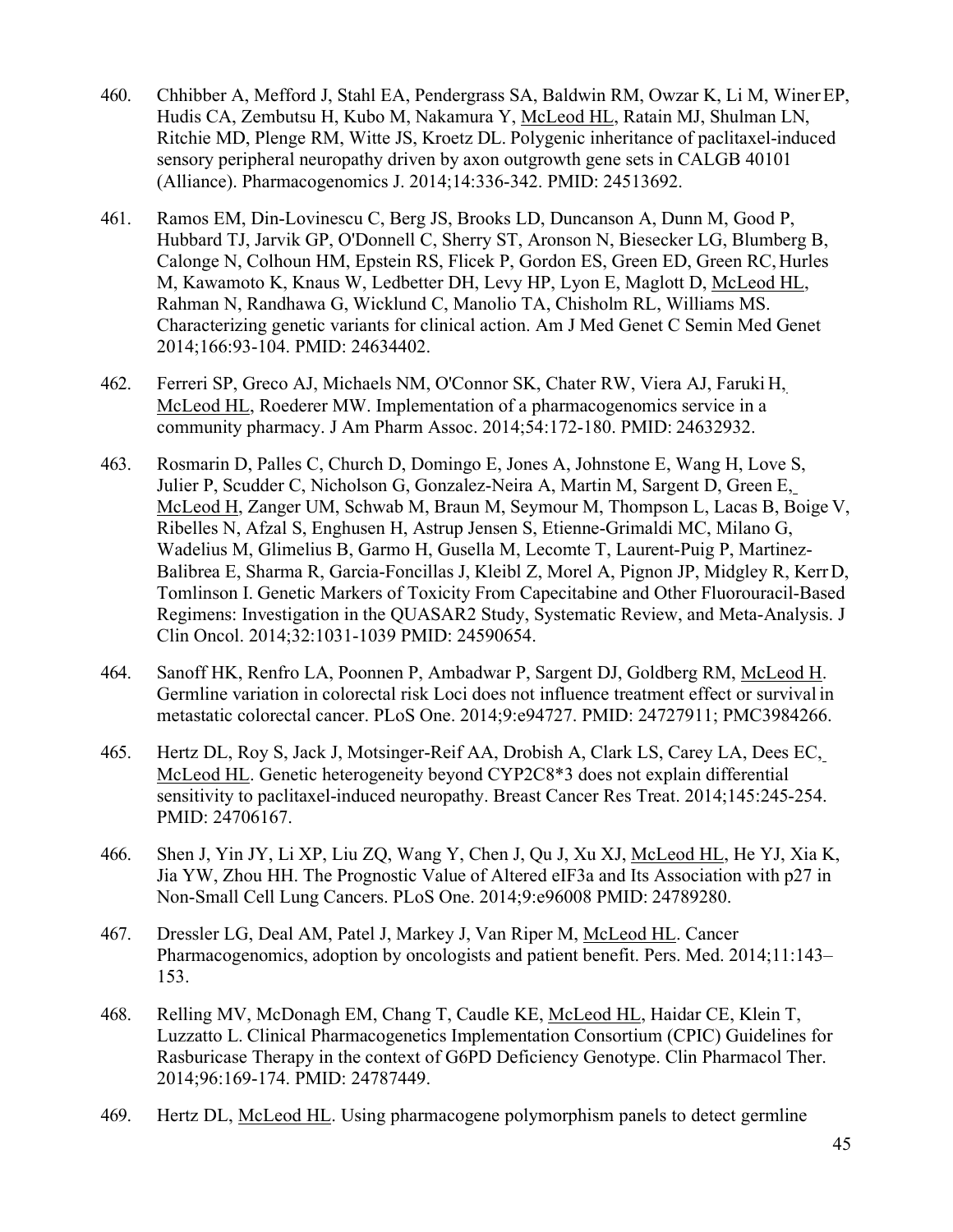460. Chhibber A, Mefford J, Stahl EA, Pendergrass SA, Baldwin RM, Owzar K, Li M, Winer EP, Hudis CA, Zembutsu H, Kubo M, Nakamura Y, McLeod HL, Ratain MJ, Shulman LN, Ritchie MD, Plenge RM, Witte JS, Kroetz DL. Polygenic inheritance of paclitaxel-induced sensory peripheral neuropathy driven by axon outgrowth gene sets in CALGB 40101 (Alliance). Pharmacogenomics J. 2014;14:336-342. PMID: 24513692.

461. Ramos EM, Din-Lovinescu C, Berg JS, Brooks LD, Duncanson A, Dunn M, Good P, Hubbard TJ, Jarvik GP, O'Donnell C, Sherry ST, Aronson N, Biesecker LG, Blumberg B, Calonge N, Colhoun HM, Epstein RS, Flicek P, Gordon ES, Green ED, Green RC, Hurles M, Kawamoto K, Knaus W, Ledbetter DH, Levy HP, Lyon E, Maglott D, McLeod HL, Rahman N, Randhawa G, Wicklund C, Manolio TA, Chisholm RL, Williams MS. Characterizing genetic variants for clinical action. Am J Med Genet C Semin Med Genet 2014;166:93-104. PMID: 24634402.

462. Ferreri SP, Greco AJ, Michaels NM, O'Connor SK, Chater RW, Viera AJ, Faruki H, McLeod HL, Roederer MW. Implementation of a pharmacogenomics service in a community pharmacy. J Am Pharm Assoc. 2014;54:172-180. PMID: 24632932.

463. Rosmarin D, Palles C, Church D, Domingo E, Jones A, Johnstone E, Wang H, Love S, Julier P, Scudder C, Nicholson G, Gonzalez-Neira A, Martin M, Sargent D, Green E, McLeod H, Zanger UM, Schwab M, Braun M, Seymour M, Thompson L, Lacas B, Boige V, Ribelles N, Afzal S, Enghusen H, Astrup Jensen S, Etienne-Grimaldi MC, Milano G, Wadelius M, Glimelius B, Garmo H, Gusella M, Lecomte T, Laurent-Puig P, Martinez-Balibrea E, Sharma R, Garcia-Foncillas J, Kleibl Z, Morel A, Pignon JP, Midgley R, Kerr D, Tomlinson I. Genetic Markers of Toxicity From Capecitabine and Other Fluorouracil-Based Regimens: Investigation in the QUASAR2 Study, Systematic Review, and Meta-Analysis. J Clin Oncol. 2014;32:1031-1039 PMID: 24590654.

464. Sanoff HK, Renfro LA, Poonnen P, Ambadwar P, Sargent DJ, Goldberg RM, McLeod H. Germline variation in colorectal risk Loci does not influence treatment effect or survival in metastatic colorectal cancer. PLoS One. 2014;9:e94727. PMID: 24727911; PMC3984266.

465. Hertz DL, Roy S, Jack J, Motsinger-Reif AA, Drobish A, Clark LS, Carey LA, Dees EC, McLeod HL. Genetic heterogeneity beyond CYP2C8*3 does not explain differential sensitivity to paclitaxel-induced neuropathy. Breast Cancer Res Treat. 2014;145:245-254. PMID: 24706167.

466. Shen J, Yin JY, Li XP, Liu ZQ, Wang Y, Chen J, Qu J, Xu XJ, McLeod HL, He YJ, Xia K, Jia YW, Zhou HH. The Prognostic Value of Altered eIF3a and Its Association with p27 in Non-Small Cell Lung Cancers. PLoS One. 2014;9:e96008 PMID: 24789280.

467. Dressler LG, Deal AM, Patel J, Markey J, Van Riper M, McLeod HL. Cancer Pharmacogenomics, adoption by oncologists and patient benefit. Pers. Med. 2014;11:143–153.

468. Relling MV, McDonagh EM, Chang T, Caudle KE, McLeod HL, Haidar CE, Klein T, Luzzatto L. Clinical Pharmacogenetics Implementation Consortium (CPIC) Guidelines for Rasburicase Therapy in the context of G6PD Deficiency Genotype. Clin Pharmacol Ther. 2014;96:169-174. PMID: 24787449.

469. Hertz DL, McLeod HL. Using pharmacogene polymorphism panels to detect germline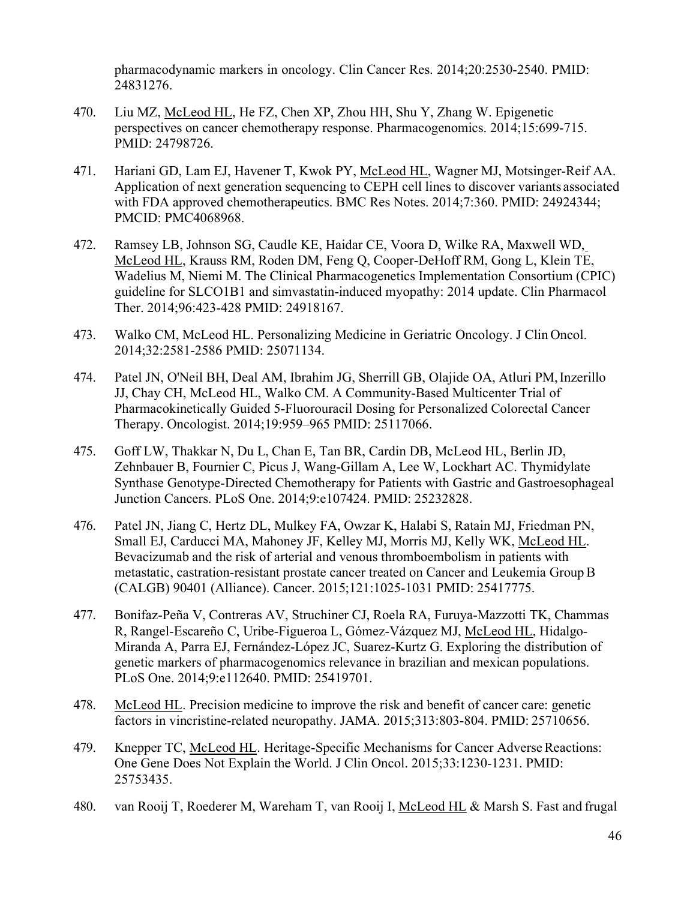pharmacodynamic markers in oncology. Clin Cancer Res. 2014;20:2530-2540. PMID: 24831276.

470. Liu MZ, McLeod HL, He FZ, Chen XP, Zhou HH, Shu Y, Zhang W. Epigenetic perspectives on cancer chemotherapy response. Pharmacogenomics. 2014;15:699-715. PMID: 24798726.

471. Hariani GD, Lam EJ, Havener T, Kwok PY, McLeod HL, Wagner MJ, Motsinger-Reif AA. Application of next generation sequencing to CEPH cell lines to discover variants associated with FDA approved chemotherapeutics. BMC Res Notes. 2014;7:360. PMID: 24924344; PMCID: PMC4068968.

472. Ramsey LB, Johnson SG, Caudle KE, Haidar CE, Voora D, Wilke RA, Maxwell WD, McLeod HL, Krauss RM, Roden DM, Feng Q, Cooper-DeHoff RM, Gong L, Klein TE, Wadelius M, Niemi M. The Clinical Pharmacogenetics Implementation Consortium (CPIC) guideline for SLCO1B1 and simvastatin-induced myopathy: 2014 update. Clin Pharmacol Ther. 2014;96:423-428 PMID: 24918167.

473. Walko CM, McLeod HL. Personalizing Medicine in Geriatric Oncology. J Clin Oncol. 2014;32:2581-2586 PMID: 25071134.

474. Patel JN, O'Neil BH, Deal AM, Ibrahim JG, Sherrill GB, Olajide OA, Atluri PM, Inzerillo JJ, Chay CH, McLeod HL, Walko CM. A Community-Based Multicenter Trial of Pharmacokinetically Guided 5-Fluorouracil Dosing for Personalized Colorectal Cancer Therapy. Oncologist. 2014;19:959–965 PMID: 25117066.

475. Goff LW, Thakkar N, Du L, Chan E, Tan BR, Cardin DB, McLeod HL, Berlin JD, Zehnbauer B, Fournier C, Picus J, Wang-Gillam A, Lee W, Lockhart AC. Thymidylate Synthase Genotype-Directed Chemotherapy for Patients with Gastric and Gastroesophageal Junction Cancers. PLoS One. 2014;9:e107424. PMID: 25232828.

476. Patel JN, Jiang C, Hertz DL, Mulkey FA, Owzar K, Halabi S, Ratain MJ, Friedman PN, Small EJ, Carducci MA, Mahoney JF, Kelley MJ, Morris MJ, Kelly WK, McLeod HL. Bevacizumab and the risk of arterial and venous thromboembolism in patients with metastatic, castration-resistant prostate cancer treated on Cancer and Leukemia Group B (CALGB) 90401 (Alliance). Cancer. 2015;121:1025-1031 PMID: 25417775.

477. Bonifaz-Peña V, Contreras AV, Struchiner CJ, Roela RA, Furuya-Mazzotti TK, Chammas R, Rangel-Escareño C, Uribe-Figueroa L, Gómez-Vázquez MJ, McLeod HL, Hidalgo-Miranda A, Parra EJ, Fernández-López JC, Suarez-Kurtz G. Exploring the distribution of genetic markers of pharmacogenomics relevance in brazilian and mexican populations. PLoS One. 2014;9:e112640. PMID: 25419701.

478. McLeod HL. Precision medicine to improve the risk and benefit of cancer care: genetic factors in vincristine-related neuropathy. JAMA. 2015;313:803-804. PMID: 25710656.

479. Knepper TC, McLeod HL. Heritage-Specific Mechanisms for Cancer Adverse Reactions: One Gene Does Not Explain the World. J Clin Oncol. 2015;33:1230-1231. PMID: 25753435.

480. van Rooij T, Roederer M, Wareham T, van Rooij I, McLeod HL & Marsh S. Fast and frugal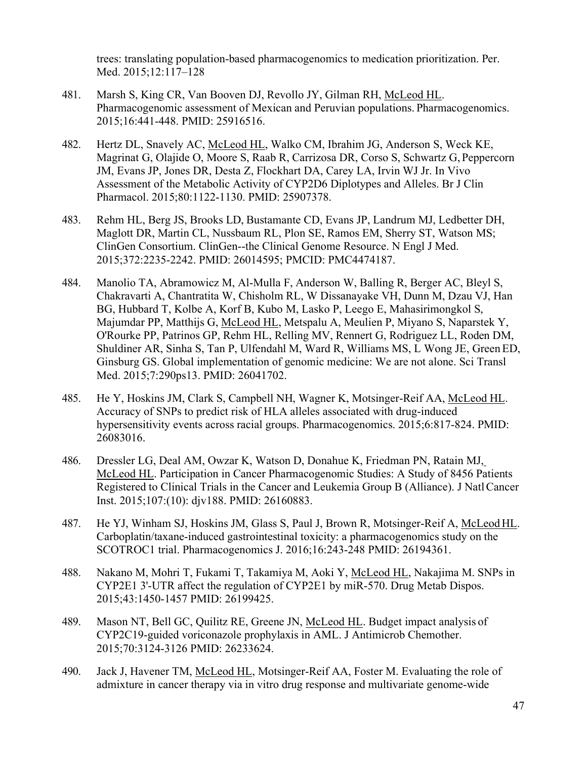trees: translating population-based pharmacogenomics to medication prioritization. Per. Med. 2015;12:117–128

481. Marsh S, King CR, Van Booven DJ, Revollo JY, Gilman RH, McLeod HL. Pharmacogenomic assessment of Mexican and Peruvian populations. Pharmacogenomics. 2015;16:441-448. PMID: 25916516.

482. Hertz DL, Snavely AC, McLeod HL, Walko CM, Ibrahim JG, Anderson S, Weck KE, Magrinat G, Olajide O, Moore S, Raab R, Carrizosa DR, Corso S, Schwartz G, Peppercorn JM, Evans JP, Jones DR, Desta Z, Flockhart DA, Carey LA, Irvin WJ Jr. In Vivo Assessment of the Metabolic Activity of CYP2D6 Diplotypes and Alleles. Br J Clin Pharmacol. 2015;80:1122-1130. PMID: 25907378.

483. Rehm HL, Berg JS, Brooks LD, Bustamante CD, Evans JP, Landrum MJ, Ledbetter DH, Maglott DR, Martin CL, Nussbaum RL, Plon SE, Ramos EM, Sherry ST, Watson MS; ClinGen Consortium. ClinGen--the Clinical Genome Resource. N Engl J Med. 2015;372:2235-2242. PMID: 26014595; PMCID: PMC4474187.

484. Manolio TA, Abramowicz M, Al-Mulla F, Anderson W, Balling R, Berger AC, Bleyl S, Chakravarti A, Chantratita W, Chisholm RL, W Dissanayake VH, Dunn M, Dzau VJ, Han BG, Hubbard T, Kolbe A, Korf B, Kubo M, Lasko P, Leego E, Mahasirimongkol S, Majumdar PP, Matthijs G, McLeod HL, Metspalu A, Meulien P, Miyano S, Naparstek Y, O'Rourke PP, Patrinos GP, Rehm HL, Relling MV, Rennert G, Rodriguez LL, Roden DM, Shuldiner AR, Sinha S, Tan P, Ulfendahl M, Ward R, Williams MS, L Wong JE, Green ED, Ginsburg GS. Global implementation of genomic medicine: We are not alone. Sci Transl Med. 2015;7:290ps13. PMID: 26041702.

485. He Y, Hoskins JM, Clark S, Campbell NH, Wagner K, Motsinger-Reif AA, McLeod HL. Accuracy of SNPs to predict risk of HLA alleles associated with drug-induced hypersensitivity events across racial groups. Pharmacogenomics. 2015;6:817-824. PMID: 26083016.

486. Dressler LG, Deal AM, Owzar K, Watson D, Donahue K, Friedman PN, Ratain MJ, McLeod HL. Participation in Cancer Pharmacogenomic Studies: A Study of 8456 Patients Registered to Clinical Trials in the Cancer and Leukemia Group B (Alliance). J Natl Cancer Inst. 2015;107:(10): djv188. PMID: 26160883.

487. He YJ, Winham SJ, Hoskins JM, Glass S, Paul J, Brown R, Motsinger-Reif A, McLeod HL. Carboplatin/taxane-induced gastrointestinal toxicity: a pharmacogenomics study on the SCOTROC1 trial. Pharmacogenomics J. 2016;16:243-248 PMID: 26194361.

488. Nakano M, Mohri T, Fukami T, Takamiya M, Aoki Y, McLeod HL, Nakajima M. SNPs in CYP2E1 3'-UTR affect the regulation of CYP2E1 by miR-570. Drug Metab Dispos. 2015;43:1450-1457 PMID: 26199425.

489. Mason NT, Bell GC, Quilitz RE, Greene JN, McLeod HL. Budget impact analysis of CYP2C19-guided voriconazole prophylaxis in AML. J Antimicrob Chemother. 2015;70:3124-3126 PMID: 26233624.

490. Jack J, Havener TM, McLeod HL, Motsinger-Reif AA, Foster M. Evaluating the role of admixture in cancer therapy via in vitro drug response and multivariate genome-wide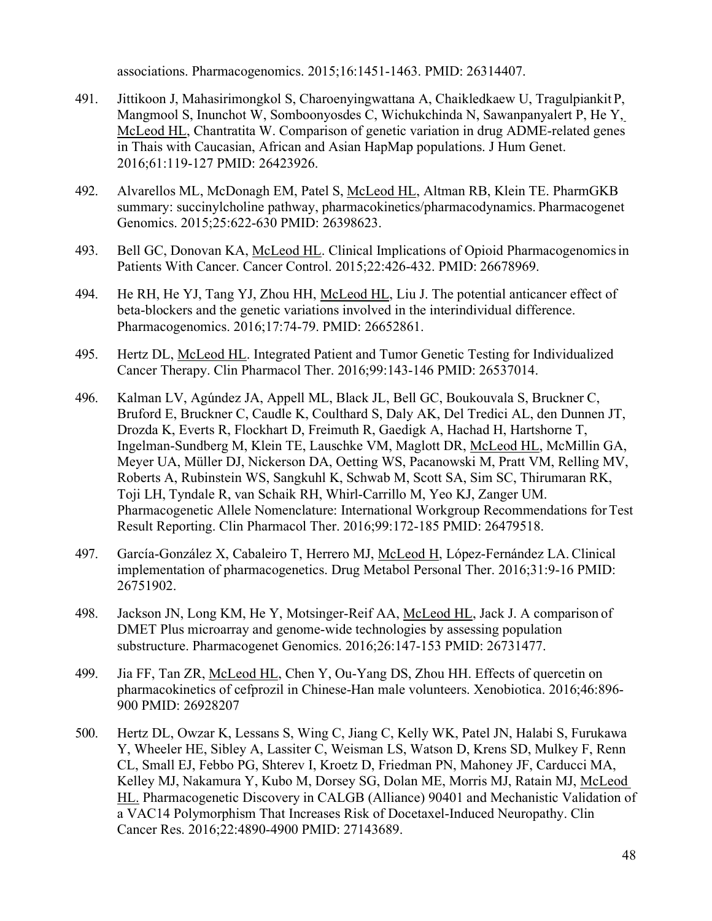associations. Pharmacogenomics. 2015;16:1451-1463. PMID: 26314407.

491. Jittikoon J, Mahasirimongkol S, Charoenyingwattana A, Chaikledkaew U, Tragulpiankit P, Mangmool S, Inunchot W, Somboonyosdes C, Wichukchinda N, Sawanpanyalert P, He Y, McLeod HL, Chantratita W. Comparison of genetic variation in drug ADME-related genes in Thais with Caucasian, African and Asian HapMap populations. J Hum Genet. 2016;61:119-127 PMID: 26423926.

492. Alvarellos ML, McDonagh EM, Patel S, McLeod HL, Altman RB, Klein TE. PharmGKB summary: succinylcholine pathway, pharmacokinetics/pharmacodynamics. Pharmacogenet Genomics. 2015;25:622-630 PMID: 26398623.

493. Bell GC, Donovan KA, McLeod HL. Clinical Implications of Opioid Pharmacogenomics in Patients With Cancer. Cancer Control. 2015;22:426-432. PMID: 26678969.

494. He RH, He YJ, Tang YJ, Zhou HH, McLeod HL, Liu J. The potential anticancer effect of beta-blockers and the genetic variations involved in the interindividual difference. Pharmacogenomics. 2016;17:74-79. PMID: 26652861.

495. Hertz DL, McLeod HL. Integrated Patient and Tumor Genetic Testing for Individualized Cancer Therapy. Clin Pharmacol Ther. 2016;99:143-146 PMID: 26537014.

496. Kalman LV, Agúndez JA, Appell ML, Black JL, Bell GC, Boukouvala S, Bruckner C, Bruford E, Bruckner C, Caudle K, Coulthard S, Daly AK, Del Tredici AL, den Dunnen JT, Drozda K, Everts R, Flockhart D, Freimuth R, Gaedigk A, Hachad H, Hartshorne T, Ingelman-Sundberg M, Klein TE, Lauschke VM, Maglott DR, McLeod HL, McMillin GA, Meyer UA, Müller DJ, Nickerson DA, Oetting WS, Pacanowski M, Pratt VM, Relling MV, Roberts A, Rubinstein WS, Sangkuhl K, Schwab M, Scott SA, Sim SC, Thirumaran RK, Toji LH, Tyndale R, van Schaik RH, Whirl-Carrillo M, Yeo KJ, Zanger UM. Pharmacogenetic Allele Nomenclature: International Workgroup Recommendations for Test Result Reporting. Clin Pharmacol Ther. 2016;99:172-185 PMID: 26479518.

497. García-González X, Cabaleiro T, Herrero MJ, McLeod H, López-Fernández LA. Clinical implementation of pharmacogenetics. Drug Metabol Personal Ther. 2016;31:9-16 PMID: 26751902.

498. Jackson JN, Long KM, He Y, Motsinger-Reif AA, McLeod HL, Jack J. A comparison of DMET Plus microarray and genome-wide technologies by assessing population substructure. Pharmacogenet Genomics. 2016;26:147-153 PMID: 26731477.

499. Jia FF, Tan ZR, McLeod HL, Chen Y, Ou-Yang DS, Zhou HH. Effects of quercetin on pharmacokinetics of cefprozil in Chinese-Han male volunteers. Xenobiotica. 2016;46:896-900 PMID: 26928207

500. Hertz DL, Owzar K, Lessans S, Wing C, Jiang C, Kelly WK, Patel JN, Halabi S, Furukawa Y, Wheeler HE, Sibley A, Lassiter C, Weisman LS, Watson D, Krens SD, Mulkey F, Renn CL, Small EJ, Febbo PG, Shterev I, Kroetz D, Friedman PN, Mahoney JF, Carducci MA, Kelley MJ, Nakamura Y, Kubo M, Dorsey SG, Dolan ME, Morris MJ, Ratain MJ, McLeod HL. Pharmacogenetic Discovery in CALGB (Alliance) 90401 and Mechanistic Validation of a VAC14 Polymorphism That Increases Risk of Docetaxel-Induced Neuropathy. Clin Cancer Res. 2016;22:4890-4900 PMID: 27143689.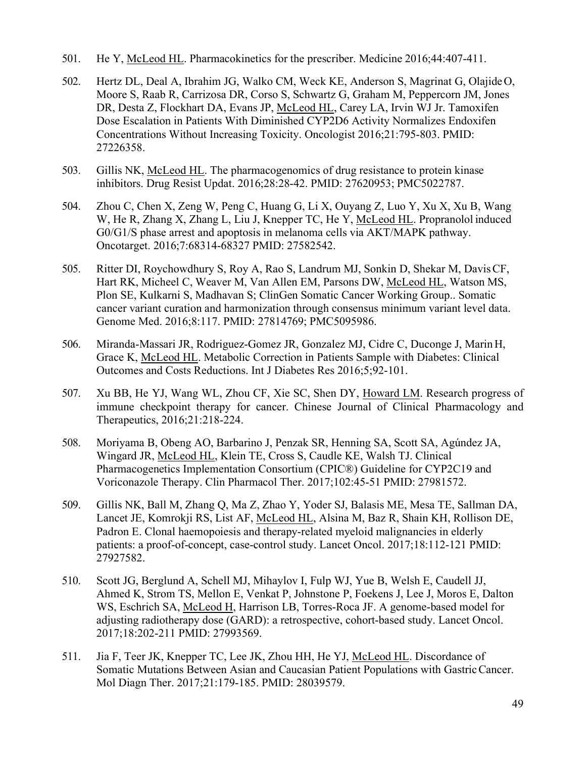501. He Y, McLeod HL. Pharmacokinetics for the prescriber. Medicine 2016;44:407-411.

502. Hertz DL, Deal A, Ibrahim JG, Walko CM, Weck KE, Anderson S, Magrinat G, Olajide O, Moore S, Raab R, Carrizosa DR, Corso S, Schwartz G, Graham M, Peppercorn JM, Jones DR, Desta Z, Flockhart DA, Evans JP, McLeod HL, Carey LA, Irvin WJ Jr. Tamoxifen Dose Escalation in Patients With Diminished CYP2D6 Activity Normalizes Endoxifen Concentrations Without Increasing Toxicity. Oncologist 2016;21:795-803. PMID: 27226358.

503. Gillis NK, McLeod HL. The pharmacogenomics of drug resistance to protein kinase inhibitors. Drug Resist Updat. 2016;28:28-42. PMID: 27620953; PMC5022787.

504. Zhou C, Chen X, Zeng W, Peng C, Huang G, Li X, Ouyang Z, Luo Y, Xu X, Xu B, Wang W, He R, Zhang X, Zhang L, Liu J, Knepper TC, He Y, McLeod HL. Propranolol induced G0/G1/S phase arrest and apoptosis in melanoma cells via AKT/MAPK pathway. Oncotarget. 2016;7:68314-68327 PMID: 27582542.

505. Ritter DI, Roychowdhury S, Roy A, Rao S, Landrum MJ, Sonkin D, Shekar M, Davis CF, Hart RK, Micheel C, Weaver M, Van Allen EM, Parsons DW, McLeod HL, Watson MS, Plon SE, Kulkarni S, Madhavan S; ClinGen Somatic Cancer Working Group.. Somatic cancer variant curation and harmonization through consensus minimum variant level data. Genome Med. 2016;8:117. PMID: 27814769; PMC5095986.

506. Miranda-Massari JR, Rodriguez-Gomez JR, Gonzalez MJ, Cidre C, Duconge J, Marin H, Grace K, McLeod HL. Metabolic Correction in Patients Sample with Diabetes: Clinical Outcomes and Costs Reductions. Int J Diabetes Res 2016;5;92-101.

507. Xu BB, He YJ, Wang WL, Zhou CF, Xie SC, Shen DY, Howard LM. Research progress of immune checkpoint therapy for cancer. Chinese Journal of Clinical Pharmacology and Therapeutics, 2016;21:218-224.

508. Moriyama B, Obeng AO, Barbarino J, Penzak SR, Henning SA, Scott SA, Agúndez JA, Wingard JR, McLeod HL, Klein TE, Cross S, Caudle KE, Walsh TJ. Clinical Pharmacogenetics Implementation Consortium (CPIC®) Guideline for CYP2C19 and Voriconazole Therapy. Clin Pharmacol Ther. 2017;102:45-51 PMID: 27981572.

509. Gillis NK, Ball M, Zhang Q, Ma Z, Zhao Y, Yoder SJ, Balasis ME, Mesa TE, Sallman DA, Lancet JE, Komrokji RS, List AF, McLeod HL, Alsina M, Baz R, Shain KH, Rollison DE, Padron E. Clonal haemopoiesis and therapy-related myeloid malignancies in elderly patients: a proof-of-concept, case-control study. Lancet Oncol. 2017;18:112-121 PMID: 27927582.

510. Scott JG, Berglund A, Schell MJ, Mihaylov I, Fulp WJ, Yue B, Welsh E, Caudell JJ, Ahmed K, Strom TS, Mellon E, Venkat P, Johnstone P, Foekens J, Lee J, Moros E, Dalton WS, Eschrich SA, McLeod H, Harrison LB, Torres-Roca JF. A genome-based model for adjusting radiotherapy dose (GARD): a retrospective, cohort-based study. Lancet Oncol. 2017;18:202-211 PMID: 27993569.

511. Jia F, Teer JK, Knepper TC, Lee JK, Zhou HH, He YJ, McLeod HL. Discordance of Somatic Mutations Between Asian and Caucasian Patient Populations with Gastric Cancer. Mol Diagn Ther. 2017;21:179-185. PMID: 28039579.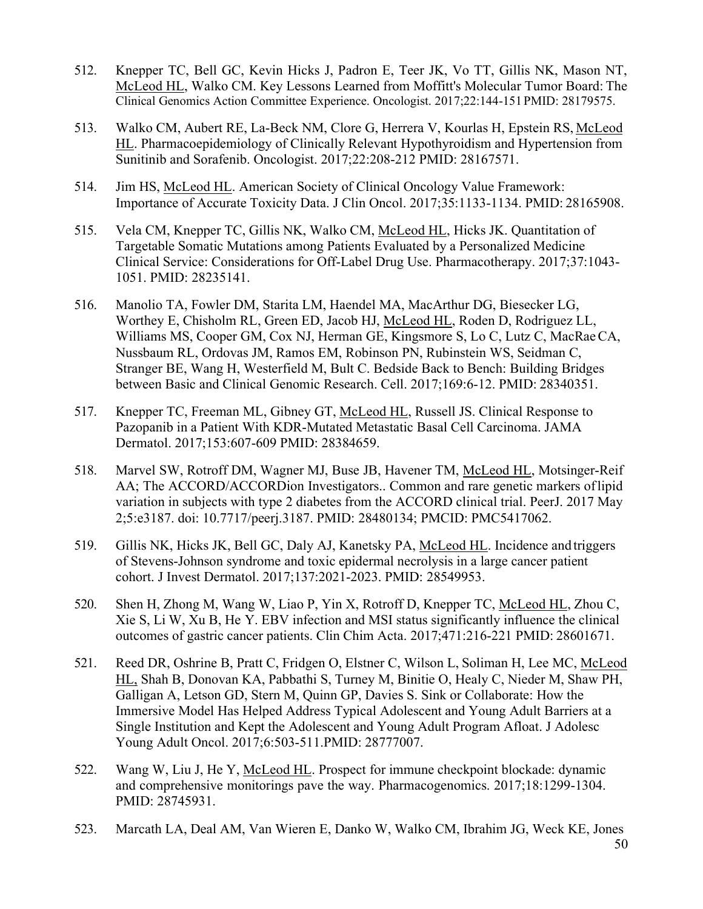512. Knepper TC, Bell GC, Kevin Hicks J, Padron E, Teer JK, Vo TT, Gillis NK, Mason NT, McLeod HL, Walko CM. Key Lessons Learned from Moffitt's Molecular Tumor Board: The Clinical Genomics Action Committee Experience. Oncologist. 2017;22:144-151 PMID: 28179575.

513. Walko CM, Aubert RE, La-Beck NM, Clore G, Herrera V, Kourlas H, Epstein RS, McLeod HL. Pharmacoepidemiology of Clinically Relevant Hypothyroidism and Hypertension from Sunitinib and Sorafenib. Oncologist. 2017;22:208-212 PMID: 28167571.

514. Jim HS, McLeod HL. American Society of Clinical Oncology Value Framework: Importance of Accurate Toxicity Data. J Clin Oncol. 2017;35:1133-1134. PMID: 28165908.

515. Vela CM, Knepper TC, Gillis NK, Walko CM, McLeod HL, Hicks JK. Quantitation of Targetable Somatic Mutations among Patients Evaluated by a Personalized Medicine Clinical Service: Considerations for Off-Label Drug Use. Pharmacotherapy. 2017;37:1043-1051. PMID: 28235141.

516. Manolio TA, Fowler DM, Starita LM, Haendel MA, MacArthur DG, Biesecker LG, Worthey E, Chisholm RL, Green ED, Jacob HJ, McLeod HL, Roden D, Rodriguez LL, Williams MS, Cooper GM, Cox NJ, Herman GE, Kingsmore S, Lo C, Lutz C, MacRae CA, Nussbaum RL, Ordovas JM, Ramos EM, Robinson PN, Rubinstein WS, Seidman C, Stranger BE, Wang H, Westerfield M, Bult C. Bedside Back to Bench: Building Bridges between Basic and Clinical Genomic Research. Cell. 2017;169:6-12. PMID: 28340351.

517. Knepper TC, Freeman ML, Gibney GT, McLeod HL, Russell JS. Clinical Response to Pazopanib in a Patient With KDR-Mutated Metastatic Basal Cell Carcinoma. JAMA Dermatol. 2017;153:607-609 PMID: 28384659.

518. Marvel SW, Rotroff DM, Wagner MJ, Buse JB, Havener TM, McLeod HL, Motsinger-Reif AA; The ACCORD/ACCORDion Investigators.. Common and rare genetic markers of lipid variation in subjects with type 2 diabetes from the ACCORD clinical trial. PeerJ. 2017 May 2;5:e3187. doi: 10.7717/peerj.3187. PMID: 28480134; PMCID: PMC5417062.

519. Gillis NK, Hicks JK, Bell GC, Daly AJ, Kanetsky PA, McLeod HL. Incidence and triggers of Stevens-Johnson syndrome and toxic epidermal necrolysis in a large cancer patient cohort. J Invest Dermatol. 2017;137:2021-2023. PMID: 28549953.

520. Shen H, Zhong M, Wang W, Liao P, Yin X, Rotroff D, Knepper TC, McLeod HL, Zhou C, Xie S, Li W, Xu B, He Y. EBV infection and MSI status significantly influence the clinical outcomes of gastric cancer patients. Clin Chim Acta. 2017;471:216-221 PMID: 28601671.

521. Reed DR, Oshrine B, Pratt C, Fridgen O, Elstner C, Wilson L, Soliman H, Lee MC, McLeod HL, Shah B, Donovan KA, Pabbathi S, Turney M, Binitie O, Healy C, Nieder M, Shaw PH, Galligan A, Letson GD, Stern M, Quinn GP, Davies S. Sink or Collaborate: How the Immersive Model Has Helped Address Typical Adolescent and Young Adult Barriers at a Single Institution and Kept the Adolescent and Young Adult Program Afloat. J Adolesc Young Adult Oncol. 2017;6:503-511.PMID: 28777007.

522. Wang W, Liu J, He Y, McLeod HL. Prospect for immune checkpoint blockade: dynamic and comprehensive monitorings pave the way. Pharmacogenomics. 2017;18:1299-1304. PMID: 28745931.

523. Marcath LA, Deal AM, Van Wieren E, Danko W, Walko CM, Ibrahim JG, Weck KE, Jones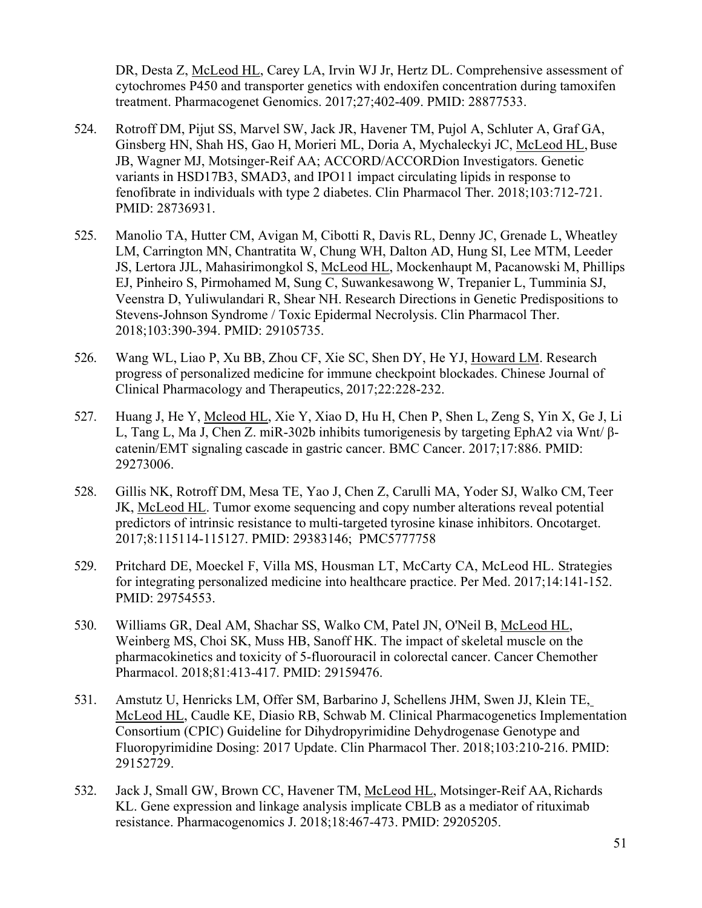DR, Desta Z, McLeod HL, Carey LA, Irvin WJ Jr, Hertz DL. Comprehensive assessment of cytochromes P450 and transporter genetics with endoxifen concentration during tamoxifen treatment. Pharmacogenet Genomics. 2017;27;402-409. PMID: 28877533.

524. Rotroff DM, Pijut SS, Marvel SW, Jack JR, Havener TM, Pujol A, Schluter A, Graf GA, Ginsberg HN, Shah HS, Gao H, Morieri ML, Doria A, Mychaleckyi JC, McLeod HL, Buse JB, Wagner MJ, Motsinger-Reif AA; ACCORD/ACCORDion Investigators. Genetic variants in HSD17B3, SMAD3, and IPO11 impact circulating lipids in response to fenofibrate in individuals with type 2 diabetes. Clin Pharmacol Ther. 2018;103:712-721. PMID: 28736931.

525. Manolio TA, Hutter CM, Avigan M, Cibotti R, Davis RL, Denny JC, Grenade L, Wheatley LM, Carrington MN, Chantratita W, Chung WH, Dalton AD, Hung SI, Lee MTM, Leeder JS, Lertora JJL, Mahasirimongkol S, McLeod HL, Mockenhaupt M, Pacanowski M, Phillips EJ, Pinheiro S, Pirmohamed M, Sung C, Suwankesawong W, Trepanier L, Tumminia SJ, Veenstra D, Yuliwulandari R, Shear NH. Research Directions in Genetic Predispositions to Stevens-Johnson Syndrome / Toxic Epidermal Necrolysis. Clin Pharmacol Ther. 2018;103:390-394. PMID: 29105735.

526. Wang WL, Liao P, Xu BB, Zhou CF, Xie SC, Shen DY, He YJ, Howard LM. Research progress of personalized medicine for immune checkpoint blockades. Chinese Journal of Clinical Pharmacology and Therapeutics, 2017;22:228-232.

527. Huang J, He Y, Mcleod HL, Xie Y, Xiao D, Hu H, Chen P, Shen L, Zeng S, Yin X, Ge J, Li L, Tang L, Ma J, Chen Z. miR-302b inhibits tumorigenesis by targeting EphA2 via Wnt/ β-catenin/EMT signaling cascade in gastric cancer. BMC Cancer. 2017;17:886. PMID: 29273006.

528. Gillis NK, Rotroff DM, Mesa TE, Yao J, Chen Z, Carulli MA, Yoder SJ, Walko CM, Teer JK, McLeod HL. Tumor exome sequencing and copy number alterations reveal potential predictors of intrinsic resistance to multi-targeted tyrosine kinase inhibitors. Oncotarget. 2017;8:115114-115127. PMID: 29383146; PMC5777758

529. Pritchard DE, Moeckel F, Villa MS, Housman LT, McCarty CA, McLeod HL. Strategies for integrating personalized medicine into healthcare practice. Per Med. 2017;14:141-152. PMID: 29754553.

530. Williams GR, Deal AM, Shachar SS, Walko CM, Patel JN, O'Neil B, McLeod HL, Weinberg MS, Choi SK, Muss HB, Sanoff HK. The impact of skeletal muscle on the pharmacokinetics and toxicity of 5-fluorouracil in colorectal cancer. Cancer Chemother Pharmacol. 2018;81:413-417. PMID: 29159476.

531. Amstutz U, Henricks LM, Offer SM, Barbarino J, Schellens JHM, Swen JJ, Klein TE, McLeod HL, Caudle KE, Diasio RB, Schwab M. Clinical Pharmacogenetics Implementation Consortium (CPIC) Guideline for Dihydropyrimidine Dehydrogenase Genotype and Fluoropyrimidine Dosing: 2017 Update. Clin Pharmacol Ther. 2018;103:210-216. PMID: 29152729.

532. Jack J, Small GW, Brown CC, Havener TM, McLeod HL, Motsinger-Reif AA, Richards KL. Gene expression and linkage analysis implicate CBLB as a mediator of rituximab resistance. Pharmacogenomics J. 2018;18:467-473. PMID: 29205205.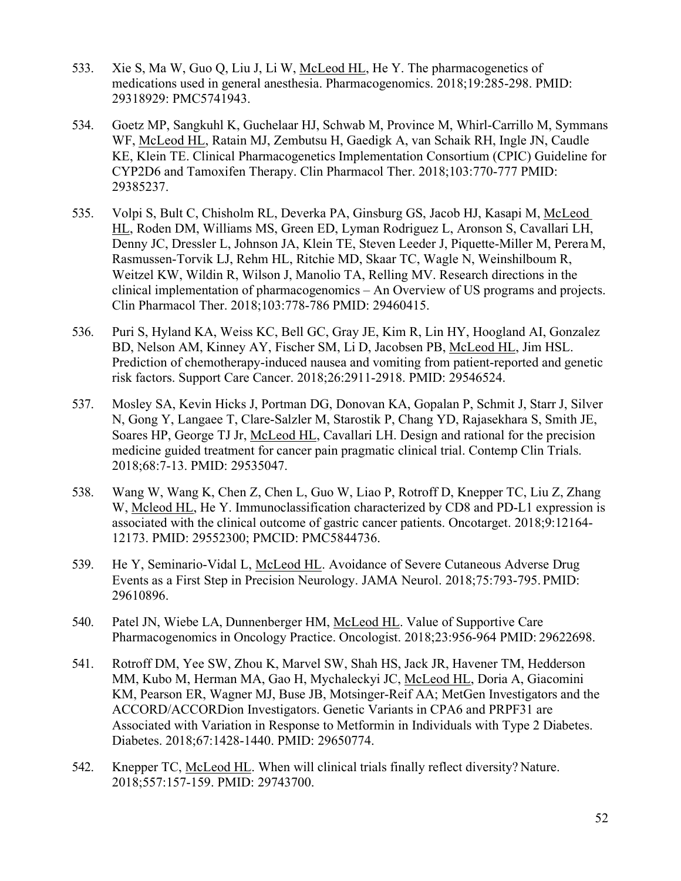533. Xie S, Ma W, Guo Q, Liu J, Li W, McLeod HL, He Y. The pharmacogenetics of medications used in general anesthesia. Pharmacogenomics. 2018;19:285-298. PMID: 29318929: PMC5741943.

534. Goetz MP, Sangkuhl K, Guchelaar HJ, Schwab M, Province M, Whirl-Carrillo M, Symmans WF, McLeod HL, Ratain MJ, Zembutsu H, Gaedigk A, van Schaik RH, Ingle JN, Caudle KE, Klein TE. Clinical Pharmacogenetics Implementation Consortium (CPIC) Guideline for CYP2D6 and Tamoxifen Therapy. Clin Pharmacol Ther. 2018;103:770-777 PMID: 29385237.

535. Volpi S, Bult C, Chisholm RL, Deverka PA, Ginsburg GS, Jacob HJ, Kasapi M, McLeod HL, Roden DM, Williams MS, Green ED, Lyman Rodriguez L, Aronson S, Cavallari LH, Denny JC, Dressler L, Johnson JA, Klein TE, Steven Leeder J, Piquette-Miller M, Perera M, Rasmussen-Torvik LJ, Rehm HL, Ritchie MD, Skaar TC, Wagle N, Weinshilboum R, Weitzel KW, Wildin R, Wilson J, Manolio TA, Relling MV. Research directions in the clinical implementation of pharmacogenomics – An Overview of US programs and projects. Clin Pharmacol Ther. 2018;103:778-786 PMID: 29460415.

536. Puri S, Hyland KA, Weiss KC, Bell GC, Gray JE, Kim R, Lin HY, Hoogland AI, Gonzalez BD, Nelson AM, Kinney AY, Fischer SM, Li D, Jacobsen PB, McLeod HL, Jim HSL. Prediction of chemotherapy-induced nausea and vomiting from patient-reported and genetic risk factors. Support Care Cancer. 2018;26:2911-2918. PMID: 29546524.

537. Mosley SA, Kevin Hicks J, Portman DG, Donovan KA, Gopalan P, Schmit J, Starr J, Silver N, Gong Y, Langaee T, Clare-Salzler M, Starostik P, Chang YD, Rajasekhara S, Smith JE, Soares HP, George TJ Jr, McLeod HL, Cavallari LH. Design and rational for the precision medicine guided treatment for cancer pain pragmatic clinical trial. Contemp Clin Trials. 2018;68:7-13. PMID: 29535047.

538. Wang W, Wang K, Chen Z, Chen L, Guo W, Liao P, Rotroff D, Knepper TC, Liu Z, Zhang W, Mcleod HL, He Y. Immunoclassification characterized by CD8 and PD-L1 expression is associated with the clinical outcome of gastric cancer patients. Oncotarget. 2018;9:12164-12173. PMID: 29552300; PMCID: PMC5844736.

539. He Y, Seminario-Vidal L, McLeod HL. Avoidance of Severe Cutaneous Adverse Drug Events as a First Step in Precision Neurology. JAMA Neurol. 2018;75:793-795. PMID: 29610896.

540. Patel JN, Wiebe LA, Dunnenberger HM, McLeod HL. Value of Supportive Care Pharmacogenomics in Oncology Practice. Oncologist. 2018;23:956-964 PMID: 29622698.

541. Rotroff DM, Yee SW, Zhou K, Marvel SW, Shah HS, Jack JR, Havener TM, Hedderson MM, Kubo M, Herman MA, Gao H, Mychaleckyi JC, McLeod HL, Doria A, Giacomini KM, Pearson ER, Wagner MJ, Buse JB, Motsinger-Reif AA; MetGen Investigators and the ACCORD/ACCORDion Investigators. Genetic Variants in CPA6 and PRPF31 are Associated with Variation in Response to Metformin in Individuals with Type 2 Diabetes. Diabetes. 2018;67:1428-1440. PMID: 29650774.

542. Knepper TC, McLeod HL. When will clinical trials finally reflect diversity? Nature. 2018;557:157-159. PMID: 29743700.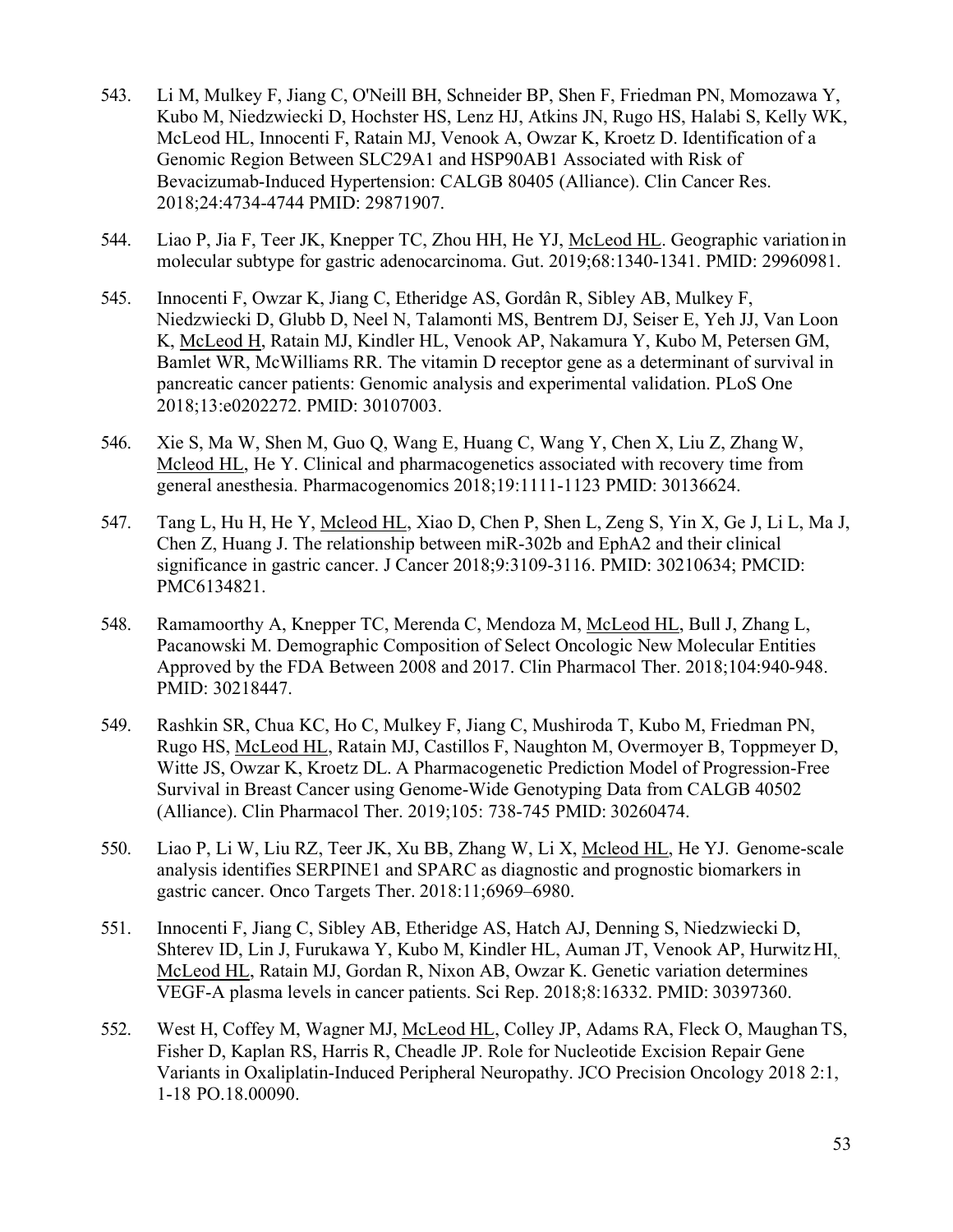543. Li M, Mulkey F, Jiang C, O'Neill BH, Schneider BP, Shen F, Friedman PN, Momozawa Y, Kubo M, Niedzwiecki D, Hochster HS, Lenz HJ, Atkins JN, Rugo HS, Halabi S, Kelly WK, McLeod HL, Innocenti F, Ratain MJ, Venook A, Owzar K, Kroetz D. Identification of a Genomic Region Between SLC29A1 and HSP90AB1 Associated with Risk of Bevacizumab-Induced Hypertension: CALGB 80405 (Alliance). Clin Cancer Res. 2018;24:4734-4744 PMID: 29871907.

544. Liao P, Jia F, Teer JK, Knepper TC, Zhou HH, He YJ, McLeod HL. Geographic variation in molecular subtype for gastric adenocarcinoma. Gut. 2019;68:1340-1341. PMID: 29960981.

545. Innocenti F, Owzar K, Jiang C, Etheridge AS, Gordân R, Sibley AB, Mulkey F, Niedzwiecki D, Glubb D, Neel N, Talamonti MS, Bentrem DJ, Seiser E, Yeh JJ, Van Loon K, McLeod H, Ratain MJ, Kindler HL, Venook AP, Nakamura Y, Kubo M, Petersen GM, Bamlet WR, McWilliams RR. The vitamin D receptor gene as a determinant of survival in pancreatic cancer patients: Genomic analysis and experimental validation. PLoS One 2018;13:e0202272. PMID: 30107003.

546. Xie S, Ma W, Shen M, Guo Q, Wang E, Huang C, Wang Y, Chen X, Liu Z, Zhang W, Mcleod HL, He Y. Clinical and pharmacogenetics associated with recovery time from general anesthesia. Pharmacogenomics 2018;19:1111-1123 PMID: 30136624.

547. Tang L, Hu H, He Y, Mcleod HL, Xiao D, Chen P, Shen L, Zeng S, Yin X, Ge J, Li L, Ma J, Chen Z, Huang J. The relationship between miR-302b and EphA2 and their clinical significance in gastric cancer. J Cancer 2018;9:3109-3116. PMID: 30210634; PMCID: PMC6134821.

548. Ramamoorthy A, Knepper TC, Merenda C, Mendoza M, McLeod HL, Bull J, Zhang L, Pacanowski M. Demographic Composition of Select Oncologic New Molecular Entities Approved by the FDA Between 2008 and 2017. Clin Pharmacol Ther. 2018;104:940-948. PMID: 30218447.

549. Rashkin SR, Chua KC, Ho C, Mulkey F, Jiang C, Mushiroda T, Kubo M, Friedman PN, Rugo HS, McLeod HL, Ratain MJ, Castillos F, Naughton M, Overmoyer B, Toppmeyer D, Witte JS, Owzar K, Kroetz DL. A Pharmacogenetic Prediction Model of Progression-Free Survival in Breast Cancer using Genome-Wide Genotyping Data from CALGB 40502 (Alliance). Clin Pharmacol Ther. 2019;105: 738-745 PMID: 30260474.

550. Liao P, Li W, Liu RZ, Teer JK, Xu BB, Zhang W, Li X, Mcleod HL, He YJ. Genome-scale analysis identifies SERPINE1 and SPARC as diagnostic and prognostic biomarkers in gastric cancer. Onco Targets Ther. 2018:11;6969–6980.

551. Innocenti F, Jiang C, Sibley AB, Etheridge AS, Hatch AJ, Denning S, Niedzwiecki D, Shterev ID, Lin J, Furukawa Y, Kubo M, Kindler HL, Auman JT, Venook AP, Hurwitz HI, McLeod HL, Ratain MJ, Gordan R, Nixon AB, Owzar K. Genetic variation determines VEGF-A plasma levels in cancer patients. Sci Rep. 2018;8:16332. PMID: 30397360.

552. West H, Coffey M, Wagner MJ, McLeod HL, Colley JP, Adams RA, Fleck O, Maughan TS, Fisher D, Kaplan RS, Harris R, Cheadle JP. Role for Nucleotide Excision Repair Gene Variants in Oxaliplatin-Induced Peripheral Neuropathy. JCO Precision Oncology 2018 2:1, 1-18 PO.18.00090.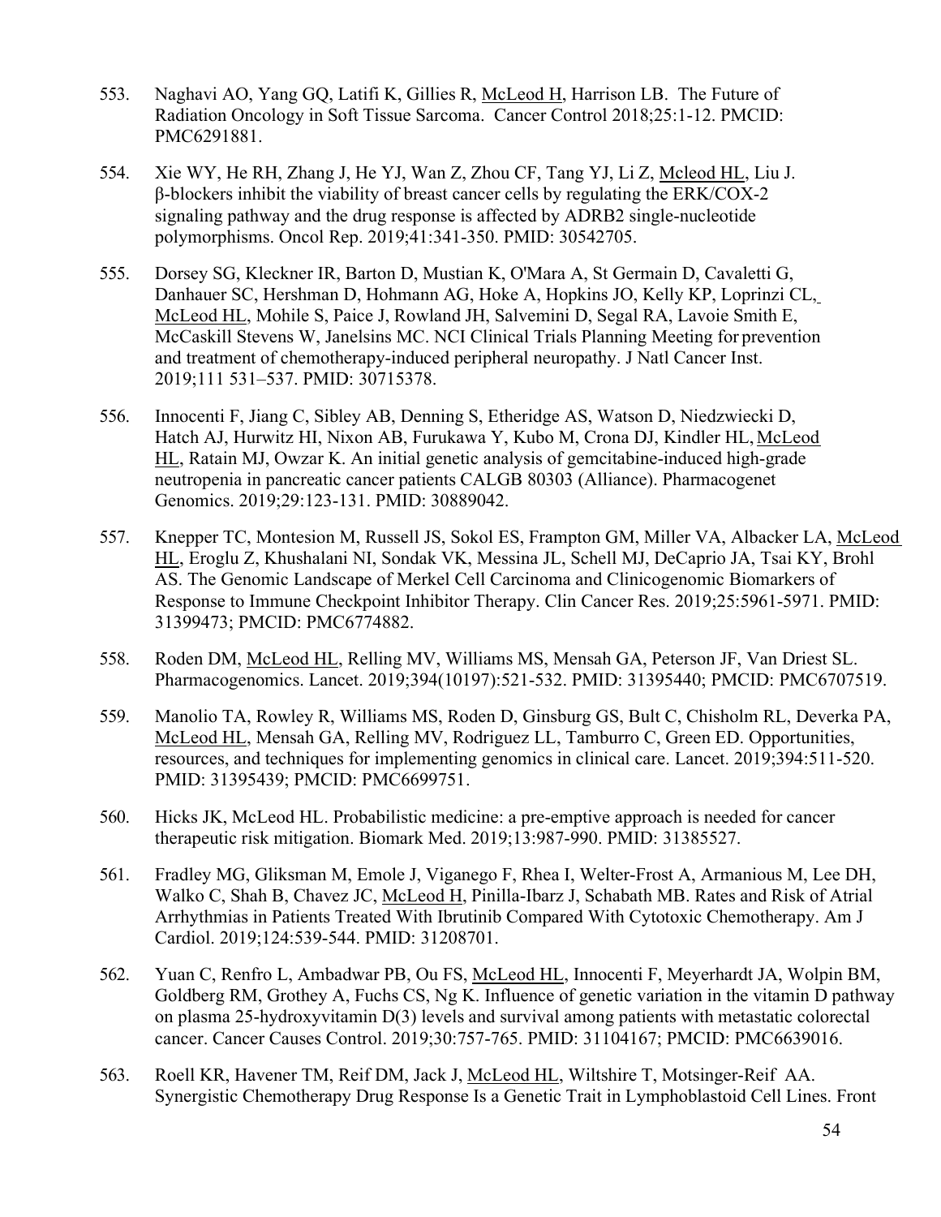553. Naghavi AO, Yang GQ, Latifi K, Gillies R, McLeod H, Harrison LB. The Future of Radiation Oncology in Soft Tissue Sarcoma. Cancer Control 2018;25:1-12. PMCID: PMC6291881.

554. Xie WY, He RH, Zhang J, He YJ, Wan Z, Zhou CF, Tang YJ, Li Z, Mcleod HL, Liu J. β-blockers inhibit the viability of breast cancer cells by regulating the ERK/COX-2 signaling pathway and the drug response is affected by ADRB2 single-nucleotide polymorphisms. Oncol Rep. 2019;41:341-350. PMID: 30542705.

555. Dorsey SG, Kleckner IR, Barton D, Mustian K, O'Mara A, St Germain D, Cavaletti G, Danhauer SC, Hershman D, Hohmann AG, Hoke A, Hopkins JO, Kelly KP, Loprinzi CL, McLeod HL, Mohile S, Paice J, Rowland JH, Salvemini D, Segal RA, Lavoie Smith E, McCaskill Stevens W, Janelsins MC. NCI Clinical Trials Planning Meeting for prevention and treatment of chemotherapy-induced peripheral neuropathy. J Natl Cancer Inst. 2019;111 531–537. PMID: 30715378.

556. Innocenti F, Jiang C, Sibley AB, Denning S, Etheridge AS, Watson D, Niedzwiecki D, Hatch AJ, Hurwitz HI, Nixon AB, Furukawa Y, Kubo M, Crona DJ, Kindler HL, McLeod HL, Ratain MJ, Owzar K. An initial genetic analysis of gemcitabine-induced high-grade neutropenia in pancreatic cancer patients CALGB 80303 (Alliance). Pharmacogenet Genomics. 2019;29:123-131. PMID: 30889042.

557. Knepper TC, Montesion M, Russell JS, Sokol ES, Frampton GM, Miller VA, Albacker LA, McLeod HL, Eroglu Z, Khushalani NI, Sondak VK, Messina JL, Schell MJ, DeCaprio JA, Tsai KY, Brohl AS. The Genomic Landscape of Merkel Cell Carcinoma and Clinicogenomic Biomarkers of Response to Immune Checkpoint Inhibitor Therapy. Clin Cancer Res. 2019;25:5961-5971. PMID: 31399473; PMCID: PMC6774882.

558. Roden DM, McLeod HL, Relling MV, Williams MS, Mensah GA, Peterson JF, Van Driest SL. Pharmacogenomics. Lancet. 2019;394(10197):521-532. PMID: 31395440; PMCID: PMC6707519.

559. Manolio TA, Rowley R, Williams MS, Roden D, Ginsburg GS, Bult C, Chisholm RL, Deverka PA, McLeod HL, Mensah GA, Relling MV, Rodriguez LL, Tamburro C, Green ED. Opportunities, resources, and techniques for implementing genomics in clinical care. Lancet. 2019;394:511-520. PMID: 31395439; PMCID: PMC6699751.

560. Hicks JK, McLeod HL. Probabilistic medicine: a pre-emptive approach is needed for cancer therapeutic risk mitigation. Biomark Med. 2019;13:987-990. PMID: 31385527.

561. Fradley MG, Gliksman M, Emole J, Viganego F, Rhea I, Welter-Frost A, Armanious M, Lee DH, Walko C, Shah B, Chavez JC, McLeod H, Pinilla-Ibarz J, Schabath MB. Rates and Risk of Atrial Arrhythmias in Patients Treated With Ibrutinib Compared With Cytotoxic Chemotherapy. Am J Cardiol. 2019;124:539-544. PMID: 31208701.

562. Yuan C, Renfro L, Ambadwar PB, Ou FS, McLeod HL, Innocenti F, Meyerhardt JA, Wolpin BM, Goldberg RM, Grothey A, Fuchs CS, Ng K. Influence of genetic variation in the vitamin D pathway on plasma 25-hydroxyvitamin D(3) levels and survival among patients with metastatic colorectal cancer. Cancer Causes Control. 2019;30:757-765. PMID: 31104167; PMCID: PMC6639016.

563. Roell KR, Havener TM, Reif DM, Jack J, McLeod HL, Wiltshire T, Motsinger-Reif AA. Synergistic Chemotherapy Drug Response Is a Genetic Trait in Lymphoblastoid Cell Lines. Front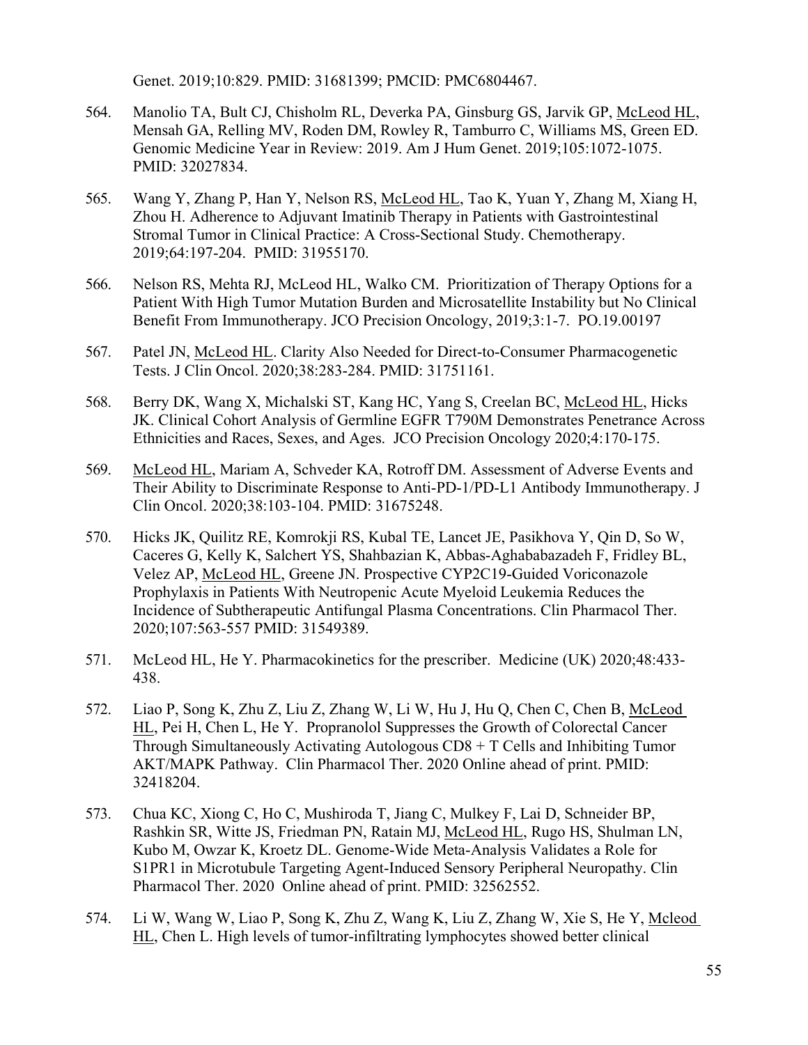Genet. 2019;10:829. PMID: 31681399; PMCID: PMC6804467.

564. Manolio TA, Bult CJ, Chisholm RL, Deverka PA, Ginsburg GS, Jarvik GP, McLeod HL, Mensah GA, Relling MV, Roden DM, Rowley R, Tamburro C, Williams MS, Green ED. Genomic Medicine Year in Review: 2019. Am J Hum Genet. 2019;105:1072-1075. PMID: 32027834.

565. Wang Y, Zhang P, Han Y, Nelson RS, McLeod HL, Tao K, Yuan Y, Zhang M, Xiang H, Zhou H. Adherence to Adjuvant Imatinib Therapy in Patients with Gastrointestinal Stromal Tumor in Clinical Practice: A Cross-Sectional Study. Chemotherapy. 2019;64:197-204. PMID: 31955170.

566. Nelson RS, Mehta RJ, McLeod HL, Walko CM. Prioritization of Therapy Options for a Patient With High Tumor Mutation Burden and Microsatellite Instability but No Clinical Benefit From Immunotherapy. JCO Precision Oncology, 2019;3:1-7. PO.19.00197

567. Patel JN, McLeod HL. Clarity Also Needed for Direct-to-Consumer Pharmacogenetic Tests. J Clin Oncol. 2020;38:283-284. PMID: 31751161.

568. Berry DK, Wang X, Michalski ST, Kang HC, Yang S, Creelan BC, McLeod HL, Hicks JK. Clinical Cohort Analysis of Germline EGFR T790M Demonstrates Penetrance Across Ethnicities and Races, Sexes, and Ages. JCO Precision Oncology 2020;4:170-175.

569. McLeod HL, Mariam A, Schveder KA, Rotroff DM. Assessment of Adverse Events and Their Ability to Discriminate Response to Anti-PD-1/PD-L1 Antibody Immunotherapy. J Clin Oncol. 2020;38:103-104. PMID: 31675248.

570. Hicks JK, Quilitz RE, Komrokji RS, Kubal TE, Lancet JE, Pasikhova Y, Qin D, So W, Caceres G, Kelly K, Salchert YS, Shahbazian K, Abbas-Aghababazadeh F, Fridley BL, Velez AP, McLeod HL, Greene JN. Prospective CYP2C19-Guided Voriconazole Prophylaxis in Patients With Neutropenic Acute Myeloid Leukemia Reduces the Incidence of Subtherapeutic Antifungal Plasma Concentrations. Clin Pharmacol Ther. 2020;107:563-557 PMID: 31549389.

571. McLeod HL, He Y. Pharmacokinetics for the prescriber. Medicine (UK) 2020;48:433-438.

572. Liao P, Song K, Zhu Z, Liu Z, Zhang W, Li W, Hu J, Hu Q, Chen C, Chen B, McLeod HL, Pei H, Chen L, He Y. Propranolol Suppresses the Growth of Colorectal Cancer Through Simultaneously Activating Autologous CD8 + T Cells and Inhibiting Tumor AKT/MAPK Pathway. Clin Pharmacol Ther. 2020 Online ahead of print. PMID: 32418204.

573. Chua KC, Xiong C, Ho C, Mushiroda T, Jiang C, Mulkey F, Lai D, Schneider BP, Rashkin SR, Witte JS, Friedman PN, Ratain MJ, McLeod HL, Rugo HS, Shulman LN, Kubo M, Owzar K, Kroetz DL. Genome-Wide Meta-Analysis Validates a Role for S1PR1 in Microtubule Targeting Agent-Induced Sensory Peripheral Neuropathy. Clin Pharmacol Ther. 2020 Online ahead of print. PMID: 32562552.

574. Li W, Wang W, Liao P, Song K, Zhu Z, Wang K, Liu Z, Zhang W, Xie S, He Y, Mcleod HL, Chen L. High levels of tumor-infiltrating lymphocytes showed better clinical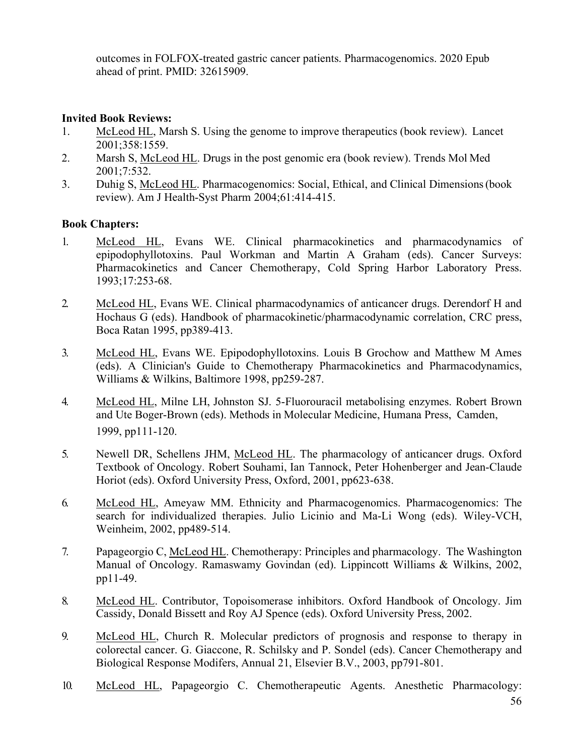outcomes in FOLFOX-treated gastric cancer patients. Pharmacogenomics. 2020 Epub ahead of print. PMID: 32615909.

**Invited Book Reviews:**

1. McLeod HL, Marsh S. Using the genome to improve therapeutics (book review). Lancet 2001;358:1559.
2. Marsh S, McLeod HL. Drugs in the post genomic era (book review). Trends Mol Med 2001;7:532.
3. Duhig S, McLeod HL. Pharmacogenomics: Social, Ethical, and Clinical Dimensions (book review). Am J Health-Syst Pharm 2004;61:414-415.

**Book Chapters:**

1. McLeod HL, Evans WE. Clinical pharmacokinetics and pharmacodynamics of epipodophyllotoxins. Paul Workman and Martin A Graham (eds). Cancer Surveys: Pharmacokinetics and Cancer Chemotherapy, Cold Spring Harbor Laboratory Press. 1993;17:253-68.

2. McLeod HL, Evans WE. Clinical pharmacodynamics of anticancer drugs. Derendorf H and Hochaus G (eds). Handbook of pharmacokinetic/pharmacodynamic correlation, CRC press, Boca Ratan 1995, pp389-413.

3. McLeod HL, Evans WE. Epipodophyllotoxins. Louis B Grochow and Matthew M Ames (eds). A Clinician's Guide to Chemotherapy Pharmacokinetics and Pharmacodynamics, Williams & Wilkins, Baltimore 1998, pp259-287.

4. McLeod HL, Milne LH, Johnston SJ. 5-Fluorouracil metabolising enzymes. Robert Brown and Ute Boger-Brown (eds). Methods in Molecular Medicine, Humana Press, Camden, 1999, pp111-120.

5. Newell DR, Schellens JHM, McLeod HL. The pharmacology of anticancer drugs. Oxford Textbook of Oncology. Robert Souhami, Ian Tannock, Peter Hohenberger and Jean-Claude Horiot (eds). Oxford University Press, Oxford, 2001, pp623-638.

6. McLeod HL, Ameyaw MM. Ethnicity and Pharmacogenomics. Pharmacogenomics: The search for individualized therapies. Julio Licinio and Ma-Li Wong (eds). Wiley-VCH, Weinheim, 2002, pp489-514.

7. Papageorgio C, McLeod HL. Chemotherapy: Principles and pharmacology. The Washington Manual of Oncology. Ramaswamy Govindan (ed). Lippincott Williams & Wilkins, 2002, pp11-49.

8. McLeod HL. Contributor, Topoisomerase inhibitors. Oxford Handbook of Oncology. Jim Cassidy, Donald Bissett and Roy AJ Spence (eds). Oxford University Press, 2002.

9. McLeod HL, Church R. Molecular predictors of prognosis and response to therapy in colorectal cancer. G. Giaccone, R. Schilsky and P. Sondel (eds). Cancer Chemotherapy and Biological Response Modifers, Annual 21, Elsevier B.V., 2003, pp791-801.

10. McLeod HL, Papageorgio C. Chemotherapeutic Agents. Anesthetic Pharmacology: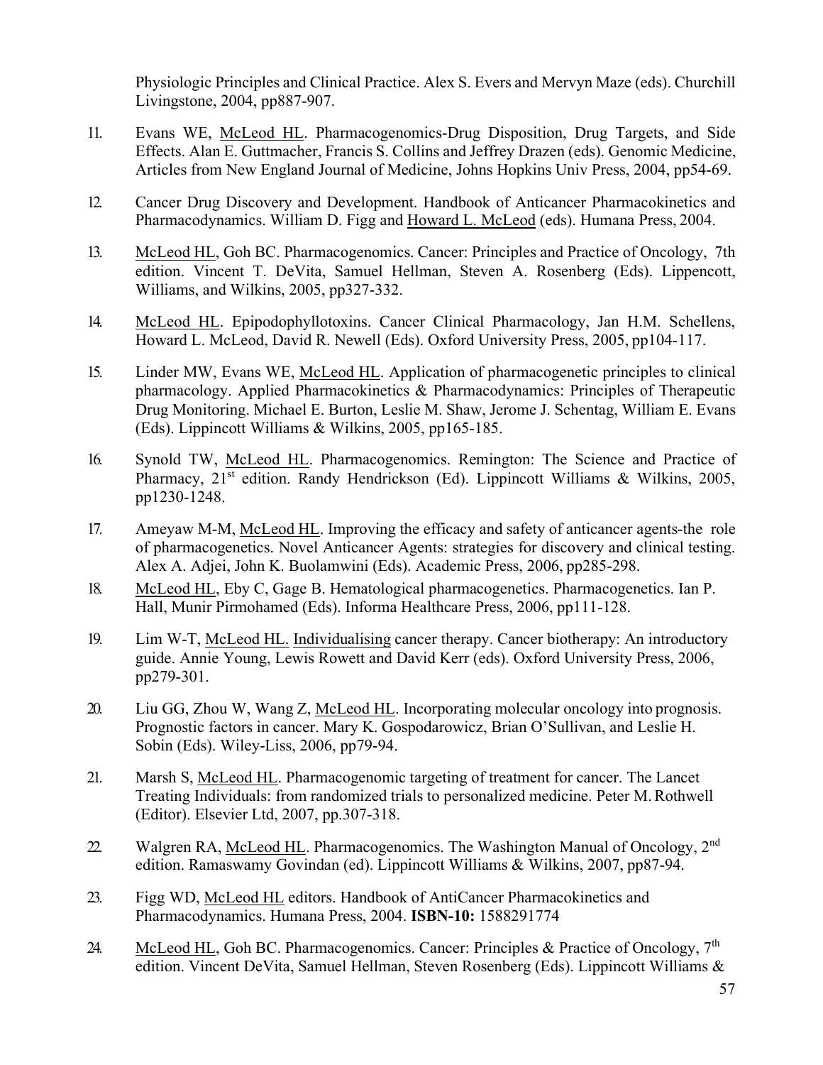Physiologic Principles and Clinical Practice. Alex S. Evers and Mervyn Maze (eds). Churchill Livingstone, 2004, pp887-907.

11. Evans WE, <u>McLeod HL</u>. Pharmacogenomics-Drug Disposition, Drug Targets, and Side Effects. Alan E. Guttmacher, Francis S. Collins and Jeffrey Drazen (eds). Genomic Medicine, Articles from New England Journal of Medicine, Johns Hopkins Univ Press, 2004, pp54-69.

12. Cancer Drug Discovery and Development. Handbook of Anticancer Pharmacokinetics and Pharmacodynamics. William D. Figg and <u>Howard L. McLeod</u> (eds). Humana Press, 2004.

13. <u>McLeod HL</u>, Goh BC. Pharmacogenomics. Cancer: Principles and Practice of Oncology, 7th edition. Vincent T. DeVita, Samuel Hellman, Steven A. Rosenberg (Eds). Lippencott, Williams, and Wilkins, 2005, pp327-332.

14. <u>McLeod HL</u>. Epipodophyllotoxins. Cancer Clinical Pharmacology, Jan H.M. Schellens, Howard L. McLeod, David R. Newell (Eds). Oxford University Press, 2005, pp104-117.

15. Linder MW, Evans WE, <u>McLeod HL</u>. Application of pharmacogenetic principles to clinical pharmacology. Applied Pharmacokinetics & Pharmacodynamics: Principles of Therapeutic Drug Monitoring. Michael E. Burton, Leslie M. Shaw, Jerome J. Schentag, William E. Evans (Eds). Lippincott Williams & Wilkins, 2005, pp165-185.

16. Synold TW, <u>McLeod HL</u>. Pharmacogenomics. Remington: The Science and Practice of Pharmacy, 21st edition. Randy Hendrickson (Ed). Lippincott Williams & Wilkins, 2005, pp1230-1248.

17. Ameyaw M-M, <u>McLeod HL</u>. Improving the efficacy and safety of anticancer agents-the role of pharmacogenetics. Novel Anticancer Agents: strategies for discovery and clinical testing. Alex A. Adjei, John K. Buolamwini (Eds). Academic Press, 2006, pp285-298.

18. <u>McLeod HL</u>, Eby C, Gage B. Hematological pharmacogenetics. Pharmacogenetics. Ian P. Hall, Munir Pirmohamed (Eds). Informa Healthcare Press, 2006, pp111-128.

19. Lim W-T, <u>McLeod HL. Individualising</u> cancer therapy. Cancer biotherapy: An introductory guide. Annie Young, Lewis Rowett and David Kerr (eds). Oxford University Press, 2006, pp279-301.

20. Liu GG, Zhou W, Wang Z, <u>McLeod HL</u>. Incorporating molecular oncology into prognosis. Prognostic factors in cancer. Mary K. Gospodarowicz, Brian O'Sullivan, and Leslie H. Sobin (Eds). Wiley-Liss, 2006, pp79-94.

21. Marsh S, <u>McLeod HL</u>. Pharmacogenomic targeting of treatment for cancer. The Lancet Treating Individuals: from randomized trials to personalized medicine. Peter M. Rothwell (Editor). Elsevier Ltd, 2007, pp.307-318.

22. Walgren RA, <u>McLeod HL</u>. Pharmacogenomics. The Washington Manual of Oncology, 2nd edition. Ramaswamy Govindan (ed). Lippincott Williams & Wilkins, 2007, pp87-94.

23. Figg WD, <u>McLeod HL</u> editors. Handbook of AntiCancer Pharmacokinetics and Pharmacodynamics. Humana Press, 2004. **ISBN-10:** 1588291774

24. <u>McLeod HL</u>, Goh BC. Pharmacogenomics. Cancer: Principles & Practice of Oncology, 7th edition. Vincent DeVita, Samuel Hellman, Steven Rosenberg (Eds). Lippincott Williams &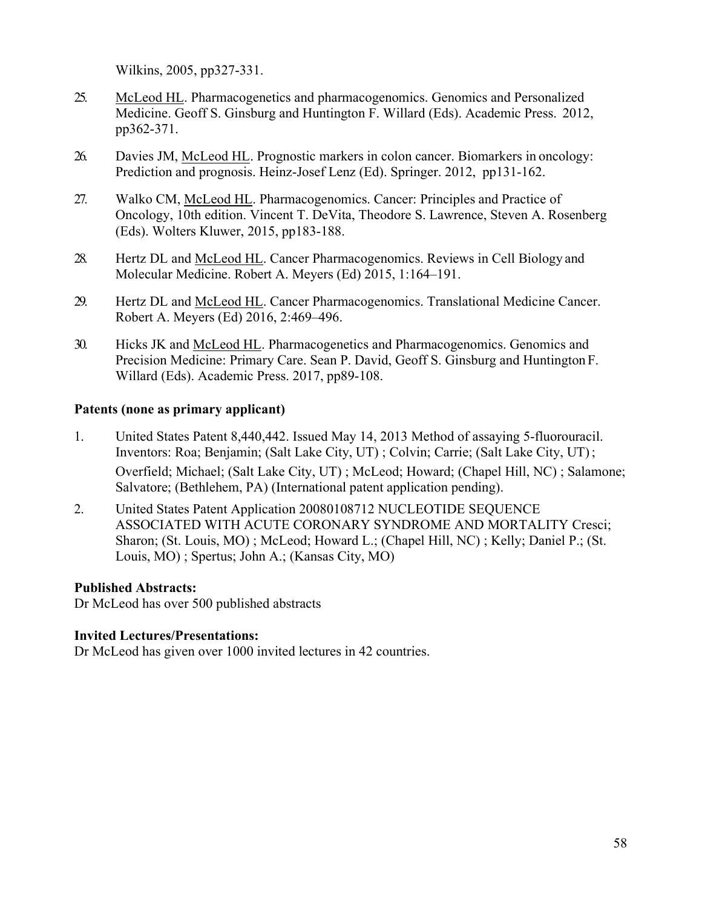Wilkins, 2005, pp327-331.

25. McLeod HL. Pharmacogenetics and pharmacogenomics. Genomics and Personalized Medicine. Geoff S. Ginsburg and Huntington F. Willard (Eds). Academic Press. 2012, pp362-371.

26. Davies JM, McLeod HL. Prognostic markers in colon cancer. Biomarkers in oncology: Prediction and prognosis. Heinz-Josef Lenz (Ed). Springer. 2012, pp131-162.

27. Walko CM, McLeod HL. Pharmacogenomics. Cancer: Principles and Practice of Oncology, 10th edition. Vincent T. DeVita, Theodore S. Lawrence, Steven A. Rosenberg (Eds). Wolters Kluwer, 2015, pp183-188.

28. Hertz DL and McLeod HL. Cancer Pharmacogenomics. Reviews in Cell Biology and Molecular Medicine. Robert A. Meyers (Ed) 2015, 1:164–191.

29. Hertz DL and McLeod HL. Cancer Pharmacogenomics. Translational Medicine Cancer. Robert A. Meyers (Ed) 2016, 2:469–496.

30. Hicks JK and McLeod HL. Pharmacogenetics and Pharmacogenomics. Genomics and Precision Medicine: Primary Care. Sean P. David, Geoff S. Ginsburg and Huntington F. Willard (Eds). Academic Press. 2017, pp89-108.

**Patents (none as primary applicant)**

1. United States Patent 8,440,442. Issued May 14, 2013 Method of assaying 5-fluorouracil. Inventors: Roa; Benjamin; (Salt Lake City, UT) ; Colvin; Carrie; (Salt Lake City, UT) ; Overfield; Michael; (Salt Lake City, UT) ; McLeod; Howard; (Chapel Hill, NC) ; Salamone; Salvatore; (Bethlehem, PA) (International patent application pending).

2. United States Patent Application 20080108712 NUCLEOTIDE SEQUENCE ASSOCIATED WITH ACUTE CORONARY SYNDROME AND MORTALITY Cresci; Sharon; (St. Louis, MO) ; McLeod; Howard L.; (Chapel Hill, NC) ; Kelly; Daniel P.; (St. Louis, MO) ; Spertus; John A.; (Kansas City, MO)

**Published Abstracts:**
Dr McLeod has over 500 published abstracts

**Invited Lectures/Presentations:**
Dr McLeod has given over 1000 invited lectures in 42 countries.